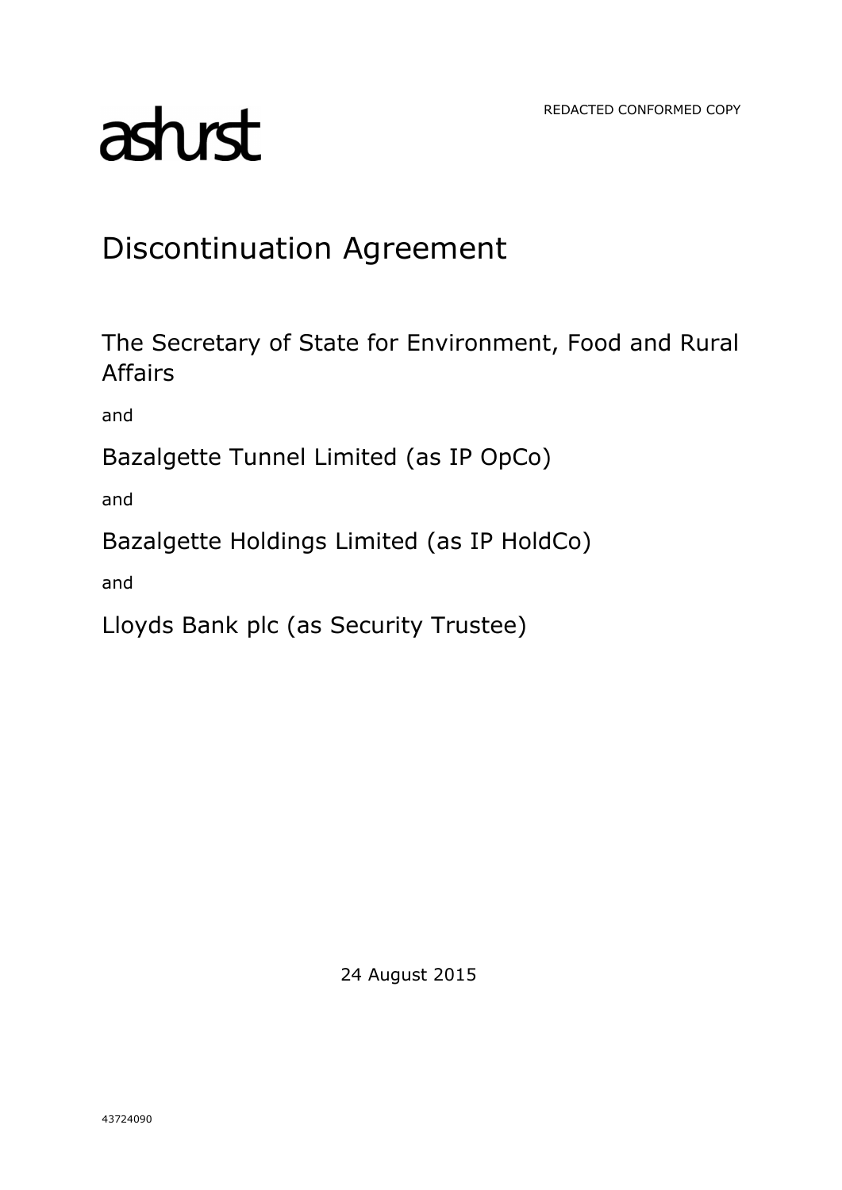REDACTED CONFORMED COPY

ashurst

# Discontinuation Agreement

The Secretary of State for Environment, Food and Rural Affairs

and

Bazalgette Tunnel Limited (as IP OpCo)

and

Bazalgette Holdings Limited (as IP HoldCo)

and

Lloyds Bank plc (as Security Trustee)

24 August 2015

43724090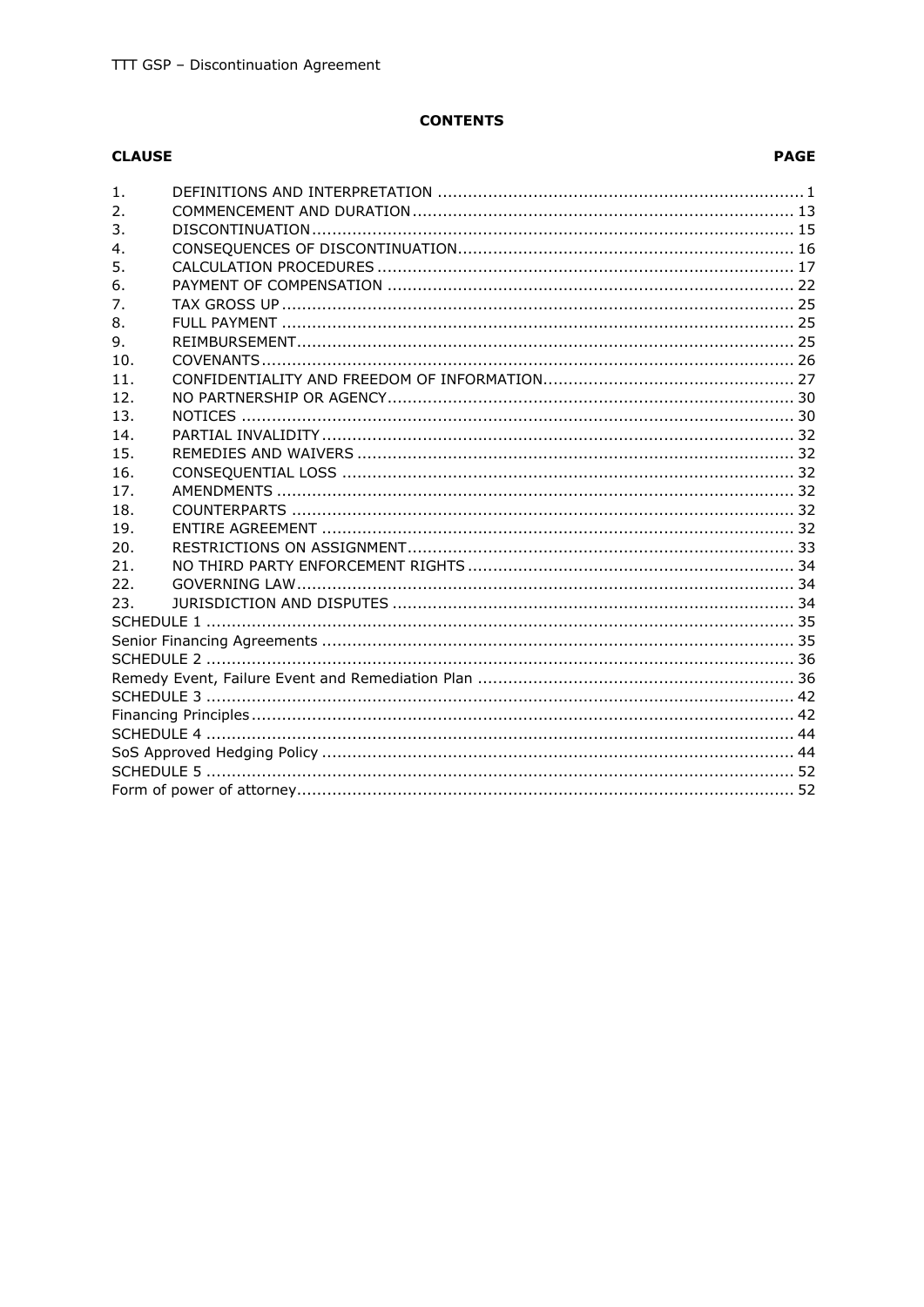**CONTENTS**

| CLAUSE | | PAGE |
|---|---|---|
| 1. | DEFINITIONS AND INTERPRETATION | 1 |
| 2. | COMMENCEMENT AND DURATION | 13 |
| 3. | DISCONTINUATION | 15 |
| 4. | CONSEQUENCES OF DISCONTINUATION | 16 |
| 5. | CALCULATION PROCEDURES | 17 |
| 6. | PAYMENT OF COMPENSATION | 22 |
| 7. | TAX GROSS UP | 25 |
| 8. | FULL PAYMENT | 25 |
| 9. | REIMBURSEMENT | 25 |
| 10. | COVENANTS | 26 |
| 11. | CONFIDENTIALITY AND FREEDOM OF INFORMATION | 27 |
| 12. | NO PARTNERSHIP OR AGENCY | 30 |
| 13. | NOTICES | 30 |
| 14. | PARTIAL INVALIDITY | 32 |
| 15. | REMEDIES AND WAIVERS | 32 |
| 16. | CONSEQUENTIAL LOSS | 32 |
| 17. | AMENDMENTS | 32 |
| 18. | COUNTERPARTS | 32 |
| 19. | ENTIRE AGREEMENT | 32 |
| 20. | RESTRICTIONS ON ASSIGNMENT | 33 |
| 21. | NO THIRD PARTY ENFORCEMENT RIGHTS | 34 |
| 22. | GOVERNING LAW | 34 |
| 23. | JURISDICTION AND DISPUTES | 34 |
| SCHEDULE 1 | | 35 |
| Senior Financing Agreements | | 35 |
| SCHEDULE 2 | | 36 |
| Remedy Event, Failure Event and Remediation Plan | | 36 |
| SCHEDULE 3 | | 42 |
| Financing Principles | | 42 |
| SCHEDULE 4 | | 44 |
| SoS Approved Hedging Policy | | 44 |
| SCHEDULE 5 | | 52 |
| Form of power of attorney | | 52 |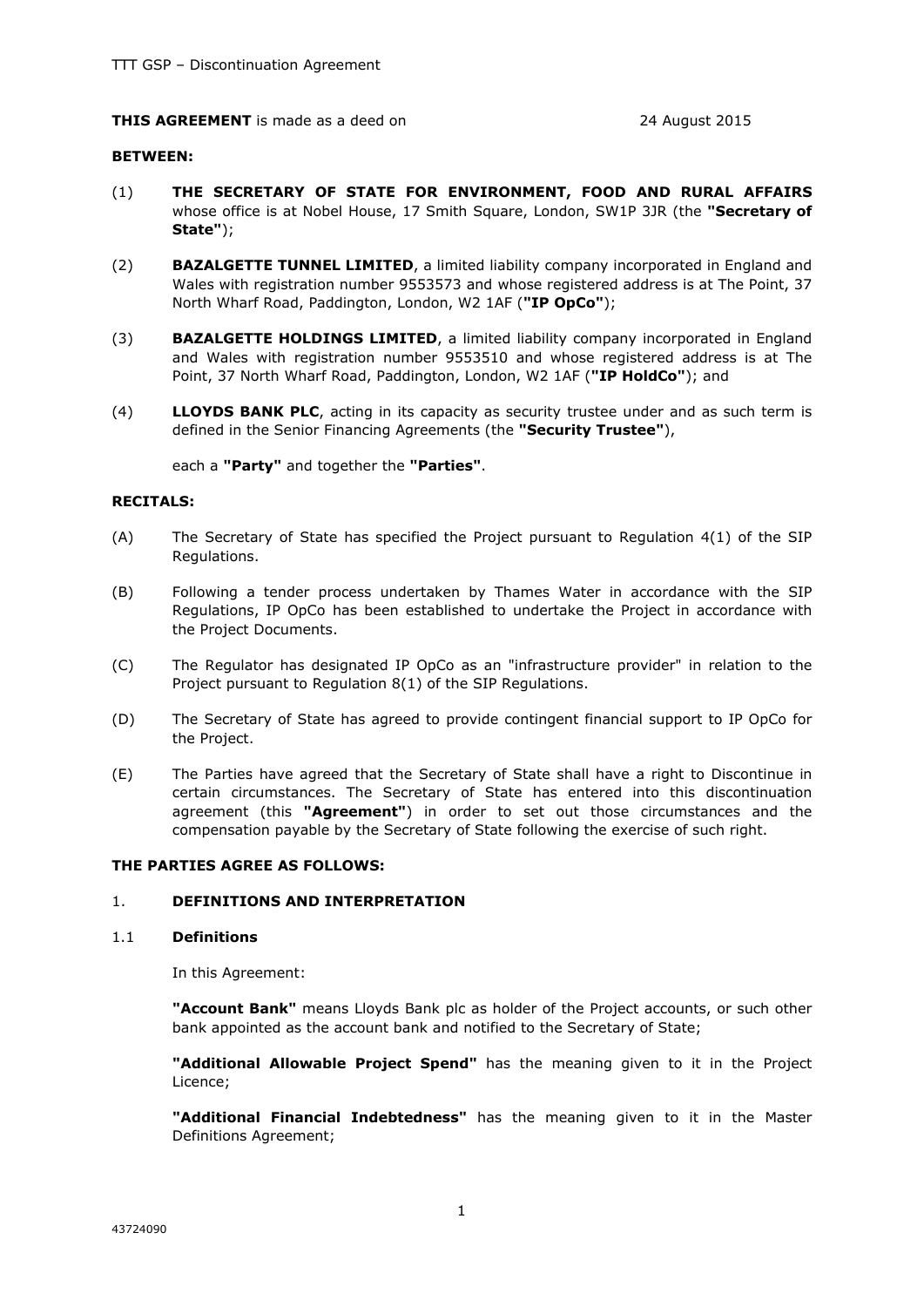**THIS AGREEMENT** is made as a deed on 24 August 2015

**BETWEEN:**

(1) **THE SECRETARY OF STATE FOR ENVIRONMENT, FOOD AND RURAL AFFAIRS** whose office is at Nobel House, 17 Smith Square, London, SW1P 3JR (the **"Secretary of State"**);

(2) **BAZALGETTE TUNNEL LIMITED**, a limited liability company incorporated in England and Wales with registration number 9553573 and whose registered address is at The Point, 37 North Wharf Road, Paddington, London, W2 1AF (**"IP OpCo"**);

(3) **BAZALGETTE HOLDINGS LIMITED**, a limited liability company incorporated in England and Wales with registration number 9553510 and whose registered address is at The Point, 37 North Wharf Road, Paddington, London, W2 1AF (**"IP HoldCo"**); and

(4) **LLOYDS BANK PLC**, acting in its capacity as security trustee under and as such term is defined in the Senior Financing Agreements (the **"Security Trustee"**),

each a **"Party"** and together the **"Parties"**.

**RECITALS:**

(A) The Secretary of State has specified the Project pursuant to Regulation 4(1) of the SIP Regulations.

(B) Following a tender process undertaken by Thames Water in accordance with the SIP Regulations, IP OpCo has been established to undertake the Project in accordance with the Project Documents.

(C) The Regulator has designated IP OpCo as an "infrastructure provider" in relation to the Project pursuant to Regulation 8(1) of the SIP Regulations.

(D) The Secretary of State has agreed to provide contingent financial support to IP OpCo for the Project.

(E) The Parties have agreed that the Secretary of State shall have a right to Discontinue in certain circumstances. The Secretary of State has entered into this discontinuation agreement (this **"Agreement"**) in order to set out those circumstances and the compensation payable by the Secretary of State following the exercise of such right.

**THE PARTIES AGREE AS FOLLOWS:**

## 1. DEFINITIONS AND INTERPRETATION

### 1.1 Definitions

In this Agreement:

**"Account Bank"** means Lloyds Bank plc as holder of the Project accounts, or such other bank appointed as the account bank and notified to the Secretary of State;

**"Additional Allowable Project Spend"** has the meaning given to it in the Project Licence;

**"Additional Financial Indebtedness"** has the meaning given to it in the Master Definitions Agreement;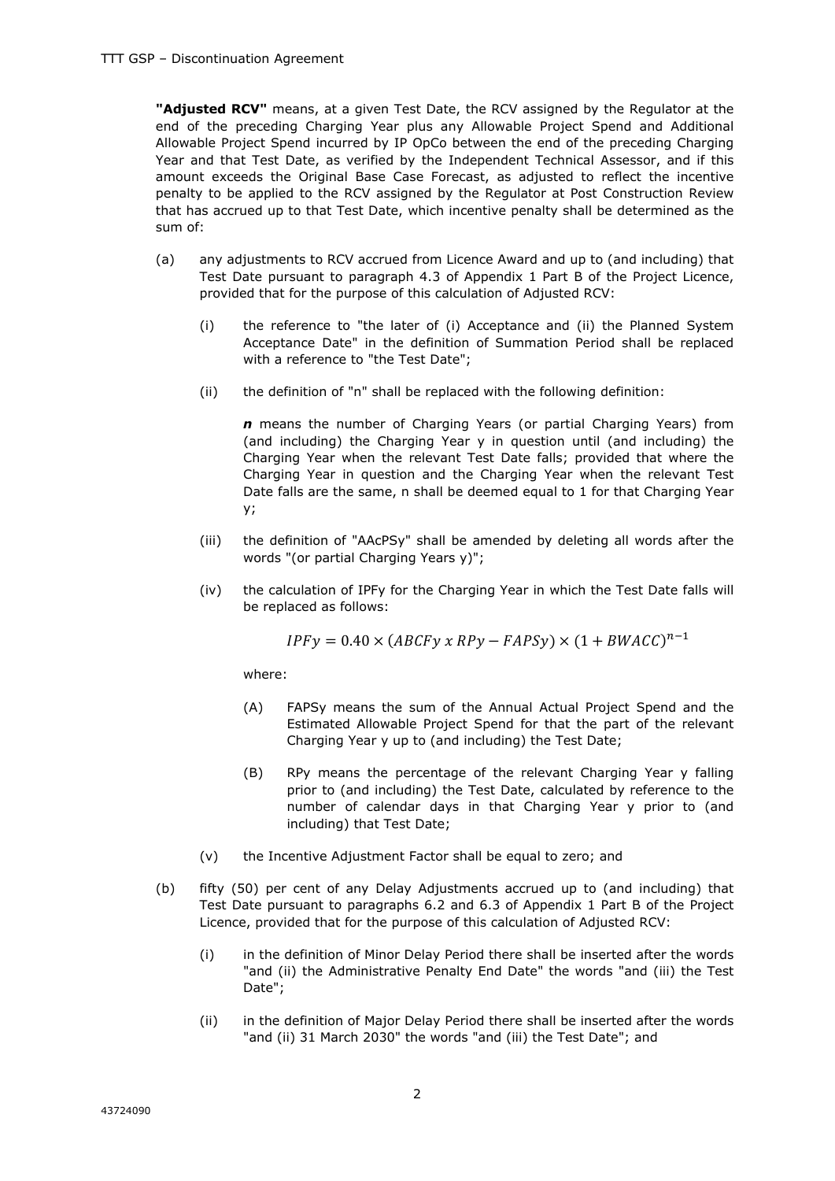**"Adjusted RCV"** means, at a given Test Date, the RCV assigned by the Regulator at the end of the preceding Charging Year plus any Allowable Project Spend and Additional Allowable Project Spend incurred by IP OpCo between the end of the preceding Charging Year and that Test Date, as verified by the Independent Technical Assessor, and if this amount exceeds the Original Base Case Forecast, as adjusted to reflect the incentive penalty to be applied to the RCV assigned by the Regulator at Post Construction Review that has accrued up to that Test Date, which incentive penalty shall be determined as the sum of:

(a) any adjustments to RCV accrued from Licence Award and up to (and including) that Test Date pursuant to paragraph 4.3 of Appendix 1 Part B of the Project Licence, provided that for the purpose of this calculation of Adjusted RCV:

(i) the reference to "the later of (i) Acceptance and (ii) the Planned System Acceptance Date" in the definition of Summation Period shall be replaced with a reference to "the Test Date";

(ii) the definition of "n" shall be replaced with the following definition:

***n*** means the number of Charging Years (or partial Charging Years) from (and including) the Charging Year y in question until (and including) the Charging Year when the relevant Test Date falls; provided that where the Charging Year in question and the Charging Year when the relevant Test Date falls are the same, n shall be deemed equal to 1 for that Charging Year y;

(iii) the definition of "AAcPSy" shall be amended by deleting all words after the words "(or partial Charging Years y)";

(iv) the calculation of IPFy for the Charging Year in which the Test Date falls will be replaced as follows:

$$IPFy = 0.40 \times (ABCFy \ x \ RPy - FAPSy) \times (1 + BWACC)^{n-1}$$

where:

(A) FAPSy means the sum of the Annual Actual Project Spend and the Estimated Allowable Project Spend for that the part of the relevant Charging Year y up to (and including) the Test Date;

(B) RPy means the percentage of the relevant Charging Year y falling prior to (and including) the Test Date, calculated by reference to the number of calendar days in that Charging Year y prior to (and including) that Test Date;

(v) the Incentive Adjustment Factor shall be equal to zero; and

(b) fifty (50) per cent of any Delay Adjustments accrued up to (and including) that Test Date pursuant to paragraphs 6.2 and 6.3 of Appendix 1 Part B of the Project Licence, provided that for the purpose of this calculation of Adjusted RCV:

(i) in the definition of Minor Delay Period there shall be inserted after the words "and (ii) the Administrative Penalty End Date" the words "and (iii) the Test Date";

(ii) in the definition of Major Delay Period there shall be inserted after the words "and (ii) 31 March 2030" the words "and (iii) the Test Date"; and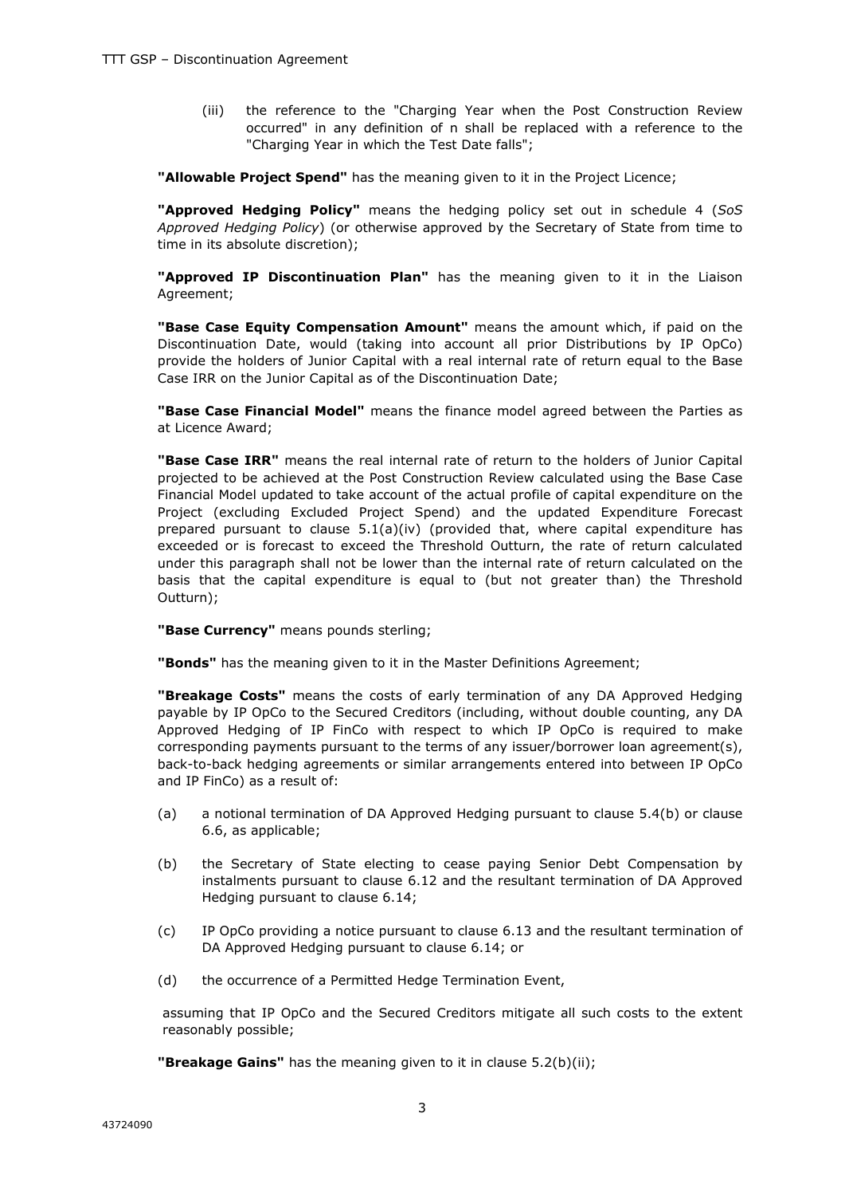(iii) the reference to the "Charging Year when the Post Construction Review occurred" in any definition of n shall be replaced with a reference to the "Charging Year in which the Test Date falls";

**"Allowable Project Spend"** has the meaning given to it in the Project Licence;

**"Approved Hedging Policy"** means the hedging policy set out in schedule 4 (*SoS Approved Hedging Policy*) (or otherwise approved by the Secretary of State from time to time in its absolute discretion);

**"Approved IP Discontinuation Plan"** has the meaning given to it in the Liaison Agreement;

**"Base Case Equity Compensation Amount"** means the amount which, if paid on the Discontinuation Date, would (taking into account all prior Distributions by IP OpCo) provide the holders of Junior Capital with a real internal rate of return equal to the Base Case IRR on the Junior Capital as of the Discontinuation Date;

**"Base Case Financial Model"** means the finance model agreed between the Parties as at Licence Award;

**"Base Case IRR"** means the real internal rate of return to the holders of Junior Capital projected to be achieved at the Post Construction Review calculated using the Base Case Financial Model updated to take account of the actual profile of capital expenditure on the Project (excluding Excluded Project Spend) and the updated Expenditure Forecast prepared pursuant to clause 5.1(a)(iv) (provided that, where capital expenditure has exceeded or is forecast to exceed the Threshold Outturn, the rate of return calculated under this paragraph shall not be lower than the internal rate of return calculated on the basis that the capital expenditure is equal to (but not greater than) the Threshold Outturn);

**"Base Currency"** means pounds sterling;

**"Bonds"** has the meaning given to it in the Master Definitions Agreement;

**"Breakage Costs"** means the costs of early termination of any DA Approved Hedging payable by IP OpCo to the Secured Creditors (including, without double counting, any DA Approved Hedging of IP FinCo with respect to which IP OpCo is required to make corresponding payments pursuant to the terms of any issuer/borrower loan agreement(s), back-to-back hedging agreements or similar arrangements entered into between IP OpCo and IP FinCo) as a result of:

(a) a notional termination of DA Approved Hedging pursuant to clause 5.4(b) or clause 6.6, as applicable;

(b) the Secretary of State electing to cease paying Senior Debt Compensation by instalments pursuant to clause 6.12 and the resultant termination of DA Approved Hedging pursuant to clause 6.14;

(c) IP OpCo providing a notice pursuant to clause 6.13 and the resultant termination of DA Approved Hedging pursuant to clause 6.14; or

(d) the occurrence of a Permitted Hedge Termination Event,

assuming that IP OpCo and the Secured Creditors mitigate all such costs to the extent reasonably possible;

**"Breakage Gains"** has the meaning given to it in clause 5.2(b)(ii);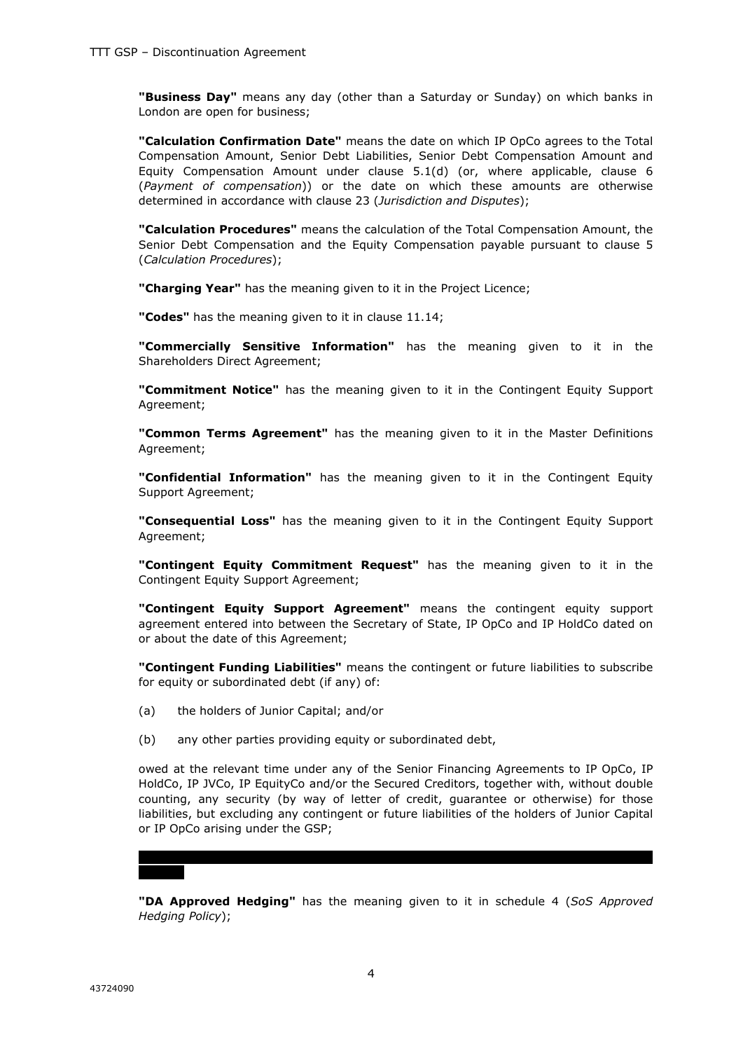**"Business Day"** means any day (other than a Saturday or Sunday) on which banks in London are open for business;

**"Calculation Confirmation Date"** means the date on which IP OpCo agrees to the Total Compensation Amount, Senior Debt Liabilities, Senior Debt Compensation Amount and Equity Compensation Amount under clause 5.1(d) (or, where applicable, clause 6 (*Payment of compensation*)) or the date on which these amounts are otherwise determined in accordance with clause 23 (*Jurisdiction and Disputes*);

**"Calculation Procedures"** means the calculation of the Total Compensation Amount, the Senior Debt Compensation and the Equity Compensation payable pursuant to clause 5 (*Calculation Procedures*);

**"Charging Year"** has the meaning given to it in the Project Licence;

**"Codes"** has the meaning given to it in clause 11.14;

**"Commercially Sensitive Information"** has the meaning given to it in the Shareholders Direct Agreement;

**"Commitment Notice"** has the meaning given to it in the Contingent Equity Support Agreement;

**"Common Terms Agreement"** has the meaning given to it in the Master Definitions Agreement;

**"Confidential Information"** has the meaning given to it in the Contingent Equity Support Agreement;

**"Consequential Loss"** has the meaning given to it in the Contingent Equity Support Agreement;

**"Contingent Equity Commitment Request"** has the meaning given to it in the Contingent Equity Support Agreement;

**"Contingent Equity Support Agreement"** means the contingent equity support agreement entered into between the Secretary of State, IP OpCo and IP HoldCo dated on or about the date of this Agreement;

**"Contingent Funding Liabilities"** means the contingent or future liabilities to subscribe for equity or subordinated debt (if any) of:

(a) the holders of Junior Capital; and/or

(b) any other parties providing equity or subordinated debt,

owed at the relevant time under any of the Senior Financing Agreements to IP OpCo, IP HoldCo, IP JVCo, IP EquityCo and/or the Secured Creditors, together with, without double counting, any security (by way of letter of credit, guarantee or otherwise) for those liabilities, but excluding any contingent or future liabilities of the holders of Junior Capital or IP OpCo arising under the GSP;

**"DA Approved Hedging"** has the meaning given to it in schedule 4 (*SoS Approved Hedging Policy*);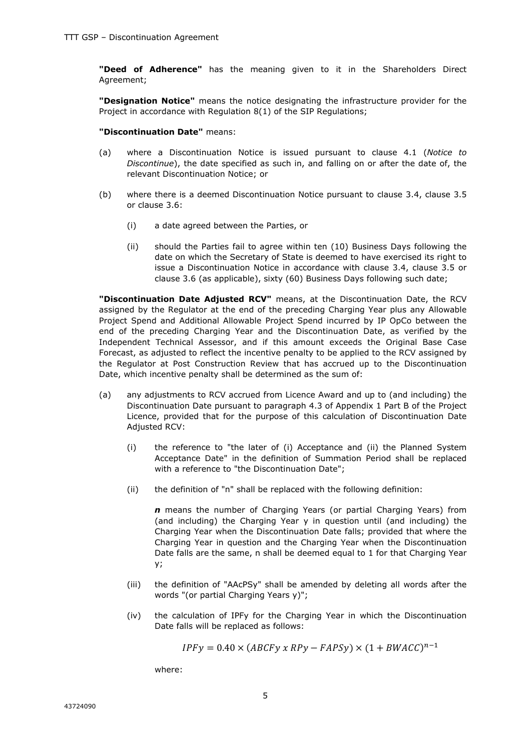**"Deed of Adherence"** has the meaning given to it in the Shareholders Direct Agreement;

**"Designation Notice"** means the notice designating the infrastructure provider for the Project in accordance with Regulation 8(1) of the SIP Regulations;

**"Discontinuation Date"** means:

(a) where a Discontinuation Notice is issued pursuant to clause 4.1 (*Notice to Discontinue*), the date specified as such in, and falling on or after the date of, the relevant Discontinuation Notice; or

(b) where there is a deemed Discontinuation Notice pursuant to clause 3.4, clause 3.5 or clause 3.6:

   (i) a date agreed between the Parties, or

   (ii) should the Parties fail to agree within ten (10) Business Days following the date on which the Secretary of State is deemed to have exercised its right to issue a Discontinuation Notice in accordance with clause 3.4, clause 3.5 or clause 3.6 (as applicable), sixty (60) Business Days following such date;

**"Discontinuation Date Adjusted RCV"** means, at the Discontinuation Date, the RCV assigned by the Regulator at the end of the preceding Charging Year plus any Allowable Project Spend and Additional Allowable Project Spend incurred by IP OpCo between the end of the preceding Charging Year and the Discontinuation Date, as verified by the Independent Technical Assessor, and if this amount exceeds the Original Base Case Forecast, as adjusted to reflect the incentive penalty to be applied to the RCV assigned by the Regulator at Post Construction Review that has accrued up to the Discontinuation Date, which incentive penalty shall be determined as the sum of:

(a) any adjustments to RCV accrued from Licence Award and up to (and including) the Discontinuation Date pursuant to paragraph 4.3 of Appendix 1 Part B of the Project Licence, provided that for the purpose of this calculation of Discontinuation Date Adjusted RCV:

   (i) the reference to "the later of (i) Acceptance and (ii) the Planned System Acceptance Date" in the definition of Summation Period shall be replaced with a reference to "the Discontinuation Date";

   (ii) the definition of "n" shall be replaced with the following definition:

   ***n*** means the number of Charging Years (or partial Charging Years) from (and including) the Charging Year y in question until (and including) the Charging Year when the Discontinuation Date falls; provided that where the Charging Year in question and the Charging Year when the Discontinuation Date falls are the same, n shall be deemed equal to 1 for that Charging Year y;

   (iii) the definition of "AAcPSy" shall be amended by deleting all words after the words "(or partial Charging Years y)";

   (iv) the calculation of IPFy for the Charging Year in which the Discontinuation Date falls will be replaced as follows:

$$IPFy = 0.40 \times (ABCFy \; x \; RPy - FAPSy) \times (1 + BWACC)^{n-1}$$

   where: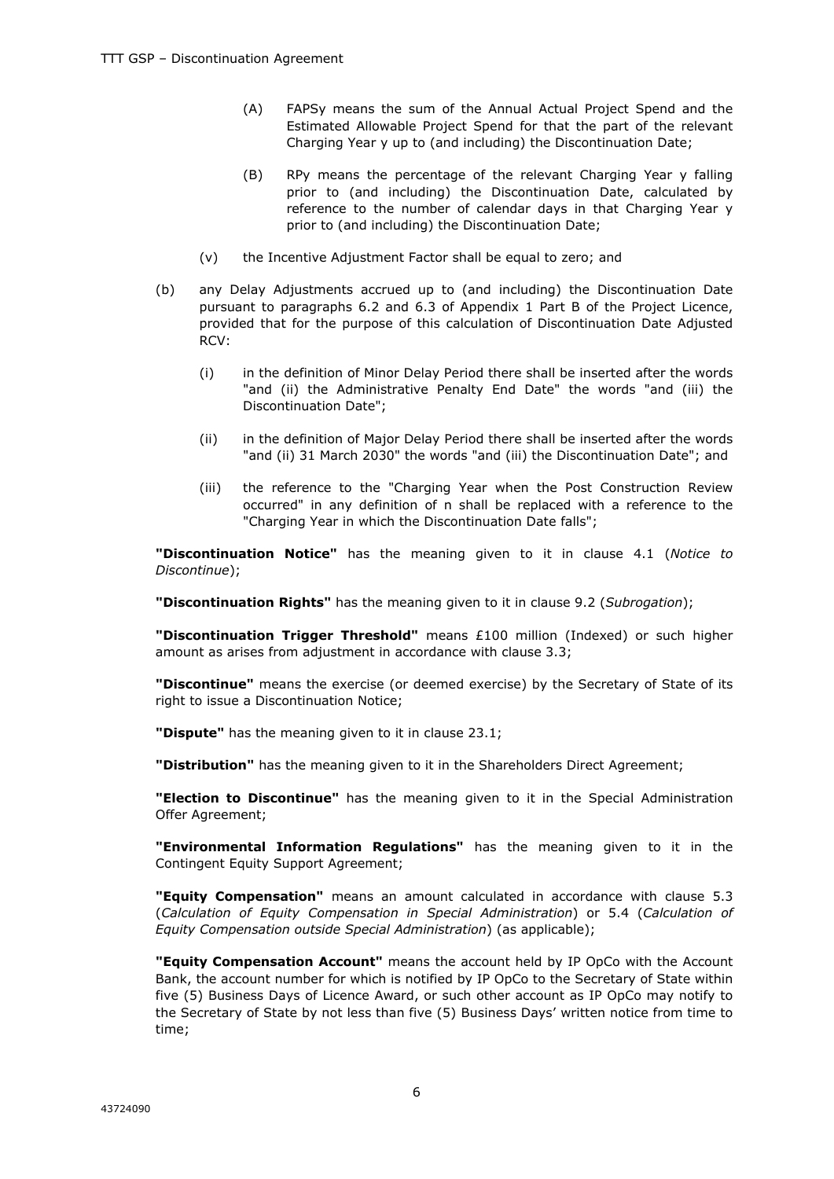(A) $FAPS_y$ means the sum of the Annual Actual Project Spend and the Estimated Allowable Project Spend for that the part of the relevant Charging Year y up to (and including) the Discontinuation Date;

(B) $RP_y$ means the percentage of the relevant Charging Year y falling prior to (and including) the Discontinuation Date, calculated by reference to the number of calendar days in that Charging Year y prior to (and including) the Discontinuation Date;

(v) the Incentive Adjustment Factor shall be equal to zero; and

(b) any Delay Adjustments accrued up to (and including) the Discontinuation Date pursuant to paragraphs 6.2 and 6.3 of Appendix 1 Part B of the Project Licence, provided that for the purpose of this calculation of Discontinuation Date Adjusted RCV:

(i) in the definition of Minor Delay Period there shall be inserted after the words "and (ii) the Administrative Penalty End Date" the words "and (iii) the Discontinuation Date";

(ii) in the definition of Major Delay Period there shall be inserted after the words "and (ii) 31 March 2030" the words "and (iii) the Discontinuation Date"; and

(iii) the reference to the "Charging Year when the Post Construction Review occurred" in any definition of n shall be replaced with a reference to the "Charging Year in which the Discontinuation Date falls";

**"Discontinuation Notice"** has the meaning given to it in clause 4.1 (*Notice to Discontinue*);

**"Discontinuation Rights"** has the meaning given to it in clause 9.2 (*Subrogation*);

**"Discontinuation Trigger Threshold"** means £100 million (Indexed) or such higher amount as arises from adjustment in accordance with clause 3.3;

**"Discontinue"** means the exercise (or deemed exercise) by the Secretary of State of its right to issue a Discontinuation Notice;

**"Dispute"** has the meaning given to it in clause 23.1;

**"Distribution"** has the meaning given to it in the Shareholders Direct Agreement;

**"Election to Discontinue"** has the meaning given to it in the Special Administration Offer Agreement;

**"Environmental Information Regulations"** has the meaning given to it in the Contingent Equity Support Agreement;

**"Equity Compensation"** means an amount calculated in accordance with clause 5.3 (*Calculation of Equity Compensation in Special Administration*) or 5.4 (*Calculation of Equity Compensation outside Special Administration*) (as applicable);

**"Equity Compensation Account"** means the account held by IP OpCo with the Account Bank, the account number for which is notified by IP OpCo to the Secretary of State within five (5) Business Days of Licence Award, or such other account as IP OpCo may notify to the Secretary of State by not less than five (5) Business Days' written notice from time to time;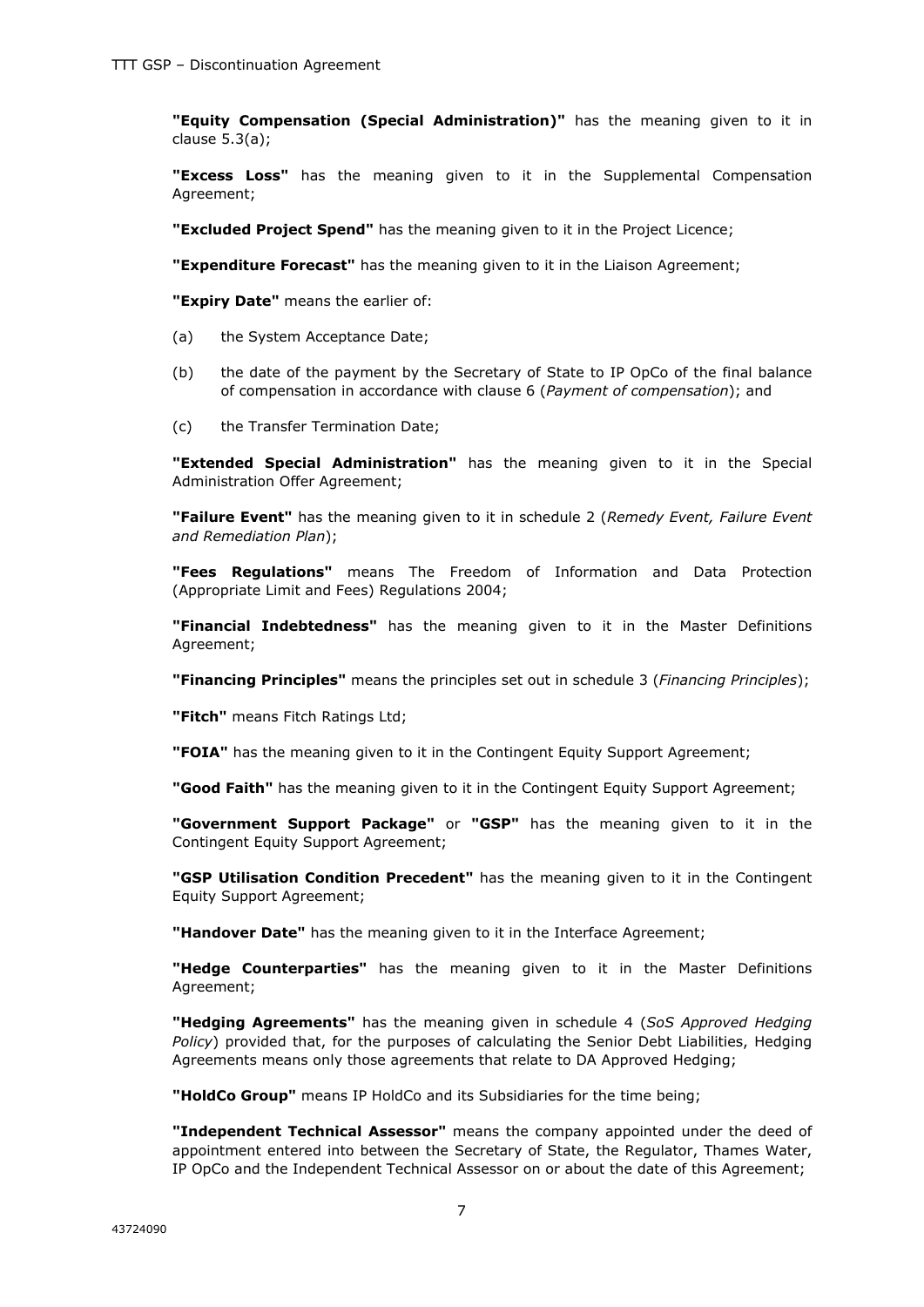**"Equity Compensation (Special Administration)"** has the meaning given to it in clause 5.3(a);

**"Excess Loss"** has the meaning given to it in the Supplemental Compensation Agreement;

**"Excluded Project Spend"** has the meaning given to it in the Project Licence;

**"Expenditure Forecast"** has the meaning given to it in the Liaison Agreement;

**"Expiry Date"** means the earlier of:

(a) the System Acceptance Date;

(b) the date of the payment by the Secretary of State to IP OpCo of the final balance of compensation in accordance with clause 6 (*Payment of compensation*); and

(c) the Transfer Termination Date;

**"Extended Special Administration"** has the meaning given to it in the Special Administration Offer Agreement;

**"Failure Event"** has the meaning given to it in schedule 2 (*Remedy Event, Failure Event and Remediation Plan*);

**"Fees Regulations"** means The Freedom of Information and Data Protection (Appropriate Limit and Fees) Regulations 2004;

**"Financial Indebtedness"** has the meaning given to it in the Master Definitions Agreement;

**"Financing Principles"** means the principles set out in schedule 3 (*Financing Principles*);

**"Fitch"** means Fitch Ratings Ltd;

**"FOIA"** has the meaning given to it in the Contingent Equity Support Agreement;

**"Good Faith"** has the meaning given to it in the Contingent Equity Support Agreement;

**"Government Support Package"** or **"GSP"** has the meaning given to it in the Contingent Equity Support Agreement;

**"GSP Utilisation Condition Precedent"** has the meaning given to it in the Contingent Equity Support Agreement;

**"Handover Date"** has the meaning given to it in the Interface Agreement;

**"Hedge Counterparties"** has the meaning given to it in the Master Definitions Agreement;

**"Hedging Agreements"** has the meaning given in schedule 4 (*SoS Approved Hedging Policy*) provided that, for the purposes of calculating the Senior Debt Liabilities, Hedging Agreements means only those agreements that relate to DA Approved Hedging;

**"HoldCo Group"** means IP HoldCo and its Subsidiaries for the time being;

**"Independent Technical Assessor"** means the company appointed under the deed of appointment entered into between the Secretary of State, the Regulator, Thames Water, IP OpCo and the Independent Technical Assessor on or about the date of this Agreement;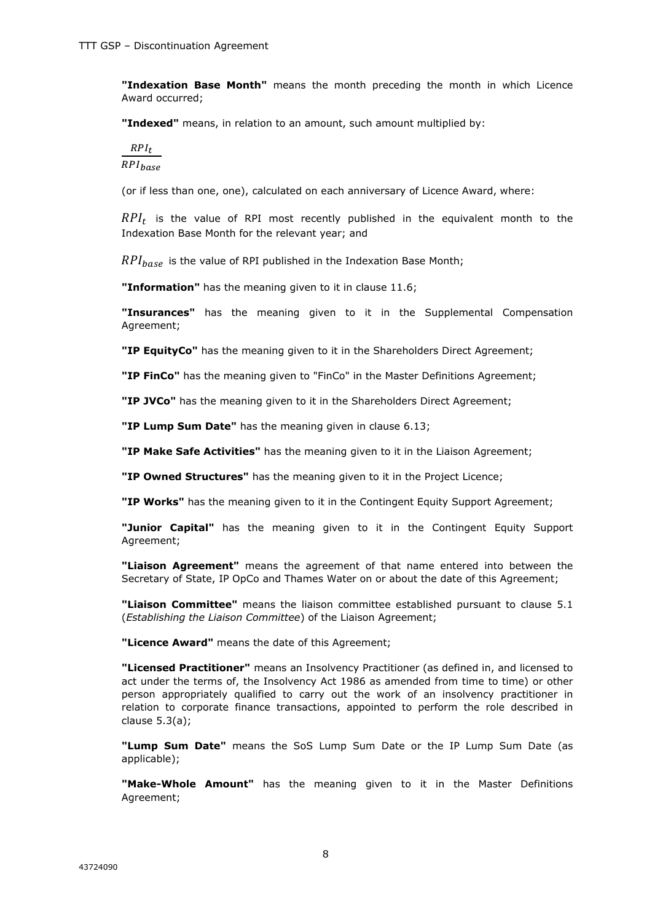**"Indexation Base Month"** means the month preceding the month in which Licence Award occurred;

**"Indexed"** means, in relation to an amount, such amount multiplied by:

$$\frac{RPI_t}{RPI_{base}}$$

(or if less than one, one), calculated on each anniversary of Licence Award, where:

$RPI_t$ is the value of RPI most recently published in the equivalent month to the Indexation Base Month for the relevant year; and

$RPI_{base}$ is the value of RPI published in the Indexation Base Month;

**"Information"** has the meaning given to it in clause 11.6;

**"Insurances"** has the meaning given to it in the Supplemental Compensation Agreement;

**"IP EquityCo"** has the meaning given to it in the Shareholders Direct Agreement;

**"IP FinCo"** has the meaning given to "FinCo" in the Master Definitions Agreement;

**"IP JVCo"** has the meaning given to it in the Shareholders Direct Agreement;

**"IP Lump Sum Date"** has the meaning given in clause 6.13;

**"IP Make Safe Activities"** has the meaning given to it in the Liaison Agreement;

**"IP Owned Structures"** has the meaning given to it in the Project Licence;

**"IP Works"** has the meaning given to it in the Contingent Equity Support Agreement;

**"Junior Capital"** has the meaning given to it in the Contingent Equity Support Agreement;

**"Liaison Agreement"** means the agreement of that name entered into between the Secretary of State, IP OpCo and Thames Water on or about the date of this Agreement;

**"Liaison Committee"** means the liaison committee established pursuant to clause 5.1 (*Establishing the Liaison Committee*) of the Liaison Agreement;

**"Licence Award"** means the date of this Agreement;

**"Licensed Practitioner"** means an Insolvency Practitioner (as defined in, and licensed to act under the terms of, the Insolvency Act 1986 as amended from time to time) or other person appropriately qualified to carry out the work of an insolvency practitioner in relation to corporate finance transactions, appointed to perform the role described in clause 5.3(a);

**"Lump Sum Date"** means the SoS Lump Sum Date or the IP Lump Sum Date (as applicable);

**"Make-Whole Amount"** has the meaning given to it in the Master Definitions Agreement;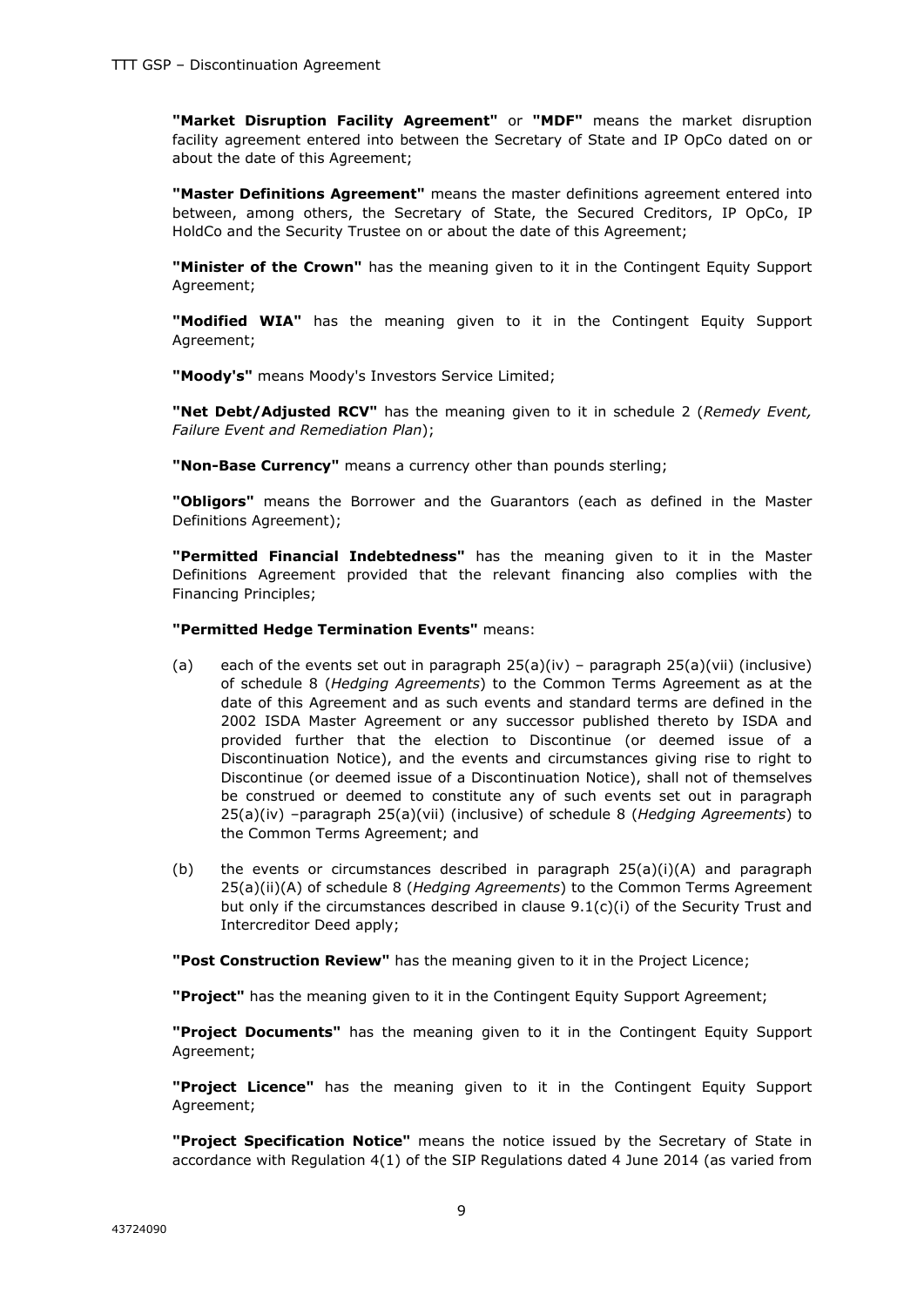**"Market Disruption Facility Agreement"** or **"MDF"** means the market disruption facility agreement entered into between the Secretary of State and IP OpCo dated on or about the date of this Agreement;

**"Master Definitions Agreement"** means the master definitions agreement entered into between, among others, the Secretary of State, the Secured Creditors, IP OpCo, IP HoldCo and the Security Trustee on or about the date of this Agreement;

**"Minister of the Crown"** has the meaning given to it in the Contingent Equity Support Agreement;

**"Modified WIA"** has the meaning given to it in the Contingent Equity Support Agreement;

**"Moody's"** means Moody's Investors Service Limited;

**"Net Debt/Adjusted RCV"** has the meaning given to it in schedule 2 (*Remedy Event, Failure Event and Remediation Plan*);

**"Non-Base Currency"** means a currency other than pounds sterling;

**"Obligors"** means the Borrower and the Guarantors (each as defined in the Master Definitions Agreement);

**"Permitted Financial Indebtedness"** has the meaning given to it in the Master Definitions Agreement provided that the relevant financing also complies with the Financing Principles;

**"Permitted Hedge Termination Events"** means:

(a) each of the events set out in paragraph 25(a)(iv) – paragraph 25(a)(vii) (inclusive) of schedule 8 (*Hedging Agreements*) to the Common Terms Agreement as at the date of this Agreement and as such events and standard terms are defined in the 2002 ISDA Master Agreement or any successor published thereto by ISDA and provided further that the election to Discontinue (or deemed issue of a Discontinuation Notice), and the events and circumstances giving rise to right to Discontinue (or deemed issue of a Discontinuation Notice), shall not of themselves be construed or deemed to constitute any of such events set out in paragraph 25(a)(iv) –paragraph 25(a)(vii) (inclusive) of schedule 8 (*Hedging Agreements*) to the Common Terms Agreement; and

(b) the events or circumstances described in paragraph 25(a)(i)(A) and paragraph 25(a)(ii)(A) of schedule 8 (*Hedging Agreements*) to the Common Terms Agreement but only if the circumstances described in clause 9.1(c)(i) of the Security Trust and Intercreditor Deed apply;

**"Post Construction Review"** has the meaning given to it in the Project Licence;

**"Project"** has the meaning given to it in the Contingent Equity Support Agreement;

**"Project Documents"** has the meaning given to it in the Contingent Equity Support Agreement;

**"Project Licence"** has the meaning given to it in the Contingent Equity Support Agreement;

**"Project Specification Notice"** means the notice issued by the Secretary of State in accordance with Regulation 4(1) of the SIP Regulations dated 4 June 2014 (as varied from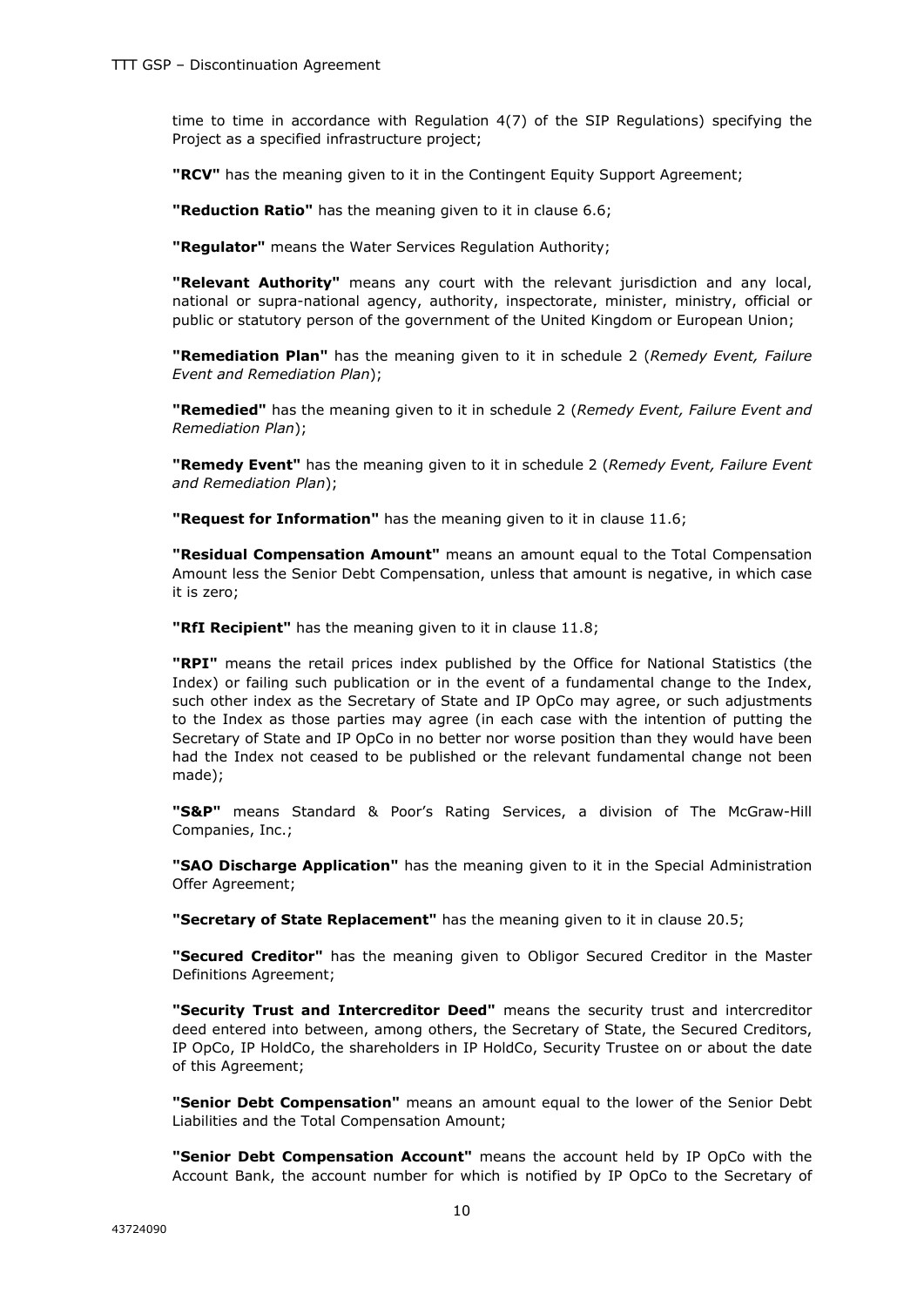time to time in accordance with Regulation 4(7) of the SIP Regulations) specifying the Project as a specified infrastructure project;

**"RCV"** has the meaning given to it in the Contingent Equity Support Agreement;

**"Reduction Ratio"** has the meaning given to it in clause 6.6;

**"Regulator"** means the Water Services Regulation Authority;

**"Relevant Authority"** means any court with the relevant jurisdiction and any local, national or supra-national agency, authority, inspectorate, minister, ministry, official or public or statutory person of the government of the United Kingdom or European Union;

**"Remediation Plan"** has the meaning given to it in schedule 2 (*Remedy Event, Failure Event and Remediation Plan*);

**"Remedied"** has the meaning given to it in schedule 2 (*Remedy Event, Failure Event and Remediation Plan*);

**"Remedy Event"** has the meaning given to it in schedule 2 (*Remedy Event, Failure Event and Remediation Plan*);

**"Request for Information"** has the meaning given to it in clause 11.6;

**"Residual Compensation Amount"** means an amount equal to the Total Compensation Amount less the Senior Debt Compensation, unless that amount is negative, in which case it is zero;

**"RfI Recipient"** has the meaning given to it in clause 11.8;

**"RPI"** means the retail prices index published by the Office for National Statistics (the Index) or failing such publication or in the event of a fundamental change to the Index, such other index as the Secretary of State and IP OpCo may agree, or such adjustments to the Index as those parties may agree (in each case with the intention of putting the Secretary of State and IP OpCo in no better nor worse position than they would have been had the Index not ceased to be published or the relevant fundamental change not been made);

**"S&P"** means Standard & Poor's Rating Services, a division of The McGraw-Hill Companies, Inc.;

**"SAO Discharge Application"** has the meaning given to it in the Special Administration Offer Agreement;

**"Secretary of State Replacement"** has the meaning given to it in clause 20.5;

**"Secured Creditor"** has the meaning given to Obligor Secured Creditor in the Master Definitions Agreement;

**"Security Trust and Intercreditor Deed"** means the security trust and intercreditor deed entered into between, among others, the Secretary of State, the Secured Creditors, IP OpCo, IP HoldCo, the shareholders in IP HoldCo, Security Trustee on or about the date of this Agreement;

**"Senior Debt Compensation"** means an amount equal to the lower of the Senior Debt Liabilities and the Total Compensation Amount;

**"Senior Debt Compensation Account"** means the account held by IP OpCo with the Account Bank, the account number for which is notified by IP OpCo to the Secretary of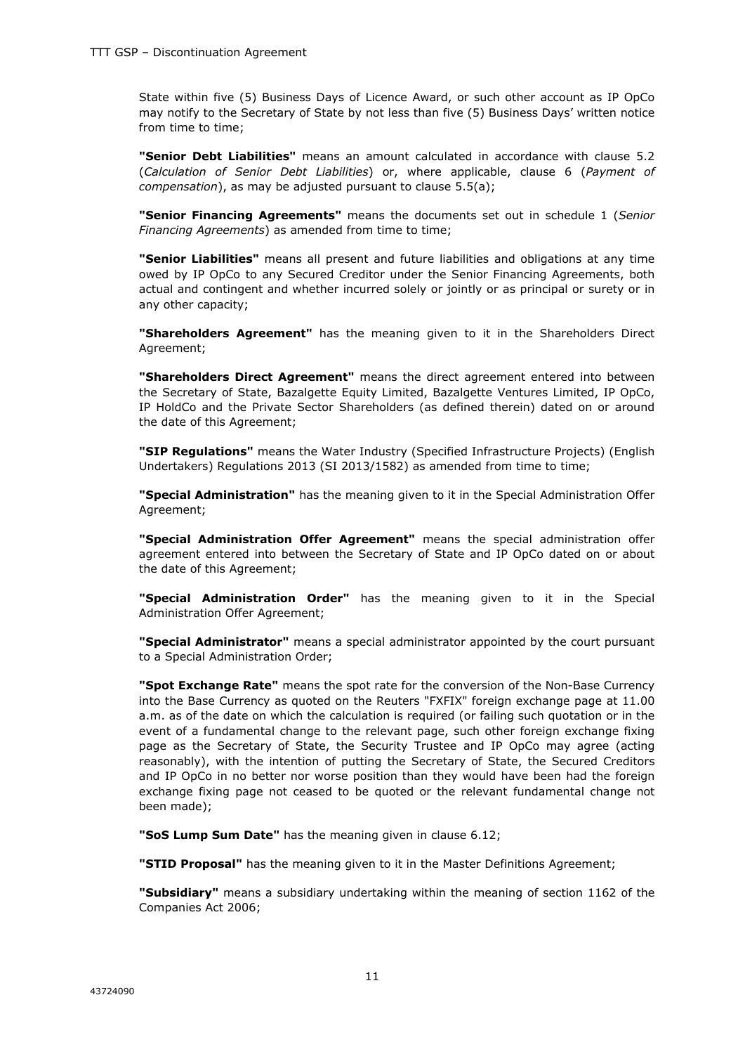State within five (5) Business Days of Licence Award, or such other account as IP OpCo may notify to the Secretary of State by not less than five (5) Business Days' written notice from time to time;

**"Senior Debt Liabilities"** means an amount calculated in accordance with clause 5.2 (*Calculation of Senior Debt Liabilities*) or, where applicable, clause 6 (*Payment of compensation*), as may be adjusted pursuant to clause 5.5(a);

**"Senior Financing Agreements"** means the documents set out in schedule 1 (*Senior Financing Agreements*) as amended from time to time;

**"Senior Liabilities"** means all present and future liabilities and obligations at any time owed by IP OpCo to any Secured Creditor under the Senior Financing Agreements, both actual and contingent and whether incurred solely or jointly or as principal or surety or in any other capacity;

**"Shareholders Agreement"** has the meaning given to it in the Shareholders Direct Agreement;

**"Shareholders Direct Agreement"** means the direct agreement entered into between the Secretary of State, Bazalgette Equity Limited, Bazalgette Ventures Limited, IP OpCo, IP HoldCo and the Private Sector Shareholders (as defined therein) dated on or around the date of this Agreement;

**"SIP Regulations"** means the Water Industry (Specified Infrastructure Projects) (English Undertakers) Regulations 2013 (SI 2013/1582) as amended from time to time;

**"Special Administration"** has the meaning given to it in the Special Administration Offer Agreement;

**"Special Administration Offer Agreement"** means the special administration offer agreement entered into between the Secretary of State and IP OpCo dated on or about the date of this Agreement;

**"Special Administration Order"** has the meaning given to it in the Special Administration Offer Agreement;

**"Special Administrator"** means a special administrator appointed by the court pursuant to a Special Administration Order;

**"Spot Exchange Rate"** means the spot rate for the conversion of the Non-Base Currency into the Base Currency as quoted on the Reuters "FXFIX" foreign exchange page at 11.00 a.m. as of the date on which the calculation is required (or failing such quotation or in the event of a fundamental change to the relevant page, such other foreign exchange fixing page as the Secretary of State, the Security Trustee and IP OpCo may agree (acting reasonably), with the intention of putting the Secretary of State, the Secured Creditors and IP OpCo in no better nor worse position than they would have been had the foreign exchange fixing page not ceased to be quoted or the relevant fundamental change not been made);

**"SoS Lump Sum Date"** has the meaning given in clause 6.12;

**"STID Proposal"** has the meaning given to it in the Master Definitions Agreement;

**"Subsidiary"** means a subsidiary undertaking within the meaning of section 1162 of the Companies Act 2006;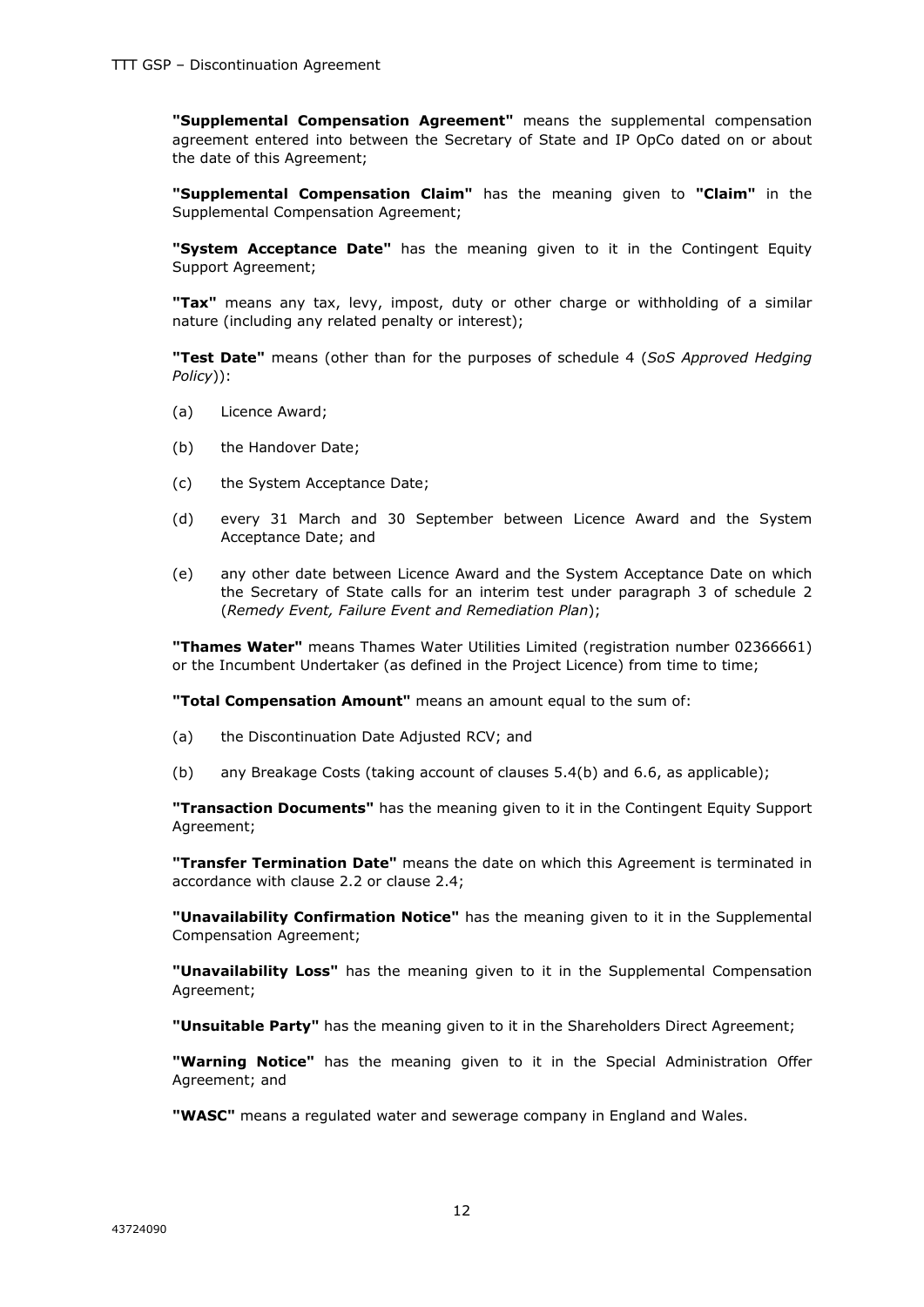**"Supplemental Compensation Agreement"** means the supplemental compensation agreement entered into between the Secretary of State and IP OpCo dated on or about the date of this Agreement;

**"Supplemental Compensation Claim"** has the meaning given to **"Claim"** in the Supplemental Compensation Agreement;

**"System Acceptance Date"** has the meaning given to it in the Contingent Equity Support Agreement;

**"Tax"** means any tax, levy, impost, duty or other charge or withholding of a similar nature (including any related penalty or interest);

**"Test Date"** means (other than for the purposes of schedule 4 (*SoS Approved Hedging Policy*)):

(a) Licence Award;

(b) the Handover Date;

(c) the System Acceptance Date;

(d) every 31 March and 30 September between Licence Award and the System Acceptance Date; and

(e) any other date between Licence Award and the System Acceptance Date on which the Secretary of State calls for an interim test under paragraph 3 of schedule 2 (*Remedy Event, Failure Event and Remediation Plan*);

**"Thames Water"** means Thames Water Utilities Limited (registration number 02366661) or the Incumbent Undertaker (as defined in the Project Licence) from time to time;

**"Total Compensation Amount"** means an amount equal to the sum of:

(a) the Discontinuation Date Adjusted RCV; and

(b) any Breakage Costs (taking account of clauses 5.4(b) and 6.6, as applicable);

**"Transaction Documents"** has the meaning given to it in the Contingent Equity Support Agreement;

**"Transfer Termination Date"** means the date on which this Agreement is terminated in accordance with clause 2.2 or clause 2.4;

**"Unavailability Confirmation Notice"** has the meaning given to it in the Supplemental Compensation Agreement;

**"Unavailability Loss"** has the meaning given to it in the Supplemental Compensation Agreement;

**"Unsuitable Party"** has the meaning given to it in the Shareholders Direct Agreement;

**"Warning Notice"** has the meaning given to it in the Special Administration Offer Agreement; and

**"WASC"** means a regulated water and sewerage company in England and Wales.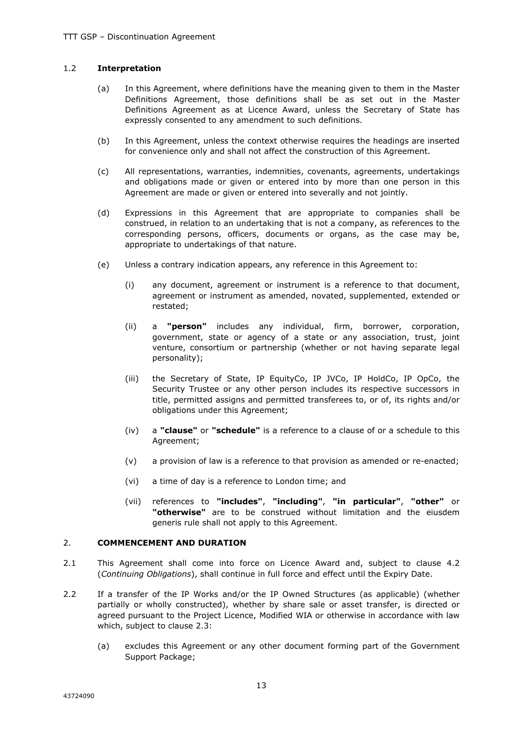### 1.2 **Interpretation**

(a) In this Agreement, where definitions have the meaning given to them in the Master Definitions Agreement, those definitions shall be as set out in the Master Definitions Agreement as at Licence Award, unless the Secretary of State has expressly consented to any amendment to such definitions.

(b) In this Agreement, unless the context otherwise requires the headings are inserted for convenience only and shall not affect the construction of this Agreement.

(c) All representations, warranties, indemnities, covenants, agreements, undertakings and obligations made or given or entered into by more than one person in this Agreement are made or given or entered into severally and not jointly.

(d) Expressions in this Agreement that are appropriate to companies shall be construed, in relation to an undertaking that is not a company, as references to the corresponding persons, officers, documents or organs, as the case may be, appropriate to undertakings of that nature.

(e) Unless a contrary indication appears, any reference in this Agreement to:

(i) any document, agreement or instrument is a reference to that document, agreement or instrument as amended, novated, supplemented, extended or restated;

(ii) a **"person"** includes any individual, firm, borrower, corporation, government, state or agency of a state or any association, trust, joint venture, consortium or partnership (whether or not having separate legal personality);

(iii) the Secretary of State, IP EquityCo, IP JVCo, IP HoldCo, IP OpCo, the Security Trustee or any other person includes its respective successors in title, permitted assigns and permitted transferees to, or of, its rights and/or obligations under this Agreement;

(iv) a **"clause"** or **"schedule"** is a reference to a clause of or a schedule to this Agreement;

(v) a provision of law is a reference to that provision as amended or re-enacted;

(vi) a time of day is a reference to London time; and

(vii) references to **"includes"**, **"including"**, **"in particular"**, **"other"** or **"otherwise"** are to be construed without limitation and the eiusdem generis rule shall not apply to this Agreement.

## 2. **COMMENCEMENT AND DURATION**

2.1 This Agreement shall come into force on Licence Award and, subject to clause 4.2 (*Continuing Obligations*), shall continue in full force and effect until the Expiry Date.

2.2 If a transfer of the IP Works and/or the IP Owned Structures (as applicable) (whether partially or wholly constructed), whether by share sale or asset transfer, is directed or agreed pursuant to the Project Licence, Modified WIA or otherwise in accordance with law which, subject to clause 2.3:

(a) excludes this Agreement or any other document forming part of the Government Support Package;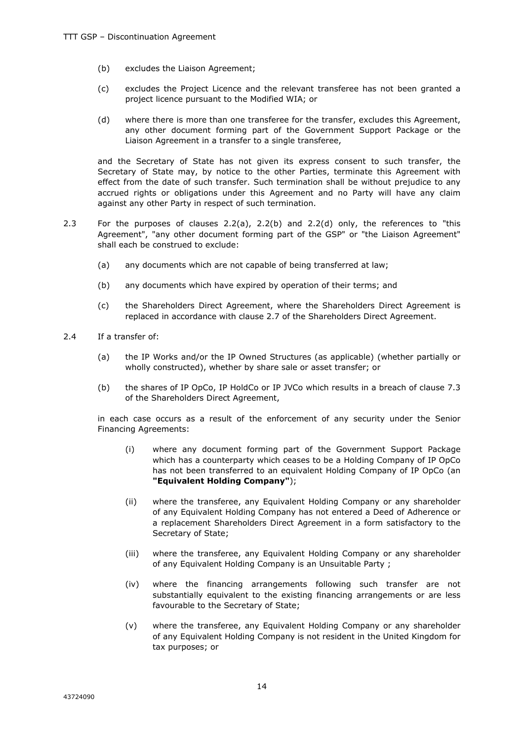(b) excludes the Liaison Agreement;

(c) excludes the Project Licence and the relevant transferee has not been granted a project licence pursuant to the Modified WIA; or

(d) where there is more than one transferee for the transfer, excludes this Agreement, any other document forming part of the Government Support Package or the Liaison Agreement in a transfer to a single transferee,

and the Secretary of State has not given its express consent to such transfer, the Secretary of State may, by notice to the other Parties, terminate this Agreement with effect from the date of such transfer. Such termination shall be without prejudice to any accrued rights or obligations under this Agreement and no Party will have any claim against any other Party in respect of such termination.

2.3 For the purposes of clauses 2.2(a), 2.2(b) and 2.2(d) only, the references to "this Agreement", "any other document forming part of the GSP" or "the Liaison Agreement" shall each be construed to exclude:

(a) any documents which are not capable of being transferred at law;

(b) any documents which have expired by operation of their terms; and

(c) the Shareholders Direct Agreement, where the Shareholders Direct Agreement is replaced in accordance with clause 2.7 of the Shareholders Direct Agreement.

2.4 If a transfer of:

(a) the IP Works and/or the IP Owned Structures (as applicable) (whether partially or wholly constructed), whether by share sale or asset transfer; or

(b) the shares of IP OpCo, IP HoldCo or IP JVCo which results in a breach of clause 7.3 of the Shareholders Direct Agreement,

in each case occurs as a result of the enforcement of any security under the Senior Financing Agreements:

(i) where any document forming part of the Government Support Package which has a counterparty which ceases to be a Holding Company of IP OpCo has not been transferred to an equivalent Holding Company of IP OpCo (an **"Equivalent Holding Company"**);

(ii) where the transferee, any Equivalent Holding Company or any shareholder of any Equivalent Holding Company has not entered a Deed of Adherence or a replacement Shareholders Direct Agreement in a form satisfactory to the Secretary of State;

(iii) where the transferee, any Equivalent Holding Company or any shareholder of any Equivalent Holding Company is an Unsuitable Party ;

(iv) where the financing arrangements following such transfer are not substantially equivalent to the existing financing arrangements or are less favourable to the Secretary of State;

(v) where the transferee, any Equivalent Holding Company or any shareholder of any Equivalent Holding Company is not resident in the United Kingdom for tax purposes; or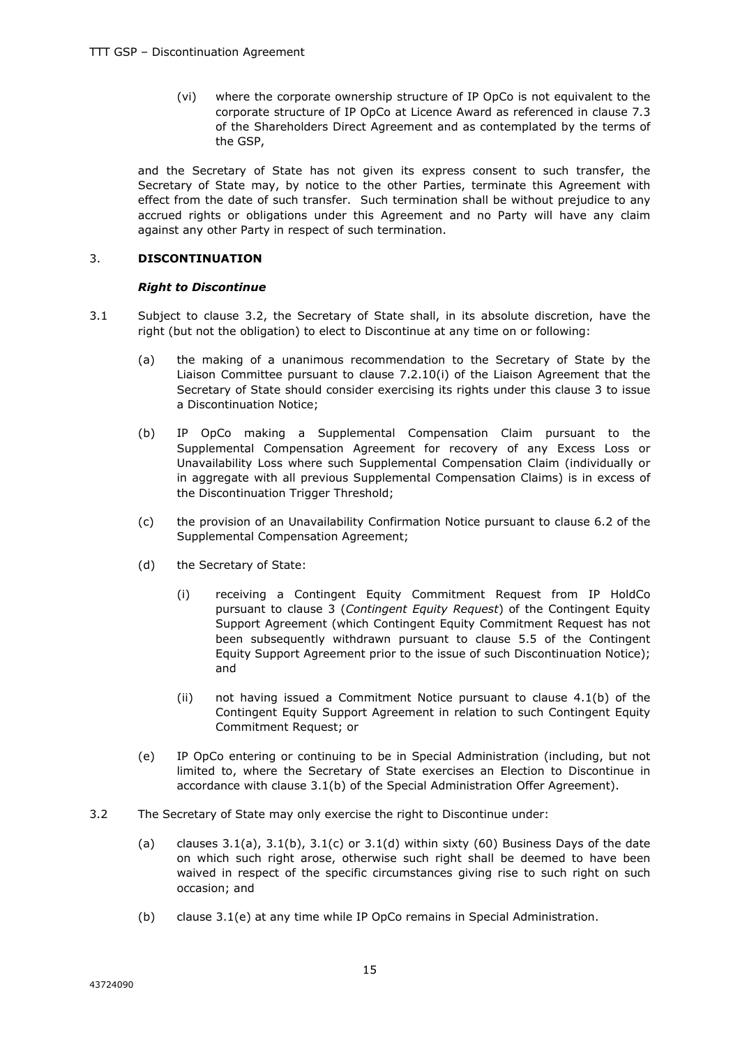(vi) where the corporate ownership structure of IP OpCo is not equivalent to the corporate structure of IP OpCo at Licence Award as referenced in clause 7.3 of the Shareholders Direct Agreement and as contemplated by the terms of the GSP,

and the Secretary of State has not given its express consent to such transfer, the Secretary of State may, by notice to the other Parties, terminate this Agreement with effect from the date of such transfer. Such termination shall be without prejudice to any accrued rights or obligations under this Agreement and no Party will have any claim against any other Party in respect of such termination.

## 3. DISCONTINUATION

***Right to Discontinue***

3.1 Subject to clause 3.2, the Secretary of State shall, in its absolute discretion, have the right (but not the obligation) to elect to Discontinue at any time on or following:

(a) the making of a unanimous recommendation to the Secretary of State by the Liaison Committee pursuant to clause 7.2.10(i) of the Liaison Agreement that the Secretary of State should consider exercising its rights under this clause 3 to issue a Discontinuation Notice;

(b) IP OpCo making a Supplemental Compensation Claim pursuant to the Supplemental Compensation Agreement for recovery of any Excess Loss or Unavailability Loss where such Supplemental Compensation Claim (individually or in aggregate with all previous Supplemental Compensation Claims) is in excess of the Discontinuation Trigger Threshold;

(c) the provision of an Unavailability Confirmation Notice pursuant to clause 6.2 of the Supplemental Compensation Agreement;

(d) the Secretary of State:

(i) receiving a Contingent Equity Commitment Request from IP HoldCo pursuant to clause 3 (*Contingent Equity Request*) of the Contingent Equity Support Agreement (which Contingent Equity Commitment Request has not been subsequently withdrawn pursuant to clause 5.5 of the Contingent Equity Support Agreement prior to the issue of such Discontinuation Notice); and

(ii) not having issued a Commitment Notice pursuant to clause 4.1(b) of the Contingent Equity Support Agreement in relation to such Contingent Equity Commitment Request; or

(e) IP OpCo entering or continuing to be in Special Administration (including, but not limited to, where the Secretary of State exercises an Election to Discontinue in accordance with clause 3.1(b) of the Special Administration Offer Agreement).

3.2 The Secretary of State may only exercise the right to Discontinue under:

(a) clauses 3.1(a), 3.1(b), 3.1(c) or 3.1(d) within sixty (60) Business Days of the date on which such right arose, otherwise such right shall be deemed to have been waived in respect of the specific circumstances giving rise to such right on such occasion; and

(b) clause 3.1(e) at any time while IP OpCo remains in Special Administration.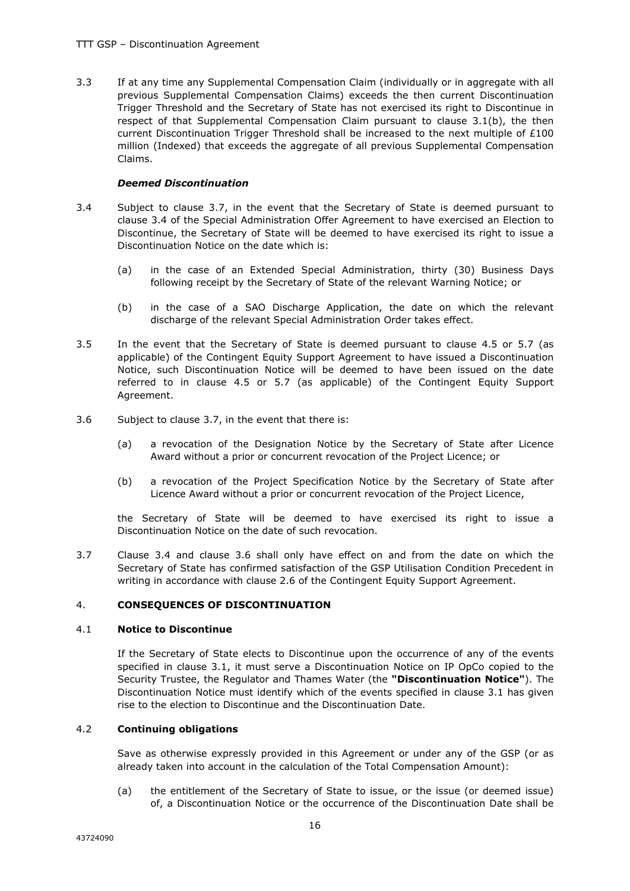3.3 If at any time any Supplemental Compensation Claim (individually or in aggregate with all previous Supplemental Compensation Claims) exceeds the then current Discontinuation Trigger Threshold and the Secretary of State has not exercised its right to Discontinue in respect of that Supplemental Compensation Claim pursuant to clause 3.1(b), the then current Discontinuation Trigger Threshold shall be increased to the next multiple of £100 million (Indexed) that exceeds the aggregate of all previous Supplemental Compensation Claims.

***Deemed Discontinuation***

3.4 Subject to clause 3.7, in the event that the Secretary of State is deemed pursuant to clause 3.4 of the Special Administration Offer Agreement to have exercised an Election to Discontinue, the Secretary of State will be deemed to have exercised its right to issue a Discontinuation Notice on the date which is:

(a) in the case of an Extended Special Administration, thirty (30) Business Days following receipt by the Secretary of State of the relevant Warning Notice; or

(b) in the case of a SAO Discharge Application, the date on which the relevant discharge of the relevant Special Administration Order takes effect.

3.5 In the event that the Secretary of State is deemed pursuant to clause 4.5 or 5.7 (as applicable) of the Contingent Equity Support Agreement to have issued a Discontinuation Notice, such Discontinuation Notice will be deemed to have been issued on the date referred to in clause 4.5 or 5.7 (as applicable) of the Contingent Equity Support Agreement.

3.6 Subject to clause 3.7, in the event that there is:

(a) a revocation of the Designation Notice by the Secretary of State after Licence Award without a prior or concurrent revocation of the Project Licence; or

(b) a revocation of the Project Specification Notice by the Secretary of State after Licence Award without a prior or concurrent revocation of the Project Licence,

the Secretary of State will be deemed to have exercised its right to issue a Discontinuation Notice on the date of such revocation.

3.7 Clause 3.4 and clause 3.6 shall only have effect on and from the date on which the Secretary of State has confirmed satisfaction of the GSP Utilisation Condition Precedent in writing in accordance with clause 2.6 of the Contingent Equity Support Agreement.

## 4. CONSEQUENCES OF DISCONTINUATION

### 4.1 Notice to Discontinue

If the Secretary of State elects to Discontinue upon the occurrence of any of the events specified in clause 3.1, it must serve a Discontinuation Notice on IP OpCo copied to the Security Trustee, the Regulator and Thames Water (the **"Discontinuation Notice"**). The Discontinuation Notice must identify which of the events specified in clause 3.1 has given rise to the election to Discontinue and the Discontinuation Date.

### 4.2 Continuing obligations

Save as otherwise expressly provided in this Agreement or under any of the GSP (or as already taken into account in the calculation of the Total Compensation Amount):

(a) the entitlement of the Secretary of State to issue, or the issue (or deemed issue) of, a Discontinuation Notice or the occurrence of the Discontinuation Date shall be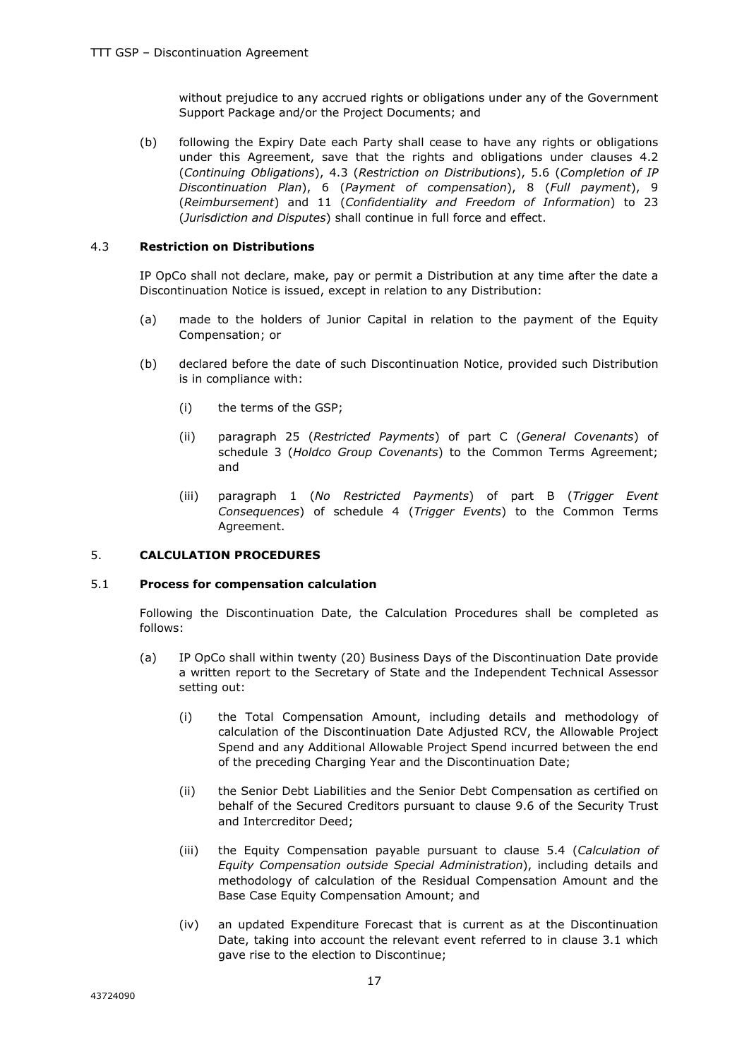without prejudice to any accrued rights or obligations under any of the Government Support Package and/or the Project Documents; and

(b) following the Expiry Date each Party shall cease to have any rights or obligations under this Agreement, save that the rights and obligations under clauses 4.2 (*Continuing Obligations*), 4.3 (*Restriction on Distributions*), 5.6 (*Completion of IP Discontinuation Plan*), 6 (*Payment of compensation*), 8 (*Full payment*), 9 (*Reimbursement*) and 11 (*Confidentiality and Freedom of Information*) to 23 (*Jurisdiction and Disputes*) shall continue in full force and effect.

### 4.3 Restriction on Distributions

IP OpCo shall not declare, make, pay or permit a Distribution at any time after the date a Discontinuation Notice is issued, except in relation to any Distribution:

(a) made to the holders of Junior Capital in relation to the payment of the Equity Compensation; or

(b) declared before the date of such Discontinuation Notice, provided such Distribution is in compliance with:

   (i) the terms of the GSP;

   (ii) paragraph 25 (*Restricted Payments*) of part C (*General Covenants*) of schedule 3 (*Holdco Group Covenants*) to the Common Terms Agreement; and

   (iii) paragraph 1 (*No Restricted Payments*) of part B (*Trigger Event Consequences*) of schedule 4 (*Trigger Events*) to the Common Terms Agreement.

## 5. CALCULATION PROCEDURES

### 5.1 Process for compensation calculation

Following the Discontinuation Date, the Calculation Procedures shall be completed as follows:

(a) IP OpCo shall within twenty (20) Business Days of the Discontinuation Date provide a written report to the Secretary of State and the Independent Technical Assessor setting out:

   (i) the Total Compensation Amount, including details and methodology of calculation of the Discontinuation Date Adjusted RCV, the Allowable Project Spend and any Additional Allowable Project Spend incurred between the end of the preceding Charging Year and the Discontinuation Date;

   (ii) the Senior Debt Liabilities and the Senior Debt Compensation as certified on behalf of the Secured Creditors pursuant to clause 9.6 of the Security Trust and Intercreditor Deed;

   (iii) the Equity Compensation payable pursuant to clause 5.4 (*Calculation of Equity Compensation outside Special Administration*), including details and methodology of calculation of the Residual Compensation Amount and the Base Case Equity Compensation Amount; and

   (iv) an updated Expenditure Forecast that is current as at the Discontinuation Date, taking into account the relevant event referred to in clause 3.1 which gave rise to the election to Discontinue;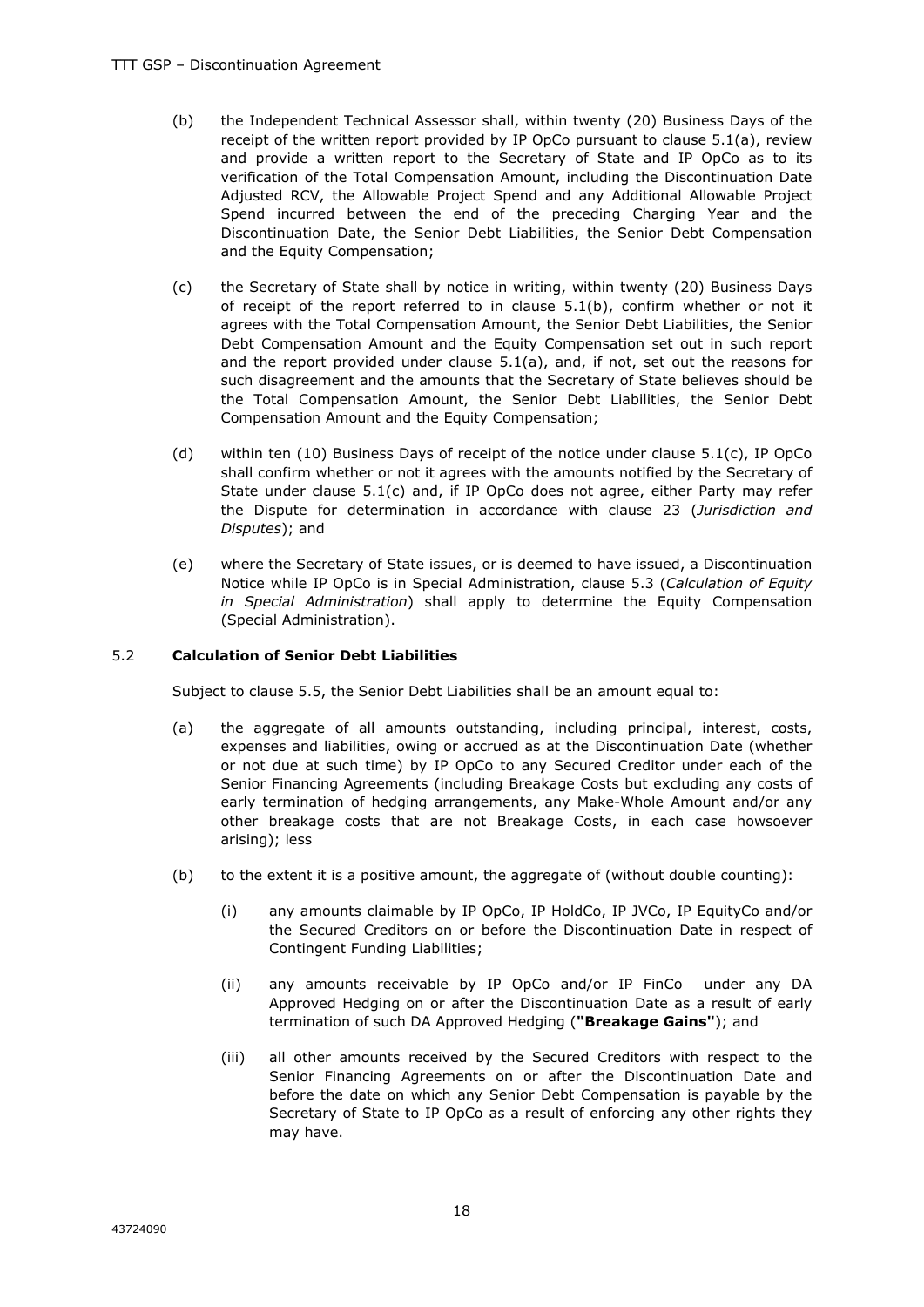(b) the Independent Technical Assessor shall, within twenty (20) Business Days of the receipt of the written report provided by IP OpCo pursuant to clause 5.1(a), review and provide a written report to the Secretary of State and IP OpCo as to its verification of the Total Compensation Amount, including the Discontinuation Date Adjusted RCV, the Allowable Project Spend and any Additional Allowable Project Spend incurred between the end of the preceding Charging Year and the Discontinuation Date, the Senior Debt Liabilities, the Senior Debt Compensation and the Equity Compensation;

(c) the Secretary of State shall by notice in writing, within twenty (20) Business Days of receipt of the report referred to in clause 5.1(b), confirm whether or not it agrees with the Total Compensation Amount, the Senior Debt Liabilities, the Senior Debt Compensation Amount and the Equity Compensation set out in such report and the report provided under clause 5.1(a), and, if not, set out the reasons for such disagreement and the amounts that the Secretary of State believes should be the Total Compensation Amount, the Senior Debt Liabilities, the Senior Debt Compensation Amount and the Equity Compensation;

(d) within ten (10) Business Days of receipt of the notice under clause 5.1(c), IP OpCo shall confirm whether or not it agrees with the amounts notified by the Secretary of State under clause 5.1(c) and, if IP OpCo does not agree, either Party may refer the Dispute for determination in accordance with clause 23 (*Jurisdiction and Disputes*); and

(e) where the Secretary of State issues, or is deemed to have issued, a Discontinuation Notice while IP OpCo is in Special Administration, clause 5.3 (*Calculation of Equity in Special Administration*) shall apply to determine the Equity Compensation (Special Administration).

### 5.2 Calculation of Senior Debt Liabilities

Subject to clause 5.5, the Senior Debt Liabilities shall be an amount equal to:

(a) the aggregate of all amounts outstanding, including principal, interest, costs, expenses and liabilities, owing or accrued as at the Discontinuation Date (whether or not due at such time) by IP OpCo to any Secured Creditor under each of the Senior Financing Agreements (including Breakage Costs but excluding any costs of early termination of hedging arrangements, any Make-Whole Amount and/or any other breakage costs that are not Breakage Costs, in each case howsoever arising); less

(b) to the extent it is a positive amount, the aggregate of (without double counting):

  (i) any amounts claimable by IP OpCo, IP HoldCo, IP JVCo, IP EquityCo and/or the Secured Creditors on or before the Discontinuation Date in respect of Contingent Funding Liabilities;

  (ii) any amounts receivable by IP OpCo and/or IP FinCo under any DA Approved Hedging on or after the Discontinuation Date as a result of early termination of such DA Approved Hedging (**"Breakage Gains"**); and

  (iii) all other amounts received by the Secured Creditors with respect to the Senior Financing Agreements on or after the Discontinuation Date and before the date on which any Senior Debt Compensation is payable by the Secretary of State to IP OpCo as a result of enforcing any other rights they may have.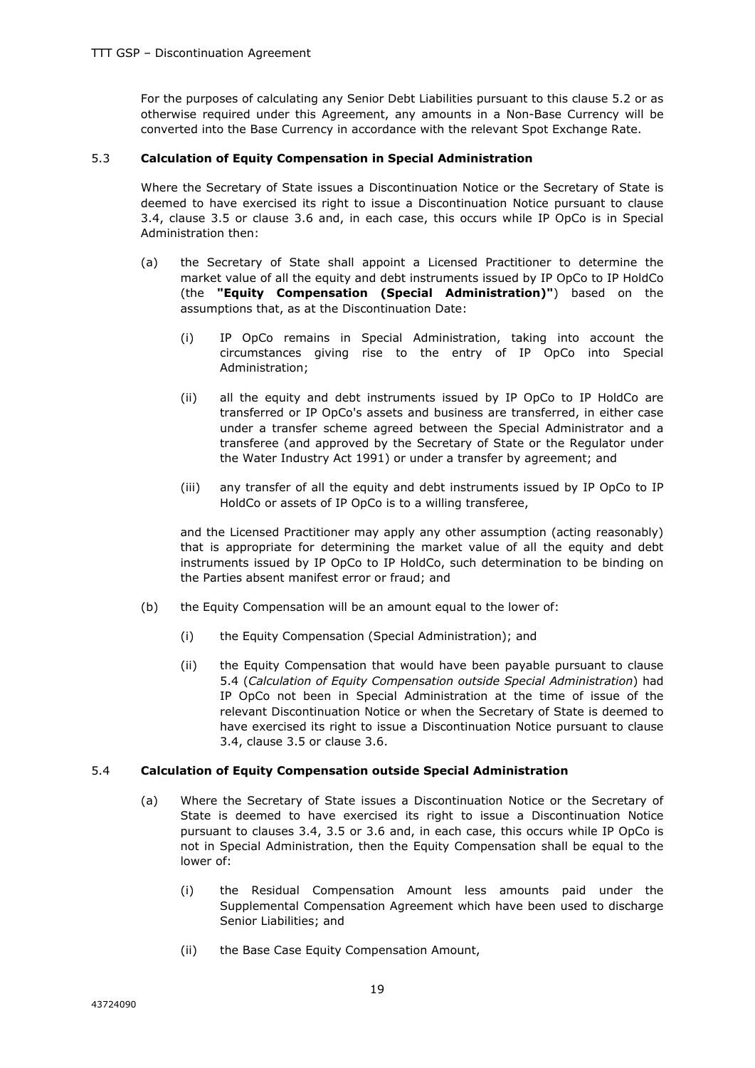For the purposes of calculating any Senior Debt Liabilities pursuant to this clause 5.2 or as otherwise required under this Agreement, any amounts in a Non-Base Currency will be converted into the Base Currency in accordance with the relevant Spot Exchange Rate.

### 5.3 Calculation of Equity Compensation in Special Administration

Where the Secretary of State issues a Discontinuation Notice or the Secretary of State is deemed to have exercised its right to issue a Discontinuation Notice pursuant to clause 3.4, clause 3.5 or clause 3.6 and, in each case, this occurs while IP OpCo is in Special Administration then:

(a) the Secretary of State shall appoint a Licensed Practitioner to determine the market value of all the equity and debt instruments issued by IP OpCo to IP HoldCo (the **"Equity Compensation (Special Administration)"**) based on the assumptions that, as at the Discontinuation Date:

  (i) IP OpCo remains in Special Administration, taking into account the circumstances giving rise to the entry of IP OpCo into Special Administration;

  (ii) all the equity and debt instruments issued by IP OpCo to IP HoldCo are transferred or IP OpCo's assets and business are transferred, in either case under a transfer scheme agreed between the Special Administrator and a transferee (and approved by the Secretary of State or the Regulator under the Water Industry Act 1991) or under a transfer by agreement; and

  (iii) any transfer of all the equity and debt instruments issued by IP OpCo to IP HoldCo or assets of IP OpCo is to a willing transferee,

and the Licensed Practitioner may apply any other assumption (acting reasonably) that is appropriate for determining the market value of all the equity and debt instruments issued by IP OpCo to IP HoldCo, such determination to be binding on the Parties absent manifest error or fraud; and

(b) the Equity Compensation will be an amount equal to the lower of:

  (i) the Equity Compensation (Special Administration); and

  (ii) the Equity Compensation that would have been payable pursuant to clause 5.4 (*Calculation of Equity Compensation outside Special Administration*) had IP OpCo not been in Special Administration at the time of issue of the relevant Discontinuation Notice or when the Secretary of State is deemed to have exercised its right to issue a Discontinuation Notice pursuant to clause 3.4, clause 3.5 or clause 3.6.

### 5.4 Calculation of Equity Compensation outside Special Administration

(a) Where the Secretary of State issues a Discontinuation Notice or the Secretary of State is deemed to have exercised its right to issue a Discontinuation Notice pursuant to clauses 3.4, 3.5 or 3.6 and, in each case, this occurs while IP OpCo is not in Special Administration, then the Equity Compensation shall be equal to the lower of:

  (i) the Residual Compensation Amount less amounts paid under the Supplemental Compensation Agreement which have been used to discharge Senior Liabilities; and

  (ii) the Base Case Equity Compensation Amount,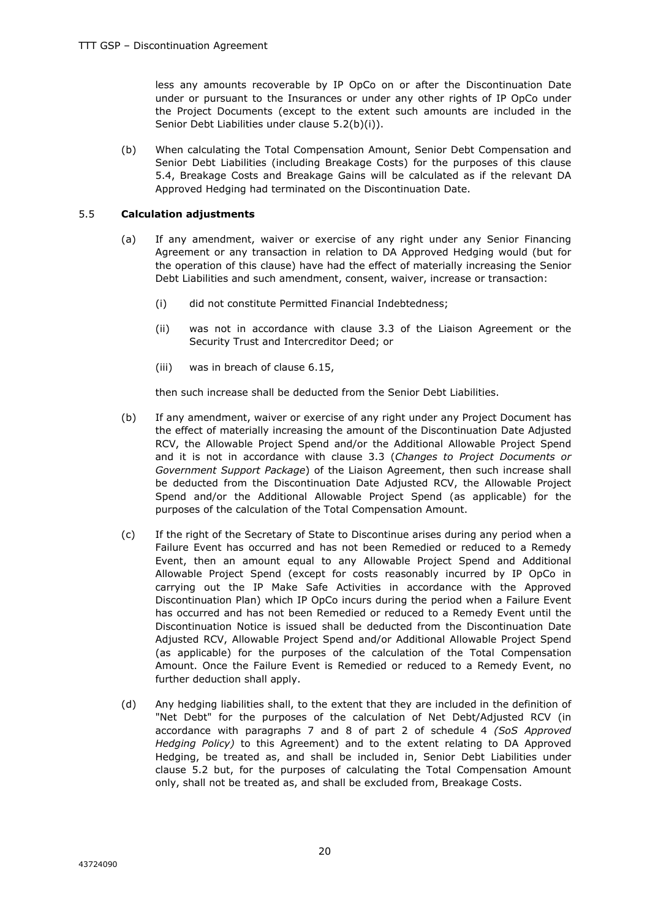less any amounts recoverable by IP OpCo on or after the Discontinuation Date under or pursuant to the Insurances or under any other rights of IP OpCo under the Project Documents (except to the extent such amounts are included in the Senior Debt Liabilities under clause 5.2(b)(i)).

(b) When calculating the Total Compensation Amount, Senior Debt Compensation and Senior Debt Liabilities (including Breakage Costs) for the purposes of this clause 5.4, Breakage Costs and Breakage Gains will be calculated as if the relevant DA Approved Hedging had terminated on the Discontinuation Date.

### 5.5 **Calculation adjustments**

(a) If any amendment, waiver or exercise of any right under any Senior Financing Agreement or any transaction in relation to DA Approved Hedging would (but for the operation of this clause) have had the effect of materially increasing the Senior Debt Liabilities and such amendment, consent, waiver, increase or transaction:

(i) did not constitute Permitted Financial Indebtedness;

(ii) was not in accordance with clause 3.3 of the Liaison Agreement or the Security Trust and Intercreditor Deed; or

(iii) was in breach of clause 6.15,

then such increase shall be deducted from the Senior Debt Liabilities.

(b) If any amendment, waiver or exercise of any right under any Project Document has the effect of materially increasing the amount of the Discontinuation Date Adjusted RCV, the Allowable Project Spend and/or the Additional Allowable Project Spend and it is not in accordance with clause 3.3 (*Changes to Project Documents or Government Support Package*) of the Liaison Agreement, then such increase shall be deducted from the Discontinuation Date Adjusted RCV, the Allowable Project Spend and/or the Additional Allowable Project Spend (as applicable) for the purposes of the calculation of the Total Compensation Amount.

(c) If the right of the Secretary of State to Discontinue arises during any period when a Failure Event has occurred and has not been Remedied or reduced to a Remedy Event, then an amount equal to any Allowable Project Spend and Additional Allowable Project Spend (except for costs reasonably incurred by IP OpCo in carrying out the IP Make Safe Activities in accordance with the Approved Discontinuation Plan) which IP OpCo incurs during the period when a Failure Event has occurred and has not been Remedied or reduced to a Remedy Event until the Discontinuation Notice is issued shall be deducted from the Discontinuation Date Adjusted RCV, Allowable Project Spend and/or Additional Allowable Project Spend (as applicable) for the purposes of the calculation of the Total Compensation Amount. Once the Failure Event is Remedied or reduced to a Remedy Event, no further deduction shall apply.

(d) Any hedging liabilities shall, to the extent that they are included in the definition of "Net Debt" for the purposes of the calculation of Net Debt/Adjusted RCV (in accordance with paragraphs 7 and 8 of part 2 of schedule 4 *(SoS Approved Hedging Policy)* to this Agreement) and to the extent relating to DA Approved Hedging, be treated as, and shall be included in, Senior Debt Liabilities under clause 5.2 but, for the purposes of calculating the Total Compensation Amount only, shall not be treated as, and shall be excluded from, Breakage Costs.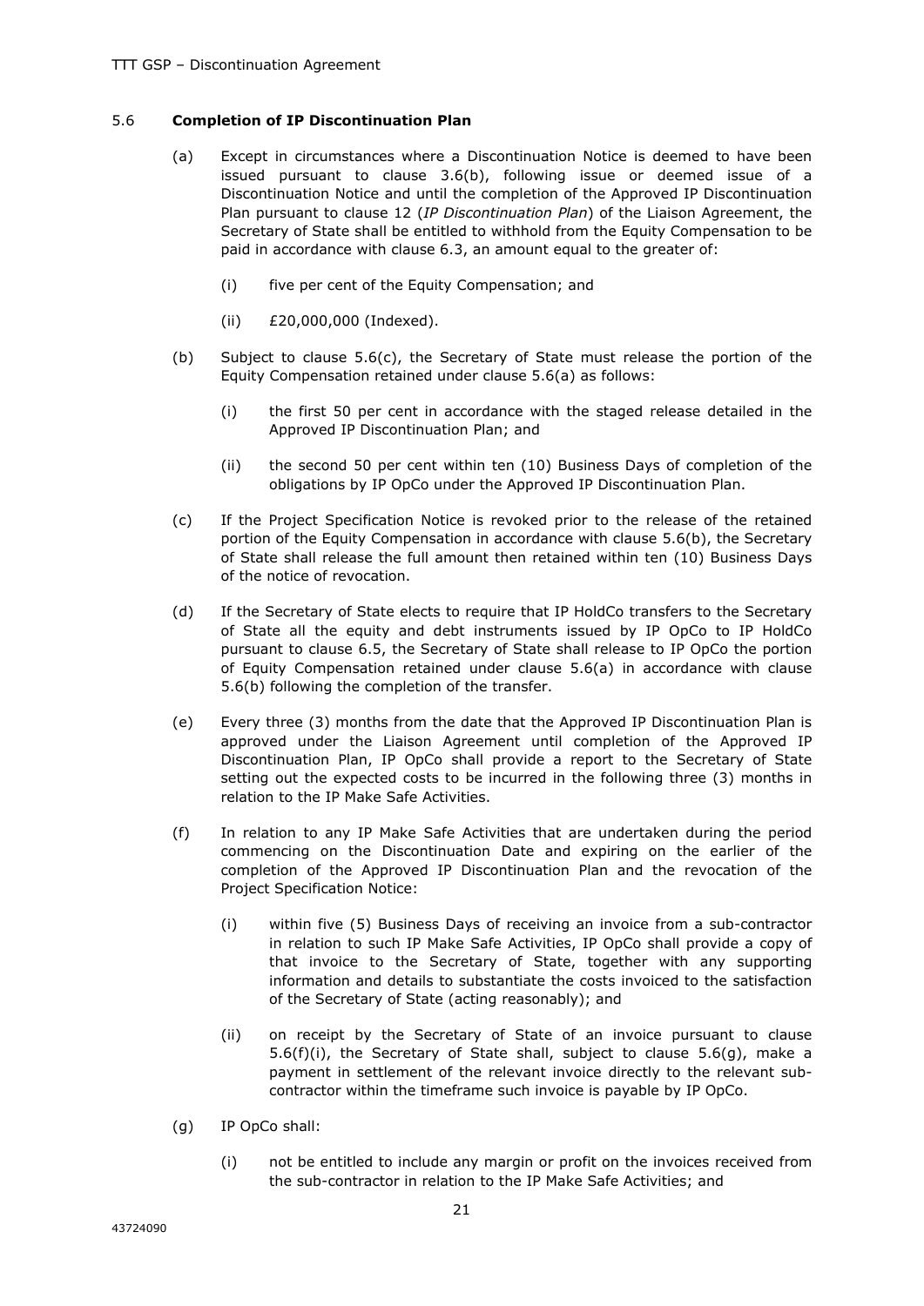## 5.6 **Completion of IP Discontinuation Plan**

(a) Except in circumstances where a Discontinuation Notice is deemed to have been issued pursuant to clause 3.6(b), following issue or deemed issue of a Discontinuation Notice and until the completion of the Approved IP Discontinuation Plan pursuant to clause 12 (*IP Discontinuation Plan*) of the Liaison Agreement, the Secretary of State shall be entitled to withhold from the Equity Compensation to be paid in accordance with clause 6.3, an amount equal to the greater of:

(i) five per cent of the Equity Compensation; and

(ii) £20,000,000 (Indexed).

(b) Subject to clause 5.6(c), the Secretary of State must release the portion of the Equity Compensation retained under clause 5.6(a) as follows:

(i) the first 50 per cent in accordance with the staged release detailed in the Approved IP Discontinuation Plan; and

(ii) the second 50 per cent within ten (10) Business Days of completion of the obligations by IP OpCo under the Approved IP Discontinuation Plan.

(c) If the Project Specification Notice is revoked prior to the release of the retained portion of the Equity Compensation in accordance with clause 5.6(b), the Secretary of State shall release the full amount then retained within ten (10) Business Days of the notice of revocation.

(d) If the Secretary of State elects to require that IP HoldCo transfers to the Secretary of State all the equity and debt instruments issued by IP OpCo to IP HoldCo pursuant to clause 6.5, the Secretary of State shall release to IP OpCo the portion of Equity Compensation retained under clause 5.6(a) in accordance with clause 5.6(b) following the completion of the transfer.

(e) Every three (3) months from the date that the Approved IP Discontinuation Plan is approved under the Liaison Agreement until completion of the Approved IP Discontinuation Plan, IP OpCo shall provide a report to the Secretary of State setting out the expected costs to be incurred in the following three (3) months in relation to the IP Make Safe Activities.

(f) In relation to any IP Make Safe Activities that are undertaken during the period commencing on the Discontinuation Date and expiring on the earlier of the completion of the Approved IP Discontinuation Plan and the revocation of the Project Specification Notice:

(i) within five (5) Business Days of receiving an invoice from a sub-contractor in relation to such IP Make Safe Activities, IP OpCo shall provide a copy of that invoice to the Secretary of State, together with any supporting information and details to substantiate the costs invoiced to the satisfaction of the Secretary of State (acting reasonably); and

(ii) on receipt by the Secretary of State of an invoice pursuant to clause 5.6(f)(i), the Secretary of State shall, subject to clause 5.6(g), make a payment in settlement of the relevant invoice directly to the relevant sub-contractor within the timeframe such invoice is payable by IP OpCo.

(g) IP OpCo shall:

(i) not be entitled to include any margin or profit on the invoices received from the sub-contractor in relation to the IP Make Safe Activities; and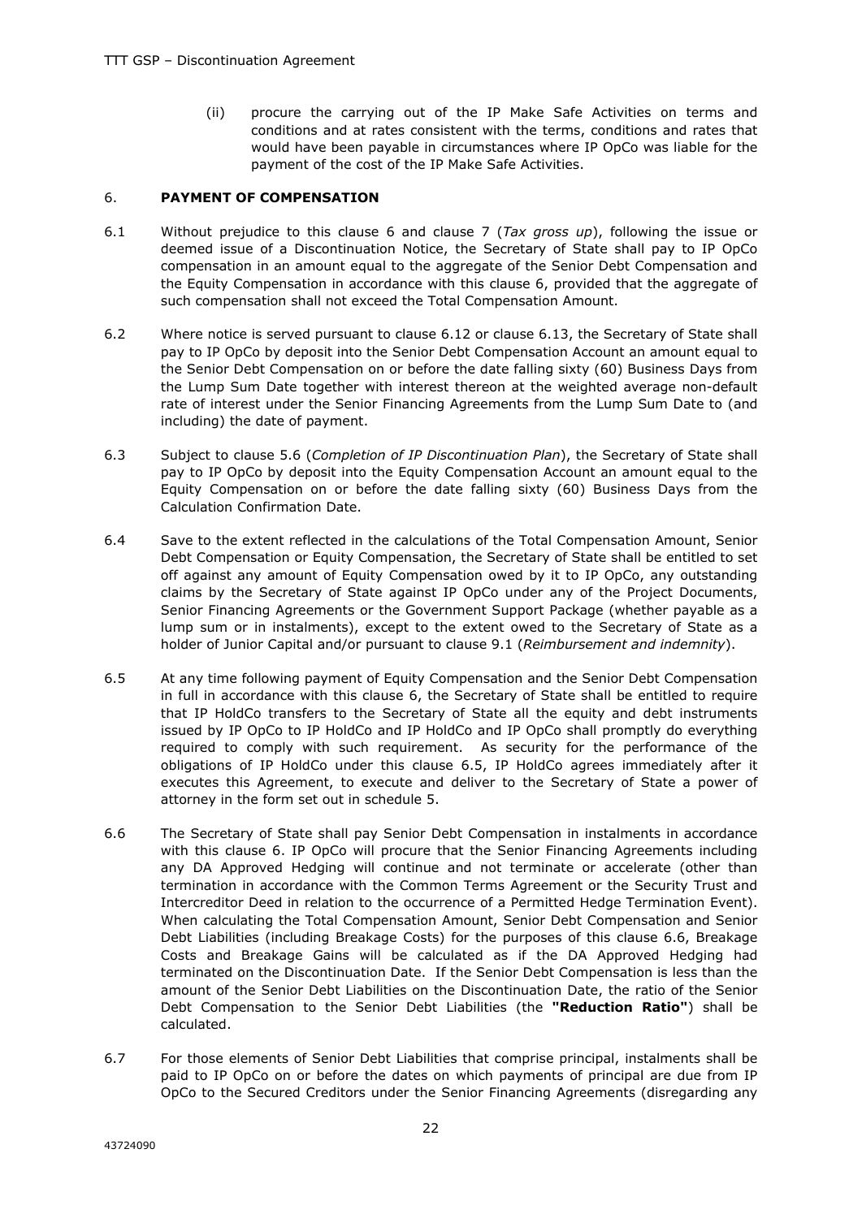(ii) procure the carrying out of the IP Make Safe Activities on terms and conditions and at rates consistent with the terms, conditions and rates that would have been payable in circumstances where IP OpCo was liable for the payment of the cost of the IP Make Safe Activities.

## 6. PAYMENT OF COMPENSATION

6.1 Without prejudice to this clause 6 and clause 7 (*Tax gross up*), following the issue or deemed issue of a Discontinuation Notice, the Secretary of State shall pay to IP OpCo compensation in an amount equal to the aggregate of the Senior Debt Compensation and the Equity Compensation in accordance with this clause 6, provided that the aggregate of such compensation shall not exceed the Total Compensation Amount.

6.2 Where notice is served pursuant to clause 6.12 or clause 6.13, the Secretary of State shall pay to IP OpCo by deposit into the Senior Debt Compensation Account an amount equal to the Senior Debt Compensation on or before the date falling sixty (60) Business Days from the Lump Sum Date together with interest thereon at the weighted average non-default rate of interest under the Senior Financing Agreements from the Lump Sum Date to (and including) the date of payment.

6.3 Subject to clause 5.6 (*Completion of IP Discontinuation Plan*), the Secretary of State shall pay to IP OpCo by deposit into the Equity Compensation Account an amount equal to the Equity Compensation on or before the date falling sixty (60) Business Days from the Calculation Confirmation Date.

6.4 Save to the extent reflected in the calculations of the Total Compensation Amount, Senior Debt Compensation or Equity Compensation, the Secretary of State shall be entitled to set off against any amount of Equity Compensation owed by it to IP OpCo, any outstanding claims by the Secretary of State against IP OpCo under any of the Project Documents, Senior Financing Agreements or the Government Support Package (whether payable as a lump sum or in instalments), except to the extent owed to the Secretary of State as a holder of Junior Capital and/or pursuant to clause 9.1 (*Reimbursement and indemnity*).

6.5 At any time following payment of Equity Compensation and the Senior Debt Compensation in full in accordance with this clause 6, the Secretary of State shall be entitled to require that IP HoldCo transfers to the Secretary of State all the equity and debt instruments issued by IP OpCo to IP HoldCo and IP HoldCo and IP OpCo shall promptly do everything required to comply with such requirement. As security for the performance of the obligations of IP HoldCo under this clause 6.5, IP HoldCo agrees immediately after it executes this Agreement, to execute and deliver to the Secretary of State a power of attorney in the form set out in schedule 5.

6.6 The Secretary of State shall pay Senior Debt Compensation in instalments in accordance with this clause 6. IP OpCo will procure that the Senior Financing Agreements including any DA Approved Hedging will continue and not terminate or accelerate (other than termination in accordance with the Common Terms Agreement or the Security Trust and Intercreditor Deed in relation to the occurrence of a Permitted Hedge Termination Event). When calculating the Total Compensation Amount, Senior Debt Compensation and Senior Debt Liabilities (including Breakage Costs) for the purposes of this clause 6.6, Breakage Costs and Breakage Gains will be calculated as if the DA Approved Hedging had terminated on the Discontinuation Date. If the Senior Debt Compensation is less than the amount of the Senior Debt Liabilities on the Discontinuation Date, the ratio of the Senior Debt Compensation to the Senior Debt Liabilities (the **"Reduction Ratio"**) shall be calculated.

6.7 For those elements of Senior Debt Liabilities that comprise principal, instalments shall be paid to IP OpCo on or before the dates on which payments of principal are due from IP OpCo to the Secured Creditors under the Senior Financing Agreements (disregarding any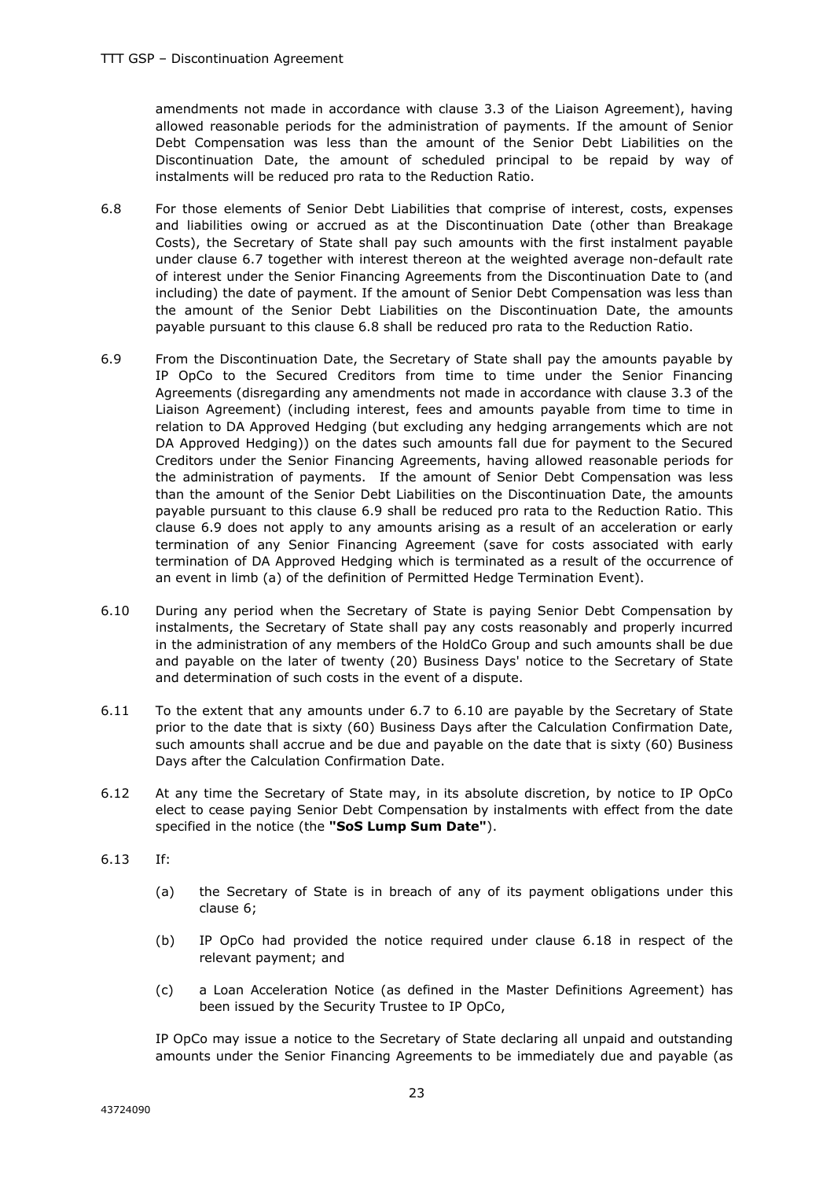amendments not made in accordance with clause 3.3 of the Liaison Agreement), having allowed reasonable periods for the administration of payments. If the amount of Senior Debt Compensation was less than the amount of the Senior Debt Liabilities on the Discontinuation Date, the amount of scheduled principal to be repaid by way of instalments will be reduced pro rata to the Reduction Ratio.

6.8 For those elements of Senior Debt Liabilities that comprise of interest, costs, expenses and liabilities owing or accrued as at the Discontinuation Date (other than Breakage Costs), the Secretary of State shall pay such amounts with the first instalment payable under clause 6.7 together with interest thereon at the weighted average non-default rate of interest under the Senior Financing Agreements from the Discontinuation Date to (and including) the date of payment. If the amount of Senior Debt Compensation was less than the amount of the Senior Debt Liabilities on the Discontinuation Date, the amounts payable pursuant to this clause 6.8 shall be reduced pro rata to the Reduction Ratio.

6.9 From the Discontinuation Date, the Secretary of State shall pay the amounts payable by IP OpCo to the Secured Creditors from time to time under the Senior Financing Agreements (disregarding any amendments not made in accordance with clause 3.3 of the Liaison Agreement) (including interest, fees and amounts payable from time to time in relation to DA Approved Hedging (but excluding any hedging arrangements which are not DA Approved Hedging)) on the dates such amounts fall due for payment to the Secured Creditors under the Senior Financing Agreements, having allowed reasonable periods for the administration of payments. If the amount of Senior Debt Compensation was less than the amount of the Senior Debt Liabilities on the Discontinuation Date, the amounts payable pursuant to this clause 6.9 shall be reduced pro rata to the Reduction Ratio. This clause 6.9 does not apply to any amounts arising as a result of an acceleration or early termination of any Senior Financing Agreement (save for costs associated with early termination of DA Approved Hedging which is terminated as a result of the occurrence of an event in limb (a) of the definition of Permitted Hedge Termination Event).

6.10 During any period when the Secretary of State is paying Senior Debt Compensation by instalments, the Secretary of State shall pay any costs reasonably and properly incurred in the administration of any members of the HoldCo Group and such amounts shall be due and payable on the later of twenty (20) Business Days' notice to the Secretary of State and determination of such costs in the event of a dispute.

6.11 To the extent that any amounts under 6.7 to 6.10 are payable by the Secretary of State prior to the date that is sixty (60) Business Days after the Calculation Confirmation Date, such amounts shall accrue and be due and payable on the date that is sixty (60) Business Days after the Calculation Confirmation Date.

6.12 At any time the Secretary of State may, in its absolute discretion, by notice to IP OpCo elect to cease paying Senior Debt Compensation by instalments with effect from the date specified in the notice (the **"SoS Lump Sum Date"**).

6.13 If:

(a) the Secretary of State is in breach of any of its payment obligations under this clause 6;

(b) IP OpCo had provided the notice required under clause 6.18 in respect of the relevant payment; and

(c) a Loan Acceleration Notice (as defined in the Master Definitions Agreement) has been issued by the Security Trustee to IP OpCo,

IP OpCo may issue a notice to the Secretary of State declaring all unpaid and outstanding amounts under the Senior Financing Agreements to be immediately due and payable (as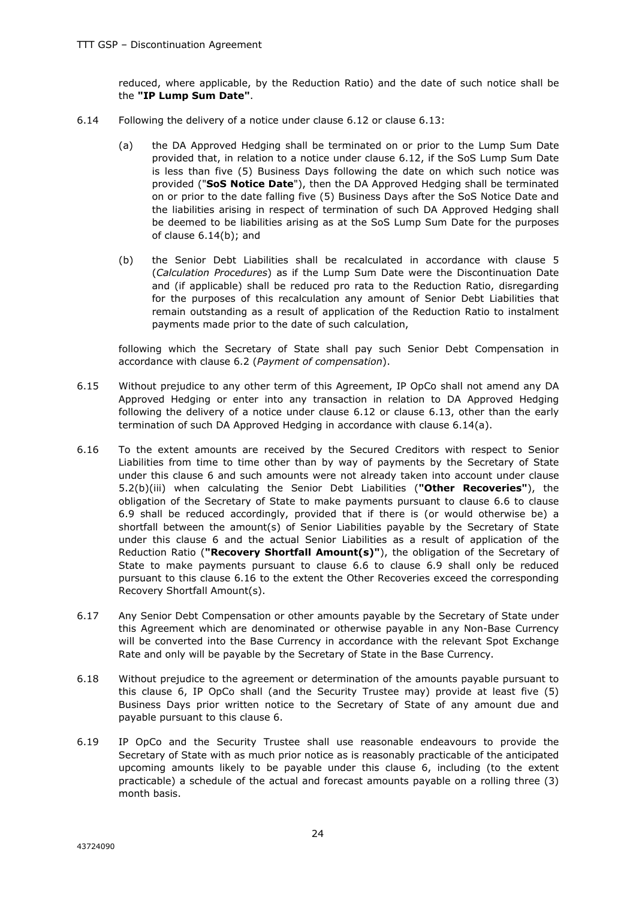reduced, where applicable, by the Reduction Ratio) and the date of such notice shall be the **"IP Lump Sum Date"**.

6.14 Following the delivery of a notice under clause 6.12 or clause 6.13:

(a) the DA Approved Hedging shall be terminated on or prior to the Lump Sum Date provided that, in relation to a notice under clause 6.12, if the SoS Lump Sum Date is less than five (5) Business Days following the date on which such notice was provided ("**SoS Notice Date**"), then the DA Approved Hedging shall be terminated on or prior to the date falling five (5) Business Days after the SoS Notice Date and the liabilities arising in respect of termination of such DA Approved Hedging shall be deemed to be liabilities arising as at the SoS Lump Sum Date for the purposes of clause 6.14(b); and

(b) the Senior Debt Liabilities shall be recalculated in accordance with clause 5 (*Calculation Procedures*) as if the Lump Sum Date were the Discontinuation Date and (if applicable) shall be reduced pro rata to the Reduction Ratio, disregarding for the purposes of this recalculation any amount of Senior Debt Liabilities that remain outstanding as a result of application of the Reduction Ratio to instalment payments made prior to the date of such calculation,

following which the Secretary of State shall pay such Senior Debt Compensation in accordance with clause 6.2 (*Payment of compensation*).

6.15 Without prejudice to any other term of this Agreement, IP OpCo shall not amend any DA Approved Hedging or enter into any transaction in relation to DA Approved Hedging following the delivery of a notice under clause 6.12 or clause 6.13, other than the early termination of such DA Approved Hedging in accordance with clause 6.14(a).

6.16 To the extent amounts are received by the Secured Creditors with respect to Senior Liabilities from time to time other than by way of payments by the Secretary of State under this clause 6 and such amounts were not already taken into account under clause 5.2(b)(iii) when calculating the Senior Debt Liabilities (**"Other Recoveries"**), the obligation of the Secretary of State to make payments pursuant to clause 6.6 to clause 6.9 shall be reduced accordingly, provided that if there is (or would otherwise be) a shortfall between the amount(s) of Senior Liabilities payable by the Secretary of State under this clause 6 and the actual Senior Liabilities as a result of application of the Reduction Ratio (**"Recovery Shortfall Amount(s)"**), the obligation of the Secretary of State to make payments pursuant to clause 6.6 to clause 6.9 shall only be reduced pursuant to this clause 6.16 to the extent the Other Recoveries exceed the corresponding Recovery Shortfall Amount(s).

6.17 Any Senior Debt Compensation or other amounts payable by the Secretary of State under this Agreement which are denominated or otherwise payable in any Non-Base Currency will be converted into the Base Currency in accordance with the relevant Spot Exchange Rate and only will be payable by the Secretary of State in the Base Currency.

6.18 Without prejudice to the agreement or determination of the amounts payable pursuant to this clause 6, IP OpCo shall (and the Security Trustee may) provide at least five (5) Business Days prior written notice to the Secretary of State of any amount due and payable pursuant to this clause 6.

6.19 IP OpCo and the Security Trustee shall use reasonable endeavours to provide the Secretary of State with as much prior notice as is reasonably practicable of the anticipated upcoming amounts likely to be payable under this clause 6, including (to the extent practicable) a schedule of the actual and forecast amounts payable on a rolling three (3) month basis.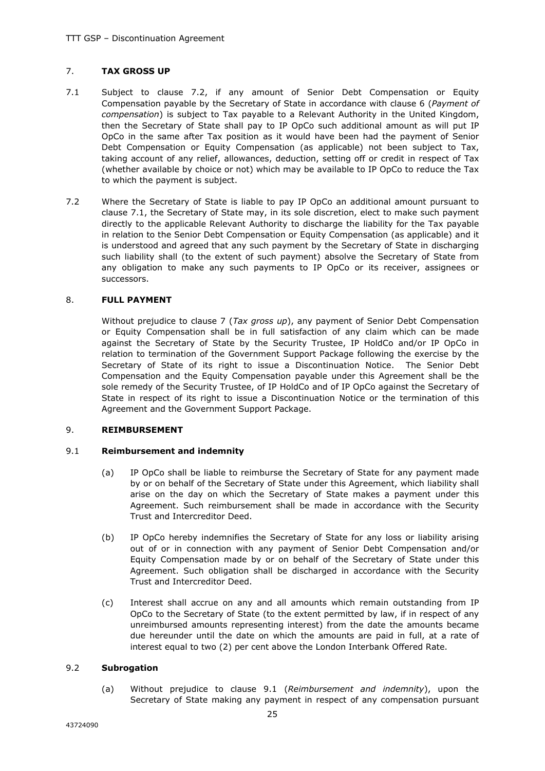## 7. **TAX GROSS UP**

7.1 Subject to clause 7.2, if any amount of Senior Debt Compensation or Equity Compensation payable by the Secretary of State in accordance with clause 6 (*Payment of compensation*) is subject to Tax payable to a Relevant Authority in the United Kingdom, then the Secretary of State shall pay to IP OpCo such additional amount as will put IP OpCo in the same after Tax position as it would have been had the payment of Senior Debt Compensation or Equity Compensation (as applicable) not been subject to Tax, taking account of any relief, allowances, deduction, setting off or credit in respect of Tax (whether available by choice or not) which may be available to IP OpCo to reduce the Tax to which the payment is subject.

7.2 Where the Secretary of State is liable to pay IP OpCo an additional amount pursuant to clause 7.1, the Secretary of State may, in its sole discretion, elect to make such payment directly to the applicable Relevant Authority to discharge the liability for the Tax payable in relation to the Senior Debt Compensation or Equity Compensation (as applicable) and it is understood and agreed that any such payment by the Secretary of State in discharging such liability shall (to the extent of such payment) absolve the Secretary of State from any obligation to make any such payments to IP OpCo or its receiver, assignees or successors.

## 8. **FULL PAYMENT**

Without prejudice to clause 7 (*Tax gross up*), any payment of Senior Debt Compensation or Equity Compensation shall be in full satisfaction of any claim which can be made against the Secretary of State by the Security Trustee, IP HoldCo and/or IP OpCo in relation to termination of the Government Support Package following the exercise by the Secretary of State of its right to issue a Discontinuation Notice. The Senior Debt Compensation and the Equity Compensation payable under this Agreement shall be the sole remedy of the Security Trustee, of IP HoldCo and of IP OpCo against the Secretary of State in respect of its right to issue a Discontinuation Notice or the termination of this Agreement and the Government Support Package.

## 9. **REIMBURSEMENT**

### 9.1 **Reimbursement and indemnity**

(a) IP OpCo shall be liable to reimburse the Secretary of State for any payment made by or on behalf of the Secretary of State under this Agreement, which liability shall arise on the day on which the Secretary of State makes a payment under this Agreement. Such reimbursement shall be made in accordance with the Security Trust and Intercreditor Deed.

(b) IP OpCo hereby indemnifies the Secretary of State for any loss or liability arising out of or in connection with any payment of Senior Debt Compensation and/or Equity Compensation made by or on behalf of the Secretary of State under this Agreement. Such obligation shall be discharged in accordance with the Security Trust and Intercreditor Deed.

(c) Interest shall accrue on any and all amounts which remain outstanding from IP OpCo to the Secretary of State (to the extent permitted by law, if in respect of any unreimbursed amounts representing interest) from the date the amounts became due hereunder until the date on which the amounts are paid in full, at a rate of interest equal to two (2) per cent above the London Interbank Offered Rate.

### 9.2 **Subrogation**

(a) Without prejudice to clause 9.1 (*Reimbursement and indemnity*), upon the Secretary of State making any payment in respect of any compensation pursuant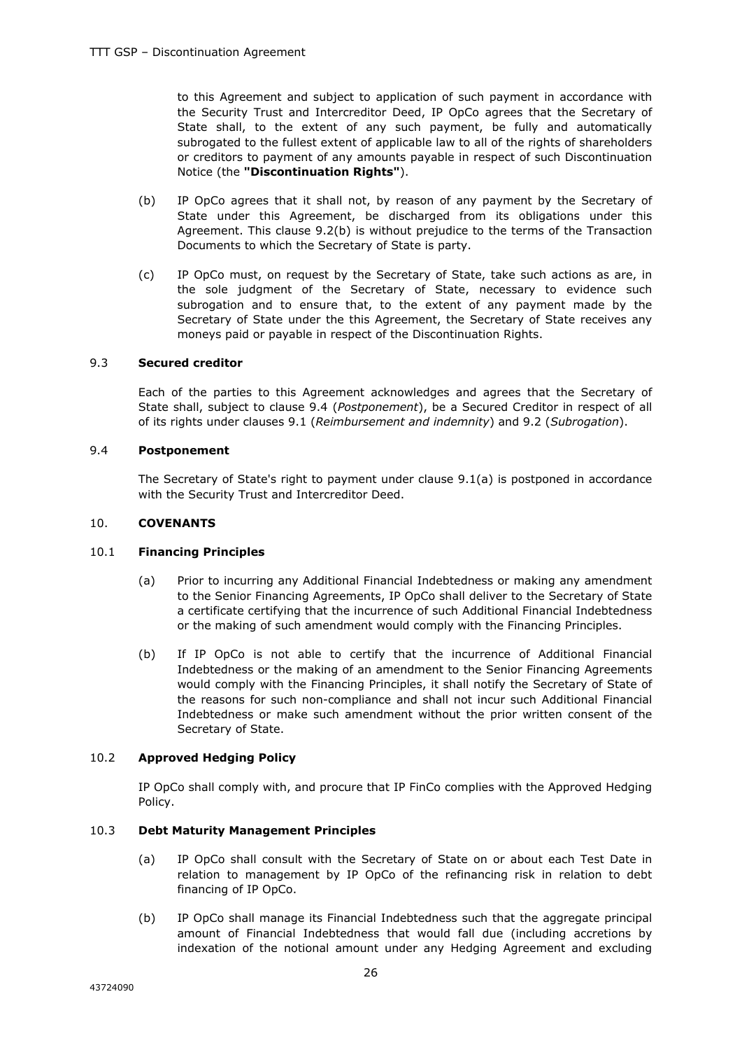to this Agreement and subject to application of such payment in accordance with the Security Trust and Intercreditor Deed, IP OpCo agrees that the Secretary of State shall, to the extent of any such payment, be fully and automatically subrogated to the fullest extent of applicable law to all of the rights of shareholders or creditors to payment of any amounts payable in respect of such Discontinuation Notice (the **"Discontinuation Rights"**).

(b) IP OpCo agrees that it shall not, by reason of any payment by the Secretary of State under this Agreement, be discharged from its obligations under this Agreement. This clause 9.2(b) is without prejudice to the terms of the Transaction Documents to which the Secretary of State is party.

(c) IP OpCo must, on request by the Secretary of State, take such actions as are, in the sole judgment of the Secretary of State, necessary to evidence such subrogation and to ensure that, to the extent of any payment made by the Secretary of State under the this Agreement, the Secretary of State receives any moneys paid or payable in respect of the Discontinuation Rights.

### 9.3 Secured creditor

Each of the parties to this Agreement acknowledges and agrees that the Secretary of State shall, subject to clause 9.4 (*Postponement*), be a Secured Creditor in respect of all of its rights under clauses 9.1 (*Reimbursement and indemnity*) and 9.2 (*Subrogation*).

### 9.4 Postponement

The Secretary of State's right to payment under clause 9.1(a) is postponed in accordance with the Security Trust and Intercreditor Deed.

## 10. COVENANTS

### 10.1 Financing Principles

(a) Prior to incurring any Additional Financial Indebtedness or making any amendment to the Senior Financing Agreements, IP OpCo shall deliver to the Secretary of State a certificate certifying that the incurrence of such Additional Financial Indebtedness or the making of such amendment would comply with the Financing Principles.

(b) If IP OpCo is not able to certify that the incurrence of Additional Financial Indebtedness or the making of an amendment to the Senior Financing Agreements would comply with the Financing Principles, it shall notify the Secretary of State of the reasons for such non-compliance and shall not incur such Additional Financial Indebtedness or make such amendment without the prior written consent of the Secretary of State.

### 10.2 Approved Hedging Policy

IP OpCo shall comply with, and procure that IP FinCo complies with the Approved Hedging Policy.

### 10.3 Debt Maturity Management Principles

(a) IP OpCo shall consult with the Secretary of State on or about each Test Date in relation to management by IP OpCo of the refinancing risk in relation to debt financing of IP OpCo.

(b) IP OpCo shall manage its Financial Indebtedness such that the aggregate principal amount of Financial Indebtedness that would fall due (including accretions by indexation of the notional amount under any Hedging Agreement and excluding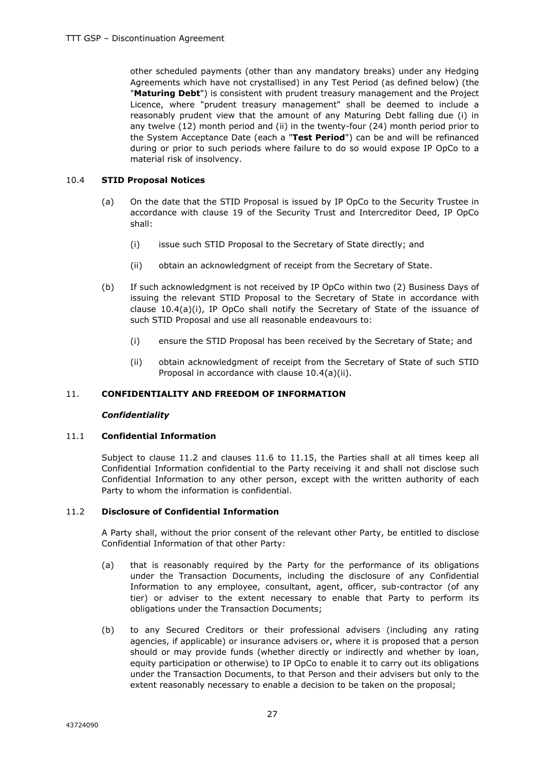other scheduled payments (other than any mandatory breaks) under any Hedging Agreements which have not crystallised) in any Test Period (as defined below) (the "**Maturing Debt**") is consistent with prudent treasury management and the Project Licence, where "prudent treasury management" shall be deemed to include a reasonably prudent view that the amount of any Maturing Debt falling due (i) in any twelve (12) month period and (ii) in the twenty-four (24) month period prior to the System Acceptance Date (each a "**Test Period**") can be and will be refinanced during or prior to such periods where failure to do so would expose IP OpCo to a material risk of insolvency.

### 10.4 **STID Proposal Notices**

(a) On the date that the STID Proposal is issued by IP OpCo to the Security Trustee in accordance with clause 19 of the Security Trust and Intercreditor Deed, IP OpCo shall:

  (i) issue such STID Proposal to the Secretary of State directly; and

  (ii) obtain an acknowledgment of receipt from the Secretary of State.

(b) If such acknowledgment is not received by IP OpCo within two (2) Business Days of issuing the relevant STID Proposal to the Secretary of State in accordance with clause 10.4(a)(i), IP OpCo shall notify the Secretary of State of the issuance of such STID Proposal and use all reasonable endeavours to:

  (i) ensure the STID Proposal has been received by the Secretary of State; and

  (ii) obtain acknowledgment of receipt from the Secretary of State of such STID Proposal in accordance with clause 10.4(a)(ii).

## 11. **CONFIDENTIALITY AND FREEDOM OF INFORMATION**

***Confidentiality***

### 11.1 **Confidential Information**

Subject to clause 11.2 and clauses 11.6 to 11.15, the Parties shall at all times keep all Confidential Information confidential to the Party receiving it and shall not disclose such Confidential Information to any other person, except with the written authority of each Party to whom the information is confidential.

### 11.2 **Disclosure of Confidential Information**

A Party shall, without the prior consent of the relevant other Party, be entitled to disclose Confidential Information of that other Party:

(a) that is reasonably required by the Party for the performance of its obligations under the Transaction Documents, including the disclosure of any Confidential Information to any employee, consultant, agent, officer, sub-contractor (of any tier) or adviser to the extent necessary to enable that Party to perform its obligations under the Transaction Documents;

(b) to any Secured Creditors or their professional advisers (including any rating agencies, if applicable) or insurance advisers or, where it is proposed that a person should or may provide funds (whether directly or indirectly and whether by loan, equity participation or otherwise) to IP OpCo to enable it to carry out its obligations under the Transaction Documents, to that Person and their advisers but only to the extent reasonably necessary to enable a decision to be taken on the proposal;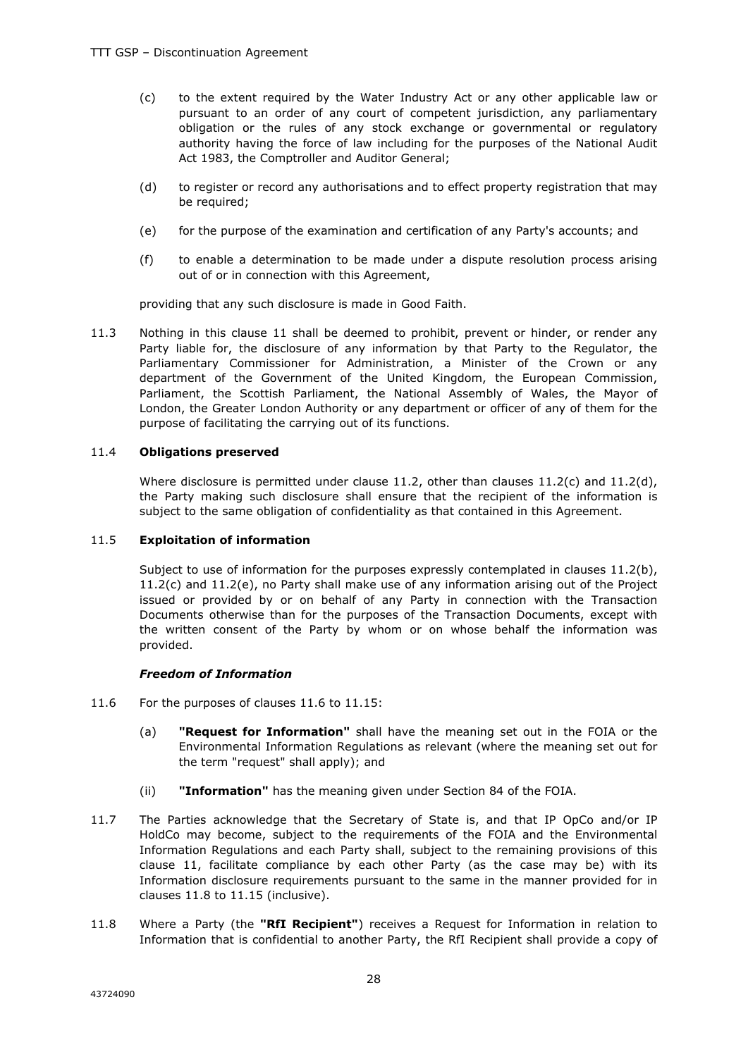(c) to the extent required by the Water Industry Act or any other applicable law or pursuant to an order of any court of competent jurisdiction, any parliamentary obligation or the rules of any stock exchange or governmental or regulatory authority having the force of law including for the purposes of the National Audit Act 1983, the Comptroller and Auditor General;

(d) to register or record any authorisations and to effect property registration that may be required;

(e) for the purpose of the examination and certification of any Party's accounts; and

(f) to enable a determination to be made under a dispute resolution process arising out of or in connection with this Agreement,

providing that any such disclosure is made in Good Faith.

11.3 Nothing in this clause 11 shall be deemed to prohibit, prevent or hinder, or render any Party liable for, the disclosure of any information by that Party to the Regulator, the Parliamentary Commissioner for Administration, a Minister of the Crown or any department of the Government of the United Kingdom, the European Commission, Parliament, the Scottish Parliament, the National Assembly of Wales, the Mayor of London, the Greater London Authority or any department or officer of any of them for the purpose of facilitating the carrying out of its functions.

11.4 **Obligations preserved**

Where disclosure is permitted under clause 11.2, other than clauses 11.2(c) and 11.2(d), the Party making such disclosure shall ensure that the recipient of the information is subject to the same obligation of confidentiality as that contained in this Agreement.

11.5 **Exploitation of information**

Subject to use of information for the purposes expressly contemplated in clauses 11.2(b), 11.2(c) and 11.2(e), no Party shall make use of any information arising out of the Project issued or provided by or on behalf of any Party in connection with the Transaction Documents otherwise than for the purposes of the Transaction Documents, except with the written consent of the Party by whom or on whose behalf the information was provided.

***Freedom of Information***

11.6 For the purposes of clauses 11.6 to 11.15:

(a) **"Request for Information"** shall have the meaning set out in the FOIA or the Environmental Information Regulations as relevant (where the meaning set out for the term "request" shall apply); and

(ii) **"Information"** has the meaning given under Section 84 of the FOIA.

11.7 The Parties acknowledge that the Secretary of State is, and that IP OpCo and/or IP HoldCo may become, subject to the requirements of the FOIA and the Environmental Information Regulations and each Party shall, subject to the remaining provisions of this clause 11, facilitate compliance by each other Party (as the case may be) with its Information disclosure requirements pursuant to the same in the manner provided for in clauses 11.8 to 11.15 (inclusive).

11.8 Where a Party (the **"RfI Recipient"**) receives a Request for Information in relation to Information that is confidential to another Party, the RfI Recipient shall provide a copy of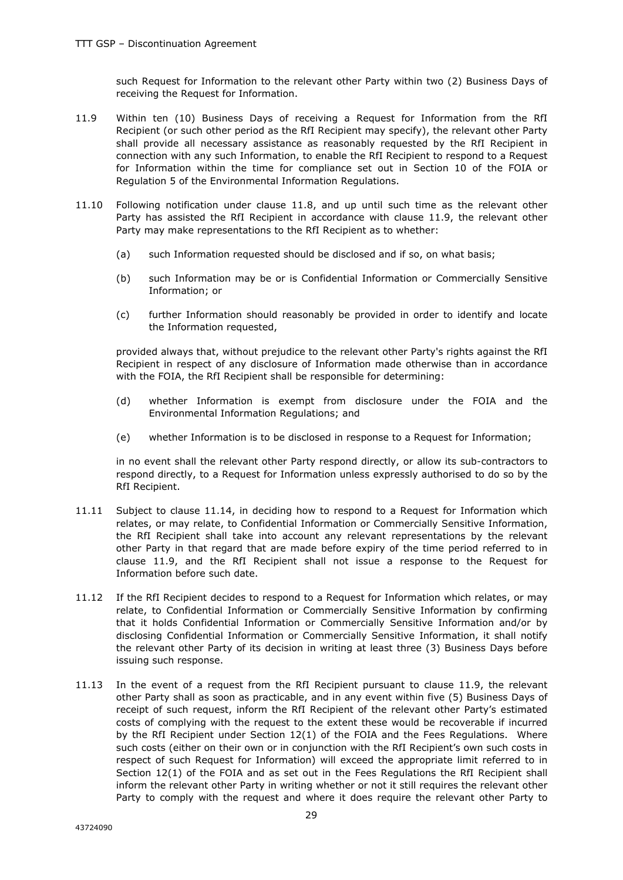such Request for Information to the relevant other Party within two (2) Business Days of receiving the Request for Information.

11.9 Within ten (10) Business Days of receiving a Request for Information from the RfI Recipient (or such other period as the RfI Recipient may specify), the relevant other Party shall provide all necessary assistance as reasonably requested by the RfI Recipient in connection with any such Information, to enable the RfI Recipient to respond to a Request for Information within the time for compliance set out in Section 10 of the FOIA or Regulation 5 of the Environmental Information Regulations.

11.10 Following notification under clause 11.8, and up until such time as the relevant other Party has assisted the RfI Recipient in accordance with clause 11.9, the relevant other Party may make representations to the RfI Recipient as to whether:

(a) such Information requested should be disclosed and if so, on what basis;

(b) such Information may be or is Confidential Information or Commercially Sensitive Information; or

(c) further Information should reasonably be provided in order to identify and locate the Information requested,

provided always that, without prejudice to the relevant other Party's rights against the RfI Recipient in respect of any disclosure of Information made otherwise than in accordance with the FOIA, the RfI Recipient shall be responsible for determining:

(d) whether Information is exempt from disclosure under the FOIA and the Environmental Information Regulations; and

(e) whether Information is to be disclosed in response to a Request for Information;

in no event shall the relevant other Party respond directly, or allow its sub-contractors to respond directly, to a Request for Information unless expressly authorised to do so by the RfI Recipient.

11.11 Subject to clause 11.14, in deciding how to respond to a Request for Information which relates, or may relate, to Confidential Information or Commercially Sensitive Information, the RfI Recipient shall take into account any relevant representations by the relevant other Party in that regard that are made before expiry of the time period referred to in clause 11.9, and the RfI Recipient shall not issue a response to the Request for Information before such date.

11.12 If the RfI Recipient decides to respond to a Request for Information which relates, or may relate, to Confidential Information or Commercially Sensitive Information by confirming that it holds Confidential Information or Commercially Sensitive Information and/or by disclosing Confidential Information or Commercially Sensitive Information, it shall notify the relevant other Party of its decision in writing at least three (3) Business Days before issuing such response.

11.13 In the event of a request from the RfI Recipient pursuant to clause 11.9, the relevant other Party shall as soon as practicable, and in any event within five (5) Business Days of receipt of such request, inform the RfI Recipient of the relevant other Party's estimated costs of complying with the request to the extent these would be recoverable if incurred by the RfI Recipient under Section 12(1) of the FOIA and the Fees Regulations. Where such costs (either on their own or in conjunction with the RfI Recipient's own such costs in respect of such Request for Information) will exceed the appropriate limit referred to in Section 12(1) of the FOIA and as set out in the Fees Regulations the RfI Recipient shall inform the relevant other Party in writing whether or not it still requires the relevant other Party to comply with the request and where it does require the relevant other Party to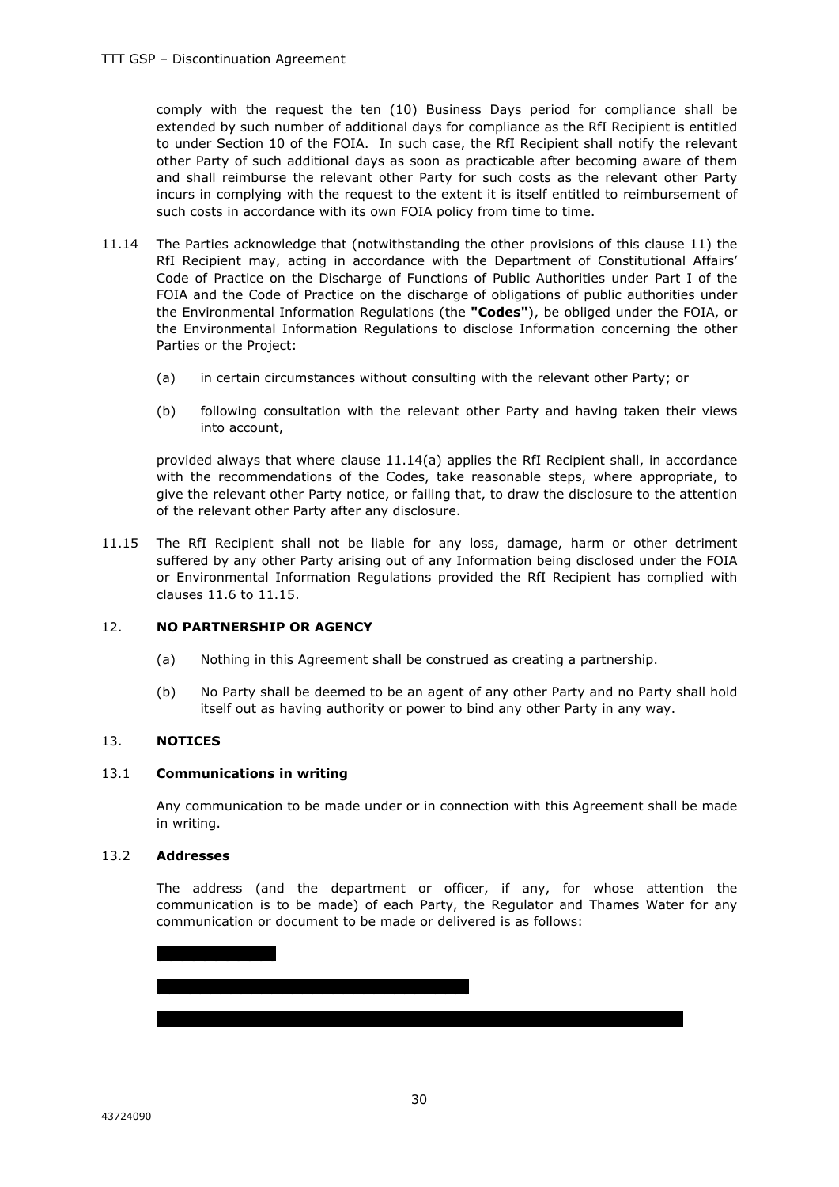comply with the request the ten (10) Business Days period for compliance shall be extended by such number of additional days for compliance as the RfI Recipient is entitled to under Section 10 of the FOIA. In such case, the RfI Recipient shall notify the relevant other Party of such additional days as soon as practicable after becoming aware of them and shall reimburse the relevant other Party for such costs as the relevant other Party incurs in complying with the request to the extent it is itself entitled to reimbursement of such costs in accordance with its own FOIA policy from time to time.

11.14 The Parties acknowledge that (notwithstanding the other provisions of this clause 11) the RfI Recipient may, acting in accordance with the Department of Constitutional Affairs' Code of Practice on the Discharge of Functions of Public Authorities under Part I of the FOIA and the Code of Practice on the discharge of obligations of public authorities under the Environmental Information Regulations (the **"Codes"**), be obliged under the FOIA, or the Environmental Information Regulations to disclose Information concerning the other Parties or the Project:

(a) in certain circumstances without consulting with the relevant other Party; or

(b) following consultation with the relevant other Party and having taken their views into account,

provided always that where clause 11.14(a) applies the RfI Recipient shall, in accordance with the recommendations of the Codes, take reasonable steps, where appropriate, to give the relevant other Party notice, or failing that, to draw the disclosure to the attention of the relevant other Party after any disclosure.

11.15 The RfI Recipient shall not be liable for any loss, damage, harm or other detriment suffered by any other Party arising out of any Information being disclosed under the FOIA or Environmental Information Regulations provided the RfI Recipient has complied with clauses 11.6 to 11.15.

## 12. NO PARTNERSHIP OR AGENCY

(a) Nothing in this Agreement shall be construed as creating a partnership.

(b) No Party shall be deemed to be an agent of any other Party and no Party shall hold itself out as having authority or power to bind any other Party in any way.

## 13. NOTICES

### 13.1 Communications in writing

Any communication to be made under or in connection with this Agreement shall be made in writing.

### 13.2 Addresses

The address (and the department or officer, if any, for whose attention the communication is to be made) of each Party, the Regulator and Thames Water for any communication or document to be made or delivered is as follows:

[REDACTED]

[REDACTED]

[REDACTED]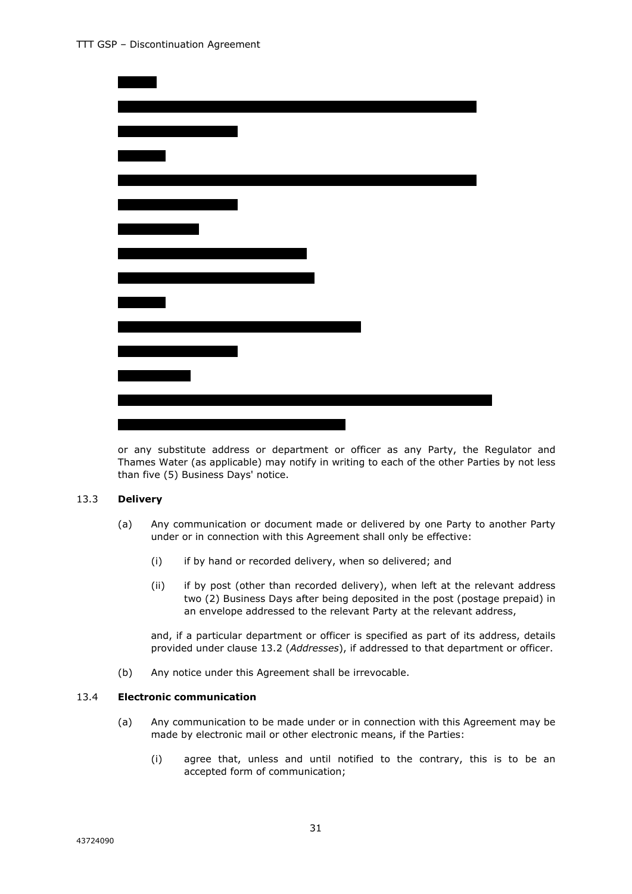or any substitute address or department or officer as any Party, the Regulator and Thames Water (as applicable) may notify in writing to each of the other Parties by not less than five (5) Business Days' notice.

13.3 **Delivery**

(a) Any communication or document made or delivered by one Party to another Party under or in connection with this Agreement shall only be effective:

(i) if by hand or recorded delivery, when so delivered; and

(ii) if by post (other than recorded delivery), when left at the relevant address two (2) Business Days after being deposited in the post (postage prepaid) in an envelope addressed to the relevant Party at the relevant address,

and, if a particular department or officer is specified as part of its address, details provided under clause 13.2 (*Addresses*), if addressed to that department or officer.

(b) Any notice under this Agreement shall be irrevocable.

13.4 **Electronic communication**

(a) Any communication to be made under or in connection with this Agreement may be made by electronic mail or other electronic means, if the Parties:

(i) agree that, unless and until notified to the contrary, this is to be an accepted form of communication;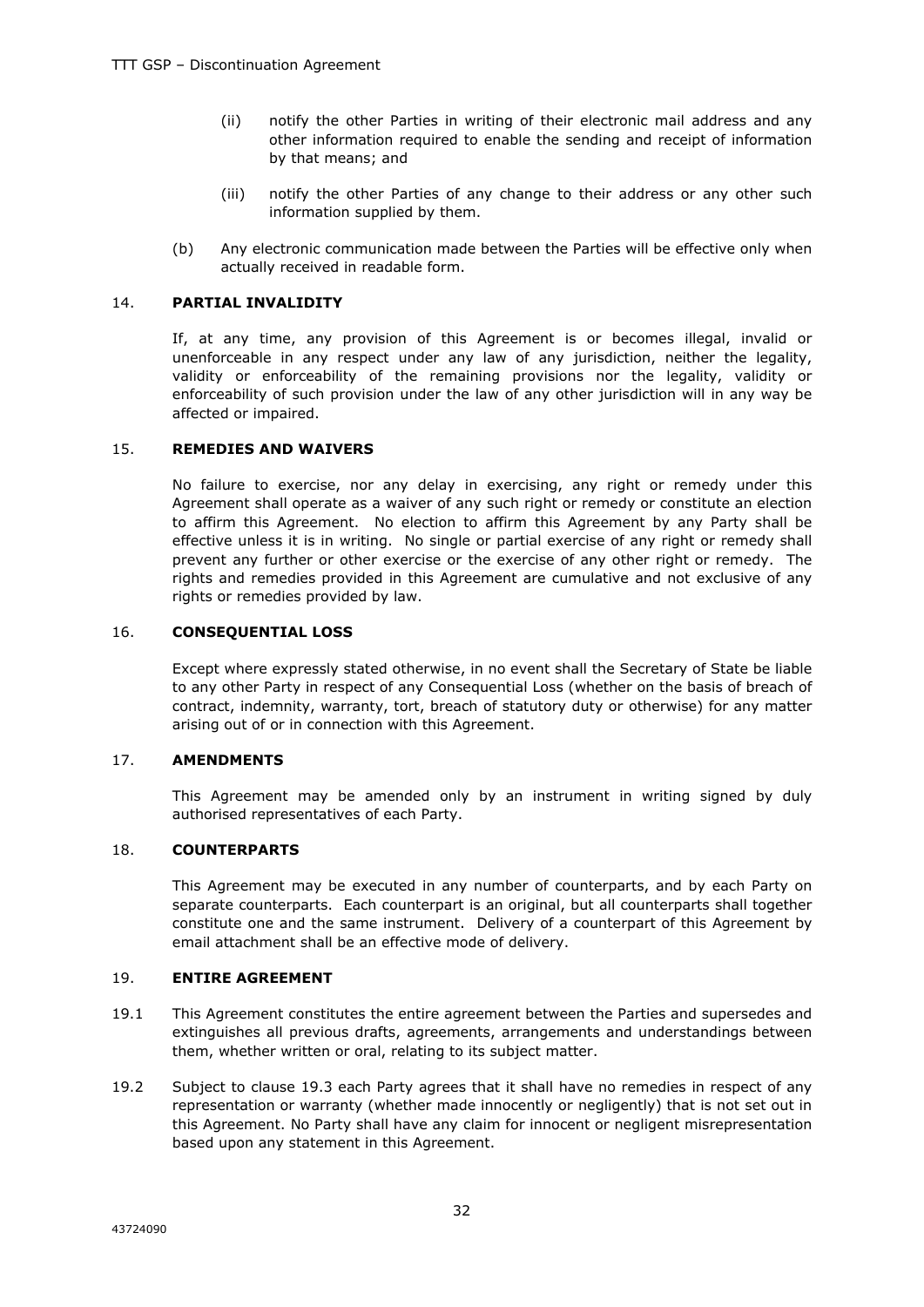(ii) notify the other Parties in writing of their electronic mail address and any other information required to enable the sending and receipt of information by that means; and

(iii) notify the other Parties of any change to their address or any other such information supplied by them.

(b) Any electronic communication made between the Parties will be effective only when actually received in readable form.

## 14. PARTIAL INVALIDITY

If, at any time, any provision of this Agreement is or becomes illegal, invalid or unenforceable in any respect under any law of any jurisdiction, neither the legality, validity or enforceability of the remaining provisions nor the legality, validity or enforceability of such provision under the law of any other jurisdiction will in any way be affected or impaired.

## 15. REMEDIES AND WAIVERS

No failure to exercise, nor any delay in exercising, any right or remedy under this Agreement shall operate as a waiver of any such right or remedy or constitute an election to affirm this Agreement. No election to affirm this Agreement by any Party shall be effective unless it is in writing. No single or partial exercise of any right or remedy shall prevent any further or other exercise or the exercise of any other right or remedy. The rights and remedies provided in this Agreement are cumulative and not exclusive of any rights or remedies provided by law.

## 16. CONSEQUENTIAL LOSS

Except where expressly stated otherwise, in no event shall the Secretary of State be liable to any other Party in respect of any Consequential Loss (whether on the basis of breach of contract, indemnity, warranty, tort, breach of statutory duty or otherwise) for any matter arising out of or in connection with this Agreement.

## 17. AMENDMENTS

This Agreement may be amended only by an instrument in writing signed by duly authorised representatives of each Party.

## 18. COUNTERPARTS

This Agreement may be executed in any number of counterparts, and by each Party on separate counterparts. Each counterpart is an original, but all counterparts shall together constitute one and the same instrument. Delivery of a counterpart of this Agreement by email attachment shall be an effective mode of delivery.

## 19. ENTIRE AGREEMENT

19.1 This Agreement constitutes the entire agreement between the Parties and supersedes and extinguishes all previous drafts, agreements, arrangements and understandings between them, whether written or oral, relating to its subject matter.

19.2 Subject to clause 19.3 each Party agrees that it shall have no remedies in respect of any representation or warranty (whether made innocently or negligently) that is not set out in this Agreement. No Party shall have any claim for innocent or negligent misrepresentation based upon any statement in this Agreement.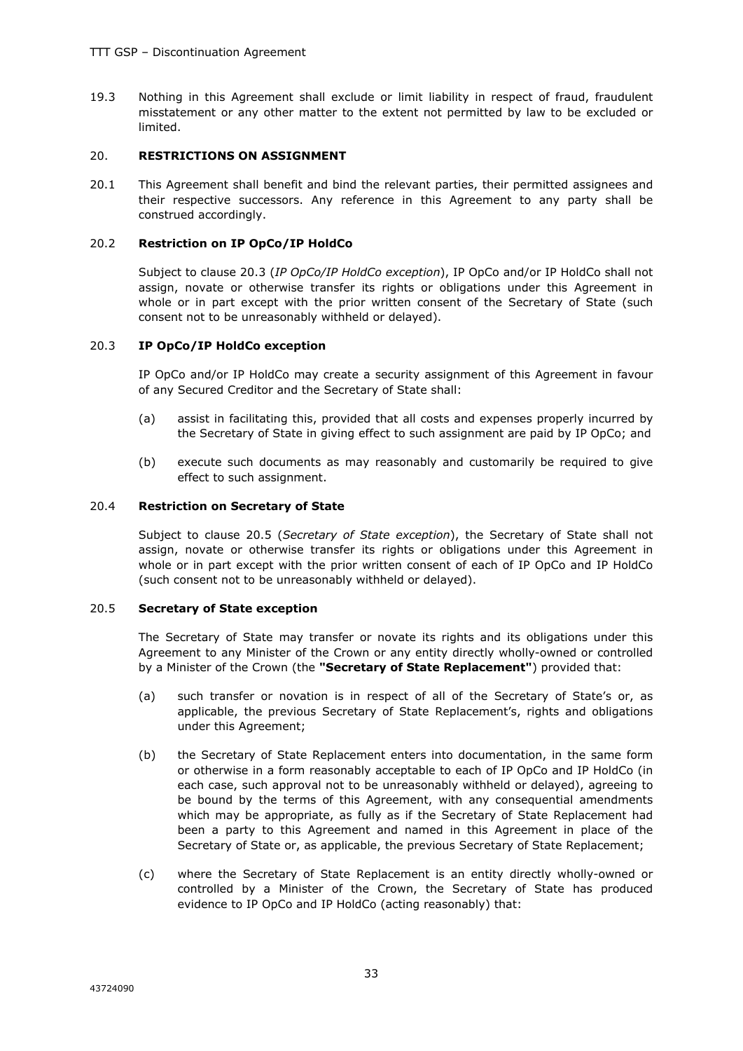19.3 Nothing in this Agreement shall exclude or limit liability in respect of fraud, fraudulent misstatement or any other matter to the extent not permitted by law to be excluded or limited.

## 20. RESTRICTIONS ON ASSIGNMENT

20.1 This Agreement shall benefit and bind the relevant parties, their permitted assignees and their respective successors. Any reference in this Agreement to any party shall be construed accordingly.

### 20.2 Restriction on IP OpCo/IP HoldCo

Subject to clause 20.3 (*IP OpCo/IP HoldCo exception*), IP OpCo and/or IP HoldCo shall not assign, novate or otherwise transfer its rights or obligations under this Agreement in whole or in part except with the prior written consent of the Secretary of State (such consent not to be unreasonably withheld or delayed).

### 20.3 IP OpCo/IP HoldCo exception

IP OpCo and/or IP HoldCo may create a security assignment of this Agreement in favour of any Secured Creditor and the Secretary of State shall:

(a) assist in facilitating this, provided that all costs and expenses properly incurred by the Secretary of State in giving effect to such assignment are paid by IP OpCo; and

(b) execute such documents as may reasonably and customarily be required to give effect to such assignment.

### 20.4 Restriction on Secretary of State

Subject to clause 20.5 (*Secretary of State exception*), the Secretary of State shall not assign, novate or otherwise transfer its rights or obligations under this Agreement in whole or in part except with the prior written consent of each of IP OpCo and IP HoldCo (such consent not to be unreasonably withheld or delayed).

### 20.5 Secretary of State exception

The Secretary of State may transfer or novate its rights and its obligations under this Agreement to any Minister of the Crown or any entity directly wholly-owned or controlled by a Minister of the Crown (the **"Secretary of State Replacement"**) provided that:

(a) such transfer or novation is in respect of all of the Secretary of State's or, as applicable, the previous Secretary of State Replacement's, rights and obligations under this Agreement;

(b) the Secretary of State Replacement enters into documentation, in the same form or otherwise in a form reasonably acceptable to each of IP OpCo and IP HoldCo (in each case, such approval not to be unreasonably withheld or delayed), agreeing to be bound by the terms of this Agreement, with any consequential amendments which may be appropriate, as fully as if the Secretary of State Replacement had been a party to this Agreement and named in this Agreement in place of the Secretary of State or, as applicable, the previous Secretary of State Replacement;

(c) where the Secretary of State Replacement is an entity directly wholly-owned or controlled by a Minister of the Crown, the Secretary of State has produced evidence to IP OpCo and IP HoldCo (acting reasonably) that: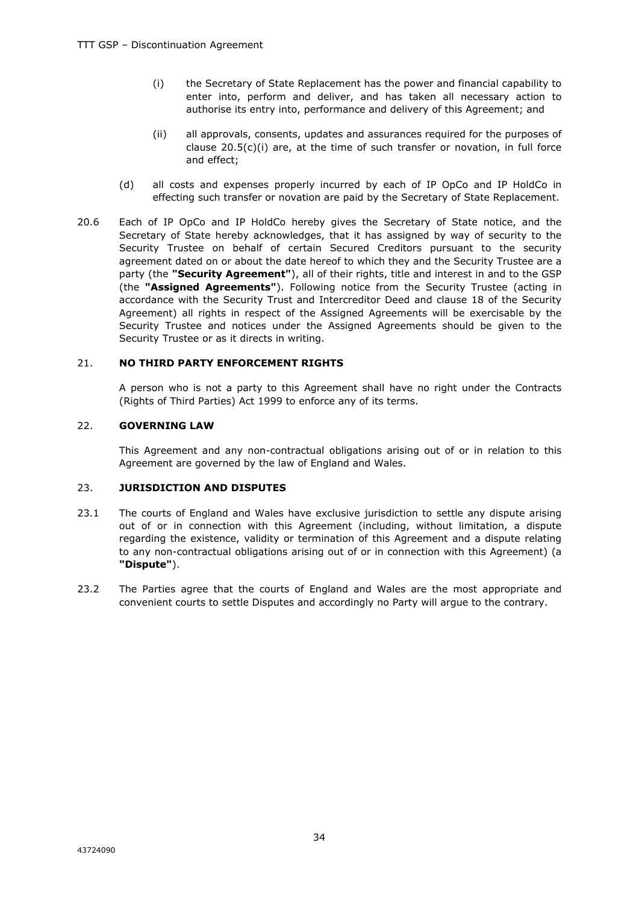(i) the Secretary of State Replacement has the power and financial capability to enter into, perform and deliver, and has taken all necessary action to authorise its entry into, performance and delivery of this Agreement; and

(ii) all approvals, consents, updates and assurances required for the purposes of clause 20.5(c)(i) are, at the time of such transfer or novation, in full force and effect;

(d) all costs and expenses properly incurred by each of IP OpCo and IP HoldCo in effecting such transfer or novation are paid by the Secretary of State Replacement.

20.6 Each of IP OpCo and IP HoldCo hereby gives the Secretary of State notice, and the Secretary of State hereby acknowledges, that it has assigned by way of security to the Security Trustee on behalf of certain Secured Creditors pursuant to the security agreement dated on or about the date hereof to which they and the Security Trustee are a party (the **"Security Agreement"**), all of their rights, title and interest in and to the GSP (the **"Assigned Agreements"**). Following notice from the Security Trustee (acting in accordance with the Security Trust and Intercreditor Deed and clause 18 of the Security Agreement) all rights in respect of the Assigned Agreements will be exercisable by the Security Trustee and notices under the Assigned Agreements should be given to the Security Trustee or as it directs in writing.

## 21. NO THIRD PARTY ENFORCEMENT RIGHTS

A person who is not a party to this Agreement shall have no right under the Contracts (Rights of Third Parties) Act 1999 to enforce any of its terms.

## 22. GOVERNING LAW

This Agreement and any non-contractual obligations arising out of or in relation to this Agreement are governed by the law of England and Wales.

## 23. JURISDICTION AND DISPUTES

23.1 The courts of England and Wales have exclusive jurisdiction to settle any dispute arising out of or in connection with this Agreement (including, without limitation, a dispute regarding the existence, validity or termination of this Agreement and a dispute relating to any non-contractual obligations arising out of or in connection with this Agreement) (a **"Dispute"**).

23.2 The Parties agree that the courts of England and Wales are the most appropriate and convenient courts to settle Disputes and accordingly no Party will argue to the contrary.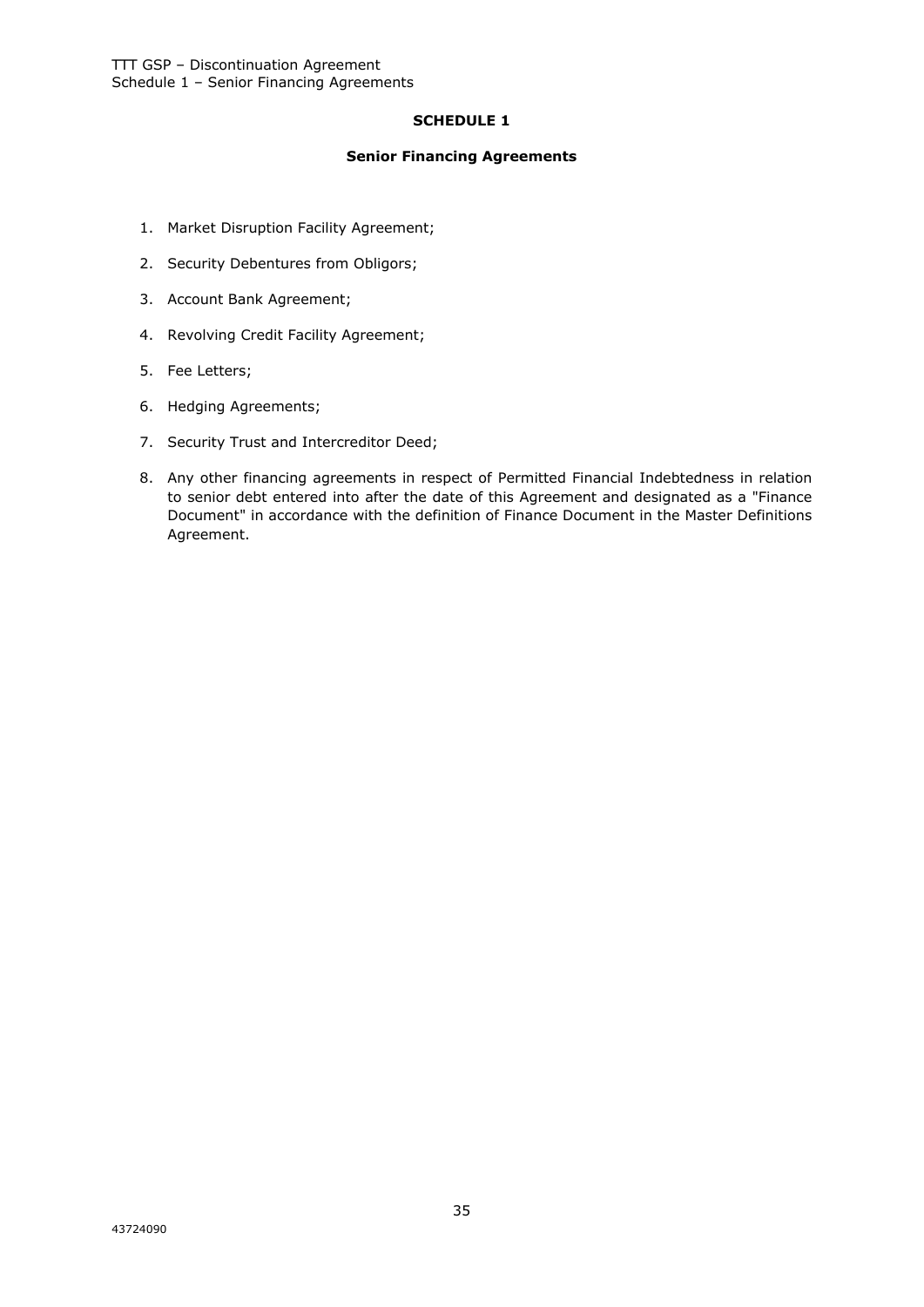## SCHEDULE 1

### Senior Financing Agreements

1. Market Disruption Facility Agreement;
2. Security Debentures from Obligors;
3. Account Bank Agreement;
4. Revolving Credit Facility Agreement;
5. Fee Letters;
6. Hedging Agreements;
7. Security Trust and Intercreditor Deed;
8. Any other financing agreements in respect of Permitted Financial Indebtedness in relation to senior debt entered into after the date of this Agreement and designated as a "Finance Document" in accordance with the definition of Finance Document in the Master Definitions Agreement.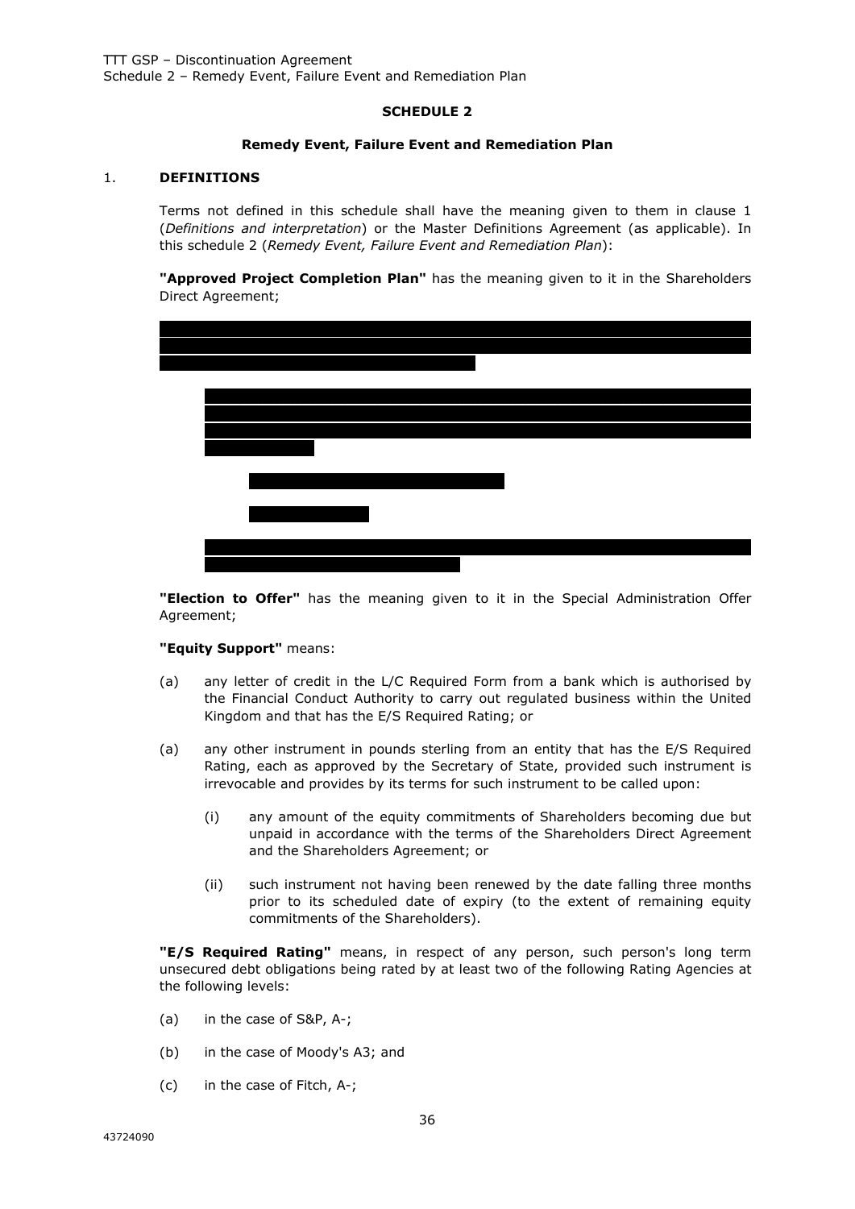**SCHEDULE 2**

**Remedy Event, Failure Event and Remediation Plan**

1. **DEFINITIONS**

Terms not defined in this schedule shall have the meaning given to them in clause 1 (*Definitions and interpretation*) or the Master Definitions Agreement (as applicable). In this schedule 2 (*Remedy Event, Failure Event and Remediation Plan*):

**"Approved Project Completion Plan"** has the meaning given to it in the Shareholders Direct Agreement;

**"Election to Offer"** has the meaning given to it in the Special Administration Offer Agreement;

**"Equity Support"** means:

(a) any letter of credit in the L/C Required Form from a bank which is authorised by the Financial Conduct Authority to carry out regulated business within the United Kingdom and that has the E/S Required Rating; or

(a) any other instrument in pounds sterling from an entity that has the E/S Required Rating, each as approved by the Secretary of State, provided such instrument is irrevocable and provides by its terms for such instrument to be called upon:

(i) any amount of the equity commitments of Shareholders becoming due but unpaid in accordance with the terms of the Shareholders Direct Agreement and the Shareholders Agreement; or

(ii) such instrument not having been renewed by the date falling three months prior to its scheduled date of expiry (to the extent of remaining equity commitments of the Shareholders).

**"E/S Required Rating"** means, in respect of any person, such person's long term unsecured debt obligations being rated by at least two of the following Rating Agencies at the following levels:

(a) in the case of S&P, A-;

(b) in the case of Moody's A3; and

(c) in the case of Fitch, A-;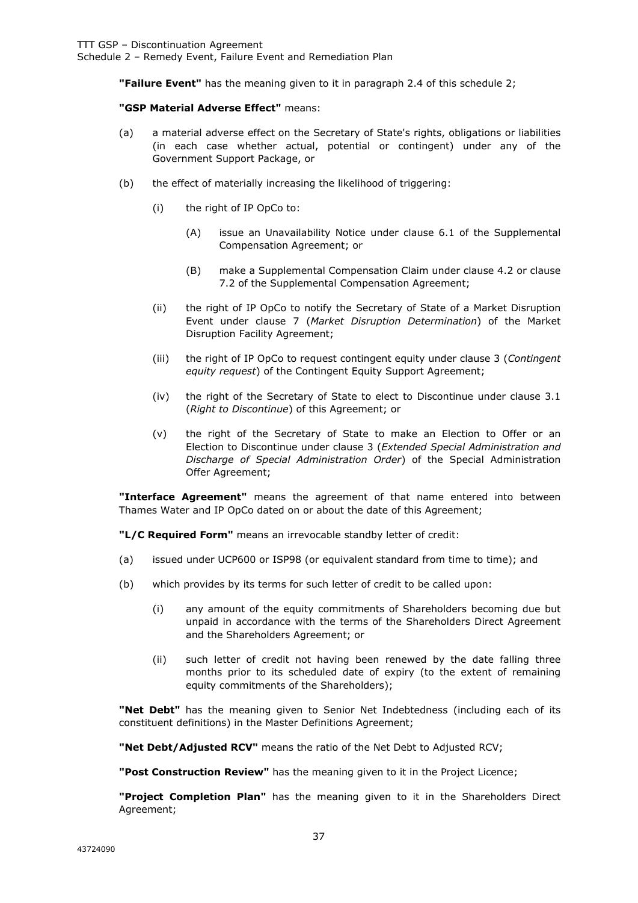**"Failure Event"** has the meaning given to it in paragraph 2.4 of this schedule 2;

**"GSP Material Adverse Effect"** means:

(a) a material adverse effect on the Secretary of State's rights, obligations or liabilities (in each case whether actual, potential or contingent) under any of the Government Support Package, or

(b) the effect of materially increasing the likelihood of triggering:

  (i) the right of IP OpCo to:

    (A) issue an Unavailability Notice under clause 6.1 of the Supplemental Compensation Agreement; or

    (B) make a Supplemental Compensation Claim under clause 4.2 or clause 7.2 of the Supplemental Compensation Agreement;

  (ii) the right of IP OpCo to notify the Secretary of State of a Market Disruption Event under clause 7 (*Market Disruption Determination*) of the Market Disruption Facility Agreement;

  (iii) the right of IP OpCo to request contingent equity under clause 3 (*Contingent equity request*) of the Contingent Equity Support Agreement;

  (iv) the right of the Secretary of State to elect to Discontinue under clause 3.1 (*Right to Discontinue*) of this Agreement; or

  (v) the right of the Secretary of State to make an Election to Offer or an Election to Discontinue under clause 3 (*Extended Special Administration and Discharge of Special Administration Order*) of the Special Administration Offer Agreement;

**"Interface Agreement"** means the agreement of that name entered into between Thames Water and IP OpCo dated on or about the date of this Agreement;

**"L/C Required Form"** means an irrevocable standby letter of credit:

(a) issued under UCP600 or ISP98 (or equivalent standard from time to time); and

(b) which provides by its terms for such letter of credit to be called upon:

  (i) any amount of the equity commitments of Shareholders becoming due but unpaid in accordance with the terms of the Shareholders Direct Agreement and the Shareholders Agreement; or

  (ii) such letter of credit not having been renewed by the date falling three months prior to its scheduled date of expiry (to the extent of remaining equity commitments of the Shareholders);

**"Net Debt"** has the meaning given to Senior Net Indebtedness (including each of its constituent definitions) in the Master Definitions Agreement;

**"Net Debt/Adjusted RCV"** means the ratio of the Net Debt to Adjusted RCV;

**"Post Construction Review"** has the meaning given to it in the Project Licence;

**"Project Completion Plan"** has the meaning given to it in the Shareholders Direct Agreement;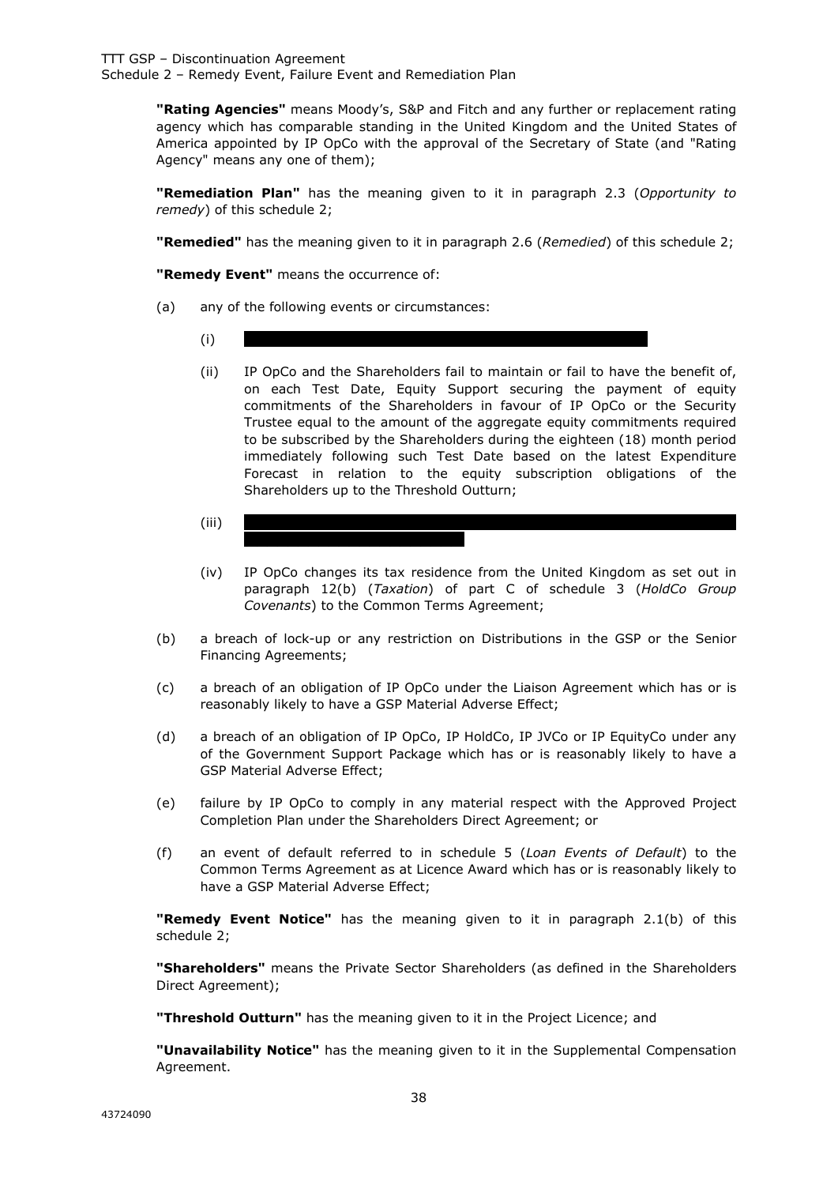**"Rating Agencies"** means Moody's, S&P and Fitch and any further or replacement rating agency which has comparable standing in the United Kingdom and the United States of America appointed by IP OpCo with the approval of the Secretary of State (and "Rating Agency" means any one of them);

**"Remediation Plan"** has the meaning given to it in paragraph 2.3 (*Opportunity to remedy*) of this schedule 2;

**"Remedied"** has the meaning given to it in paragraph 2.6 (*Remedied*) of this schedule 2;

**"Remedy Event"** means the occurrence of:

(a) any of the following events or circumstances:

(i) 

(ii) IP OpCo and the Shareholders fail to maintain or fail to have the benefit of, on each Test Date, Equity Support securing the payment of equity commitments of the Shareholders in favour of IP OpCo or the Security Trustee equal to the amount of the aggregate equity commitments required to be subscribed by the Shareholders during the eighteen (18) month period immediately following such Test Date based on the latest Expenditure Forecast in relation to the equity subscription obligations of the Shareholders up to the Threshold Outturn;

(iii) 

(iv) IP OpCo changes its tax residence from the United Kingdom as set out in paragraph 12(b) (*Taxation*) of part C of schedule 3 (*HoldCo Group Covenants*) to the Common Terms Agreement;

(b) a breach of lock-up or any restriction on Distributions in the GSP or the Senior Financing Agreements;

(c) a breach of an obligation of IP OpCo under the Liaison Agreement which has or is reasonably likely to have a GSP Material Adverse Effect;

(d) a breach of an obligation of IP OpCo, IP HoldCo, IP JVCo or IP EquityCo under any of the Government Support Package which has or is reasonably likely to have a GSP Material Adverse Effect;

(e) failure by IP OpCo to comply in any material respect with the Approved Project Completion Plan under the Shareholders Direct Agreement; or

(f) an event of default referred to in schedule 5 (*Loan Events of Default*) to the Common Terms Agreement as at Licence Award which has or is reasonably likely to have a GSP Material Adverse Effect;

**"Remedy Event Notice"** has the meaning given to it in paragraph 2.1(b) of this schedule 2;

**"Shareholders"** means the Private Sector Shareholders (as defined in the Shareholders Direct Agreement);

**"Threshold Outturn"** has the meaning given to it in the Project Licence; and

**"Unavailability Notice"** has the meaning given to it in the Supplemental Compensation Agreement.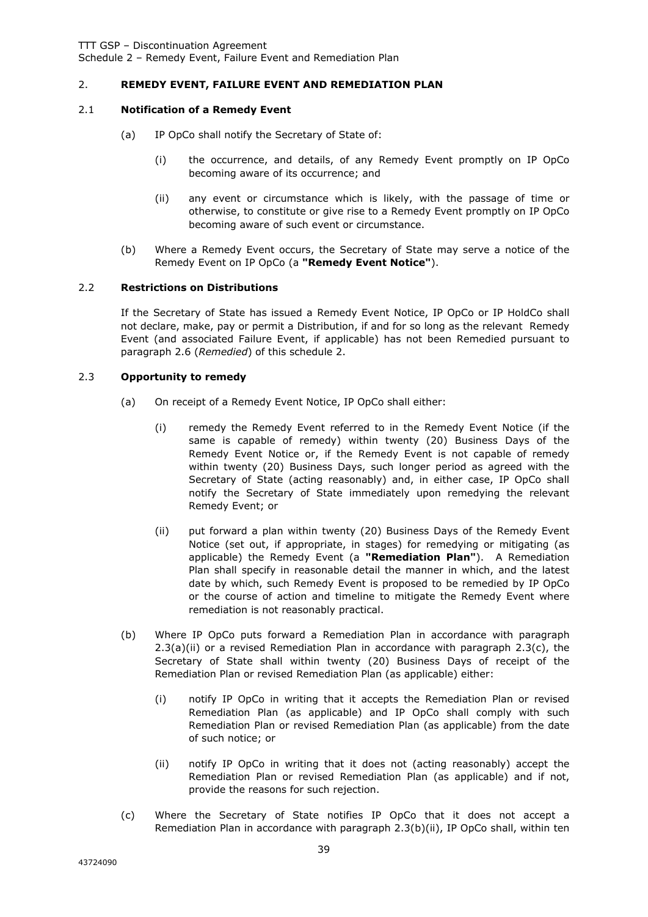## 2. REMEDY EVENT, FAILURE EVENT AND REMEDIATION PLAN

### 2.1 Notification of a Remedy Event

(a) IP OpCo shall notify the Secretary of State of:

(i) the occurrence, and details, of any Remedy Event promptly on IP OpCo becoming aware of its occurrence; and

(ii) any event or circumstance which is likely, with the passage of time or otherwise, to constitute or give rise to a Remedy Event promptly on IP OpCo becoming aware of such event or circumstance.

(b) Where a Remedy Event occurs, the Secretary of State may serve a notice of the Remedy Event on IP OpCo (a **"Remedy Event Notice"**).

### 2.2 Restrictions on Distributions

If the Secretary of State has issued a Remedy Event Notice, IP OpCo or IP HoldCo shall not declare, make, pay or permit a Distribution, if and for so long as the relevant Remedy Event (and associated Failure Event, if applicable) has not been Remedied pursuant to paragraph 2.6 (*Remedied*) of this schedule 2.

### 2.3 Opportunity to remedy

(a) On receipt of a Remedy Event Notice, IP OpCo shall either:

(i) remedy the Remedy Event referred to in the Remedy Event Notice (if the same is capable of remedy) within twenty (20) Business Days of the Remedy Event Notice or, if the Remedy Event is not capable of remedy within twenty (20) Business Days, such longer period as agreed with the Secretary of State (acting reasonably) and, in either case, IP OpCo shall notify the Secretary of State immediately upon remedying the relevant Remedy Event; or

(ii) put forward a plan within twenty (20) Business Days of the Remedy Event Notice (set out, if appropriate, in stages) for remedying or mitigating (as applicable) the Remedy Event (a **"Remediation Plan"**). A Remediation Plan shall specify in reasonable detail the manner in which, and the latest date by which, such Remedy Event is proposed to be remedied by IP OpCo or the course of action and timeline to mitigate the Remedy Event where remediation is not reasonably practical.

(b) Where IP OpCo puts forward a Remediation Plan in accordance with paragraph 2.3(a)(ii) or a revised Remediation Plan in accordance with paragraph 2.3(c), the Secretary of State shall within twenty (20) Business Days of receipt of the Remediation Plan or revised Remediation Plan (as applicable) either:

(i) notify IP OpCo in writing that it accepts the Remediation Plan or revised Remediation Plan (as applicable) and IP OpCo shall comply with such Remediation Plan or revised Remediation Plan (as applicable) from the date of such notice; or

(ii) notify IP OpCo in writing that it does not (acting reasonably) accept the Remediation Plan or revised Remediation Plan (as applicable) and if not, provide the reasons for such rejection.

(c) Where the Secretary of State notifies IP OpCo that it does not accept a Remediation Plan in accordance with paragraph 2.3(b)(ii), IP OpCo shall, within ten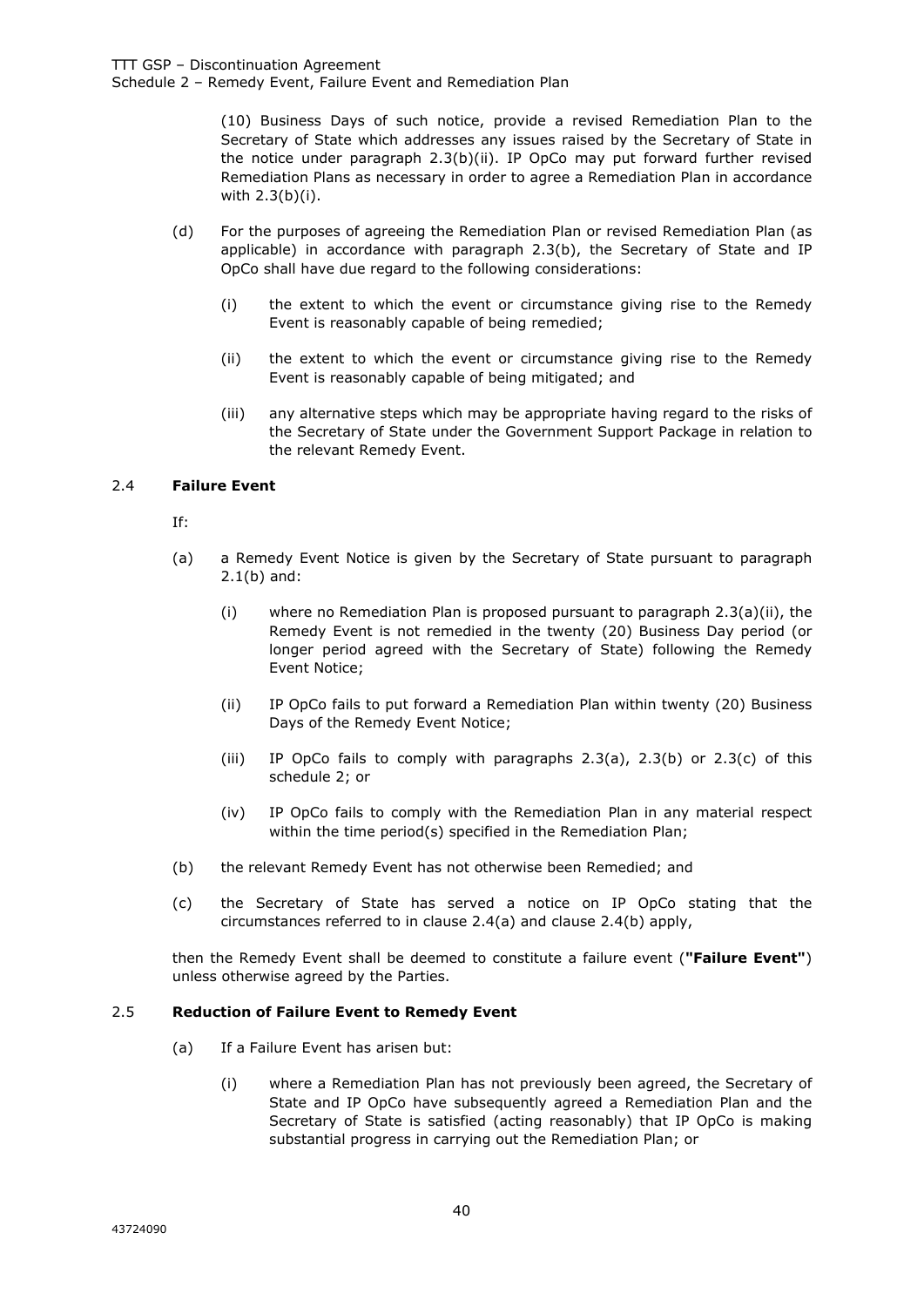(10) Business Days of such notice, provide a revised Remediation Plan to the Secretary of State which addresses any issues raised by the Secretary of State in the notice under paragraph 2.3(b)(ii). IP OpCo may put forward further revised Remediation Plans as necessary in order to agree a Remediation Plan in accordance with 2.3(b)(i).

(d) For the purposes of agreeing the Remediation Plan or revised Remediation Plan (as applicable) in accordance with paragraph 2.3(b), the Secretary of State and IP OpCo shall have due regard to the following considerations:

   (i) the extent to which the event or circumstance giving rise to the Remedy Event is reasonably capable of being remedied;

   (ii) the extent to which the event or circumstance giving rise to the Remedy Event is reasonably capable of being mitigated; and

   (iii) any alternative steps which may be appropriate having regard to the risks of the Secretary of State under the Government Support Package in relation to the relevant Remedy Event.

## 2.4 Failure Event

If:

(a) a Remedy Event Notice is given by the Secretary of State pursuant to paragraph 2.1(b) and:

   (i) where no Remediation Plan is proposed pursuant to paragraph 2.3(a)(ii), the Remedy Event is not remedied in the twenty (20) Business Day period (or longer period agreed with the Secretary of State) following the Remedy Event Notice;

   (ii) IP OpCo fails to put forward a Remediation Plan within twenty (20) Business Days of the Remedy Event Notice;

   (iii) IP OpCo fails to comply with paragraphs 2.3(a), 2.3(b) or 2.3(c) of this schedule 2; or

   (iv) IP OpCo fails to comply with the Remediation Plan in any material respect within the time period(s) specified in the Remediation Plan;

(b) the relevant Remedy Event has not otherwise been Remedied; and

(c) the Secretary of State has served a notice on IP OpCo stating that the circumstances referred to in clause 2.4(a) and clause 2.4(b) apply,

then the Remedy Event shall be deemed to constitute a failure event (**"Failure Event"**) unless otherwise agreed by the Parties.

## 2.5 Reduction of Failure Event to Remedy Event

(a) If a Failure Event has arisen but:

   (i) where a Remediation Plan has not previously been agreed, the Secretary of State and IP OpCo have subsequently agreed a Remediation Plan and the Secretary of State is satisfied (acting reasonably) that IP OpCo is making substantial progress in carrying out the Remediation Plan; or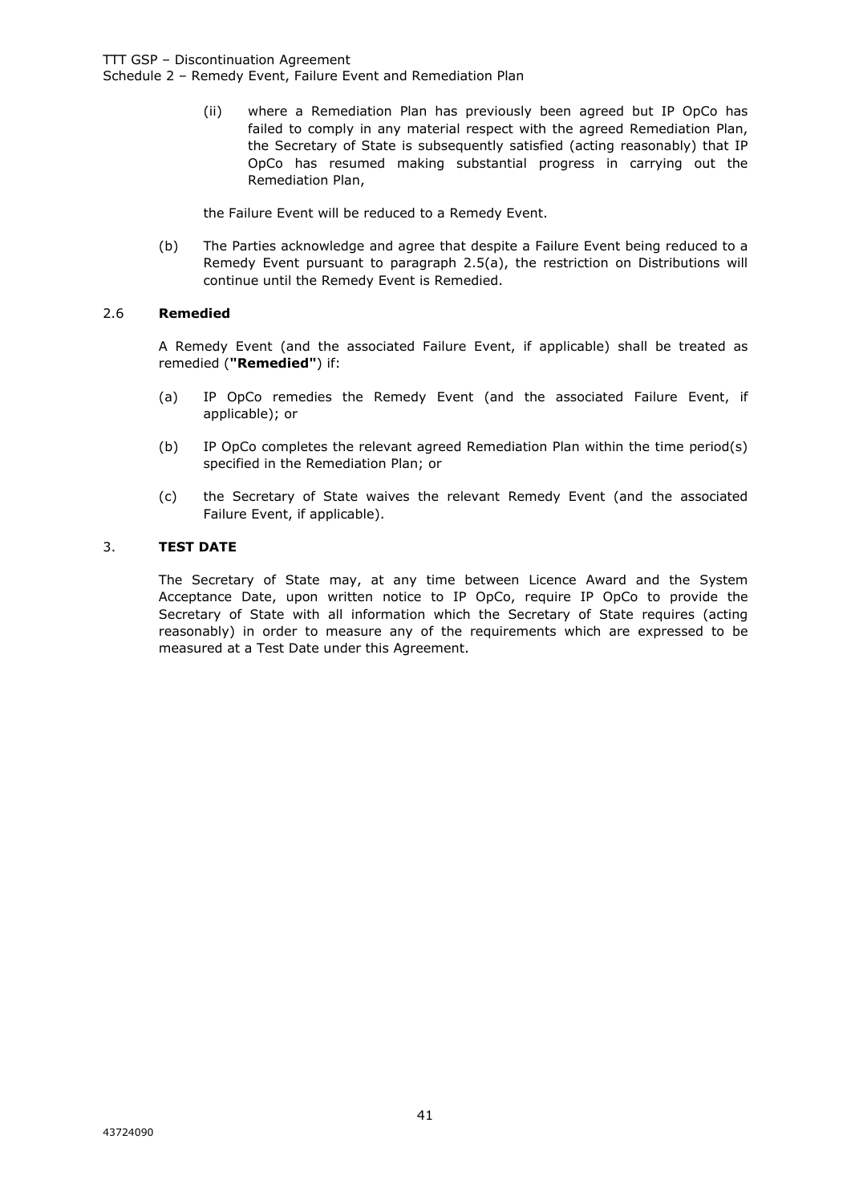(ii) where a Remediation Plan has previously been agreed but IP OpCo has failed to comply in any material respect with the agreed Remediation Plan, the Secretary of State is subsequently satisfied (acting reasonably) that IP OpCo has resumed making substantial progress in carrying out the Remediation Plan,

the Failure Event will be reduced to a Remedy Event.

(b) The Parties acknowledge and agree that despite a Failure Event being reduced to a Remedy Event pursuant to paragraph 2.5(a), the restriction on Distributions will continue until the Remedy Event is Remedied.

### 2.6 Remedied

A Remedy Event (and the associated Failure Event, if applicable) shall be treated as remedied (**"Remedied"**) if:

(a) IP OpCo remedies the Remedy Event (and the associated Failure Event, if applicable); or

(b) IP OpCo completes the relevant agreed Remediation Plan within the time period(s) specified in the Remediation Plan; or

(c) the Secretary of State waives the relevant Remedy Event (and the associated Failure Event, if applicable).

## 3. TEST DATE

The Secretary of State may, at any time between Licence Award and the System Acceptance Date, upon written notice to IP OpCo, require IP OpCo to provide the Secretary of State with all information which the Secretary of State requires (acting reasonably) in order to measure any of the requirements which are expressed to be measured at a Test Date under this Agreement.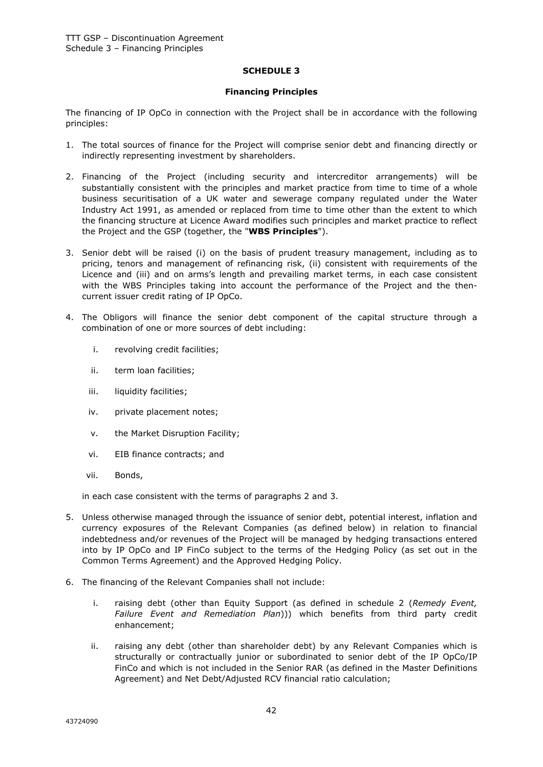## SCHEDULE 3

### Financing Principles

The financing of IP OpCo in connection with the Project shall be in accordance with the following principles:

1. The total sources of finance for the Project will comprise senior debt and financing directly or indirectly representing investment by shareholders.

2. Financing of the Project (including security and intercreditor arrangements) will be substantially consistent with the principles and market practice from time to time of a whole business securitisation of a UK water and sewerage company regulated under the Water Industry Act 1991, as amended or replaced from time to time other than the extent to which the financing structure at Licence Award modifies such principles and market practice to reflect the Project and the GSP (together, the "**WBS Principles**").

3. Senior debt will be raised (i) on the basis of prudent treasury management, including as to pricing, tenors and management of refinancing risk, (ii) consistent with requirements of the Licence and (iii) and on arms's length and prevailing market terms, in each case consistent with the WBS Principles taking into account the performance of the Project and the then-current issuer credit rating of IP OpCo.

4. The Obligors will finance the senior debt component of the capital structure through a combination of one or more sources of debt including:

   i. revolving credit facilities;

   ii. term loan facilities;

   iii. liquidity facilities;

   iv. private placement notes;

   v. the Market Disruption Facility;

   vi. EIB finance contracts; and

   vii. Bonds,

   in each case consistent with the terms of paragraphs 2 and 3.

5. Unless otherwise managed through the issuance of senior debt, potential interest, inflation and currency exposures of the Relevant Companies (as defined below) in relation to financial indebtedness and/or revenues of the Project will be managed by hedging transactions entered into by IP OpCo and IP FinCo subject to the terms of the Hedging Policy (as set out in the Common Terms Agreement) and the Approved Hedging Policy.

6. The financing of the Relevant Companies shall not include:

   i. raising debt (other than Equity Support (as defined in schedule 2 (*Remedy Event, Failure Event and Remediation Plan*))) which benefits from third party credit enhancement;

   ii. raising any debt (other than shareholder debt) by any Relevant Companies which is structurally or contractually junior or subordinated to senior debt of the IP OpCo/IP FinCo and which is not included in the Senior RAR (as defined in the Master Definitions Agreement) and Net Debt/Adjusted RCV financial ratio calculation;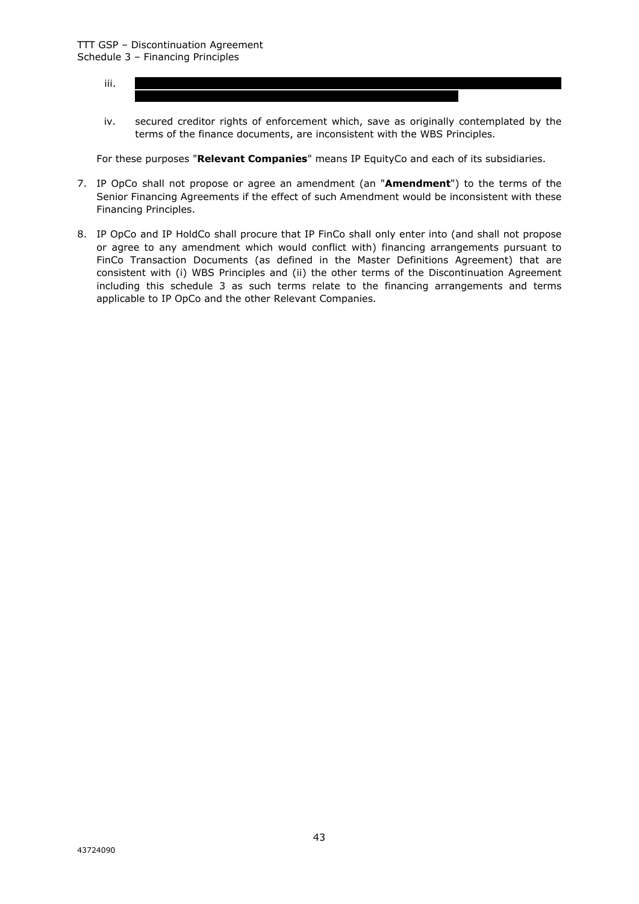iii. 

iv. secured creditor rights of enforcement which, save as originally contemplated by the terms of the finance documents, are inconsistent with the WBS Principles.

For these purposes "**Relevant Companies**" means IP EquityCo and each of its subsidiaries.

7. IP OpCo shall not propose or agree an amendment (an "**Amendment**") to the terms of the Senior Financing Agreements if the effect of such Amendment would be inconsistent with these Financing Principles.

8. IP OpCo and IP HoldCo shall procure that IP FinCo shall only enter into (and shall not propose or agree to any amendment which would conflict with) financing arrangements pursuant to FinCo Transaction Documents (as defined in the Master Definitions Agreement) that are consistent with (i) WBS Principles and (ii) the other terms of the Discontinuation Agreement including this schedule 3 as such terms relate to the financing arrangements and terms applicable to IP OpCo and the other Relevant Companies.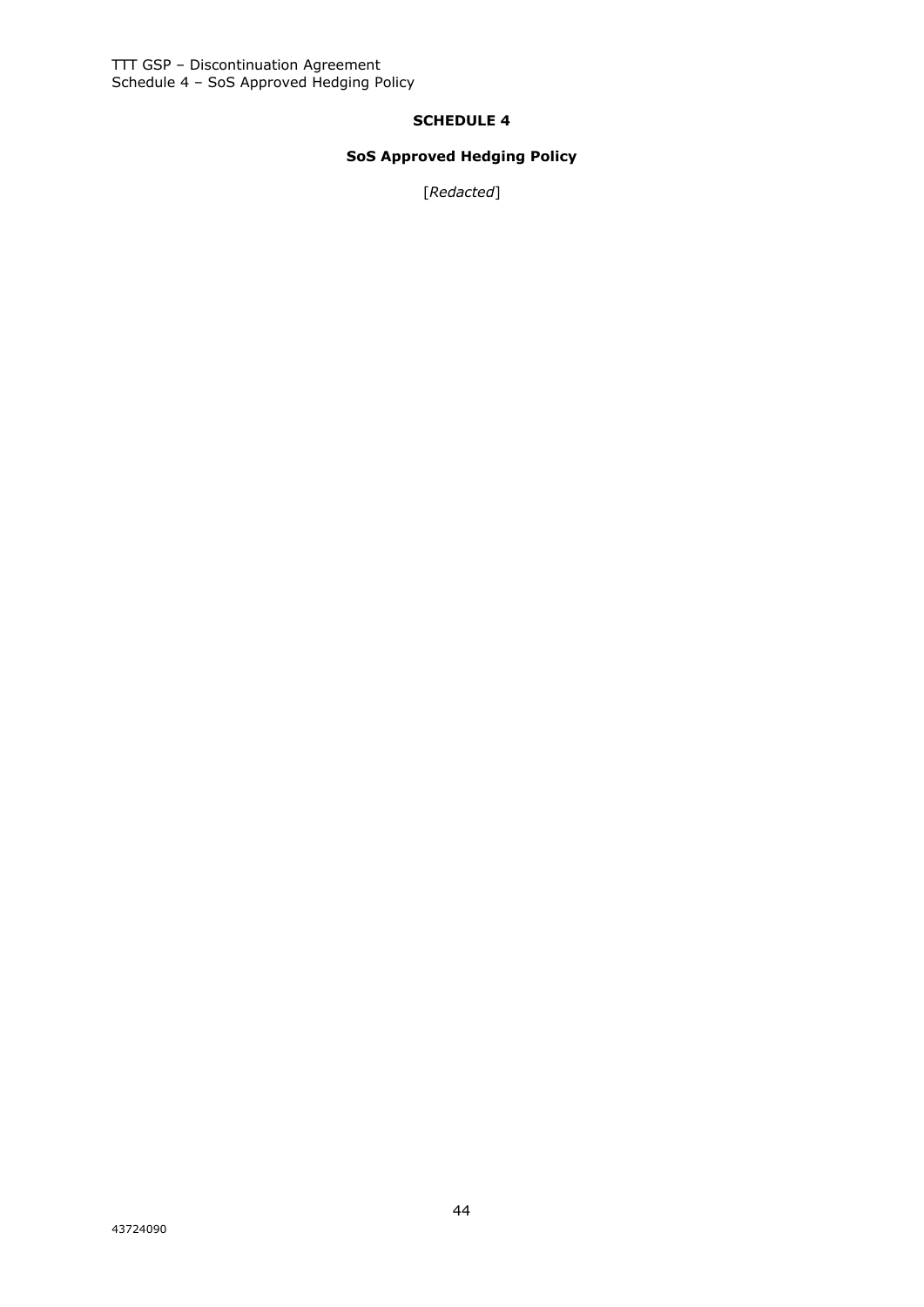# SCHEDULE 4

## SoS Approved Hedging Policy

[*Redacted*]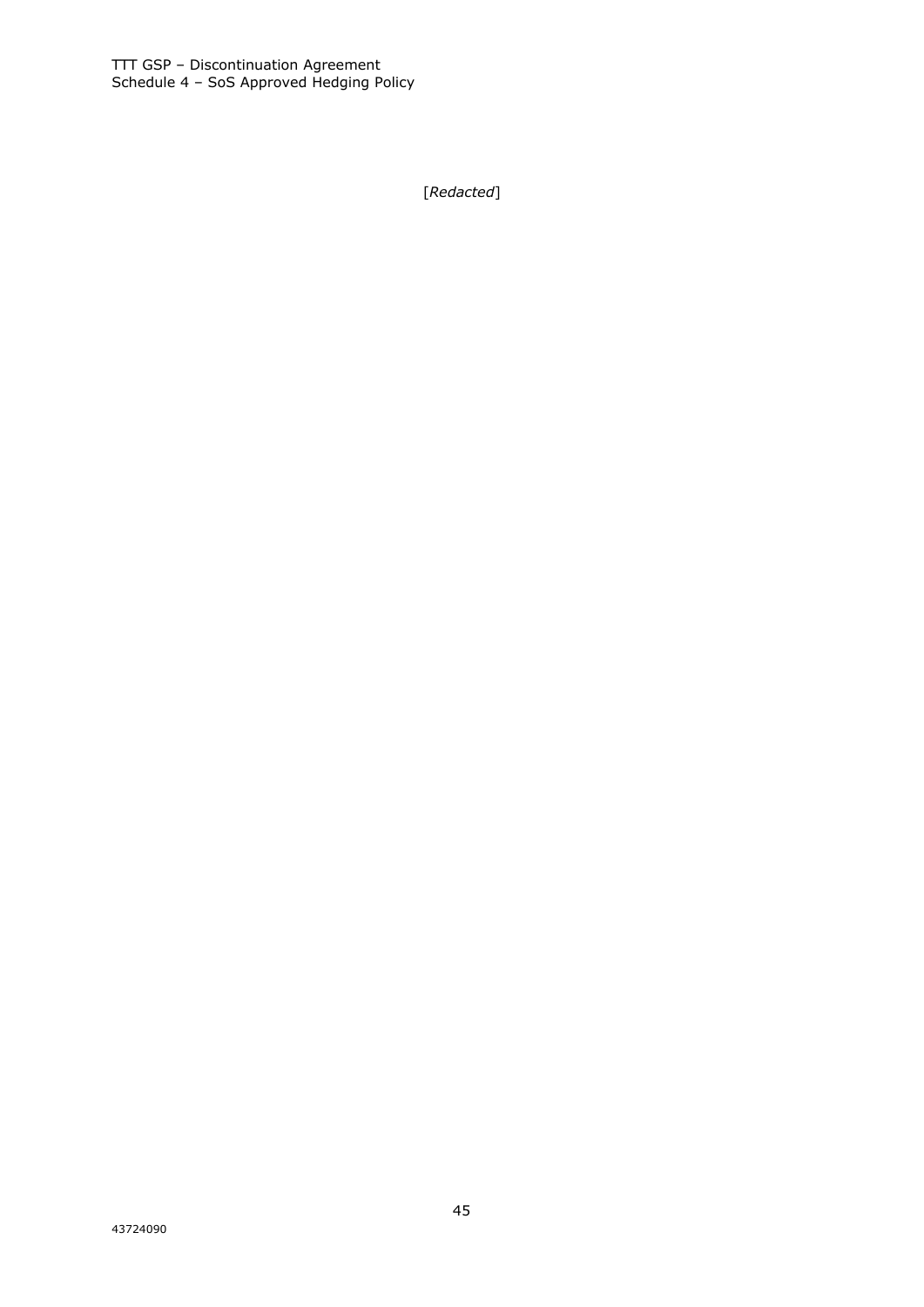[*Redacted*]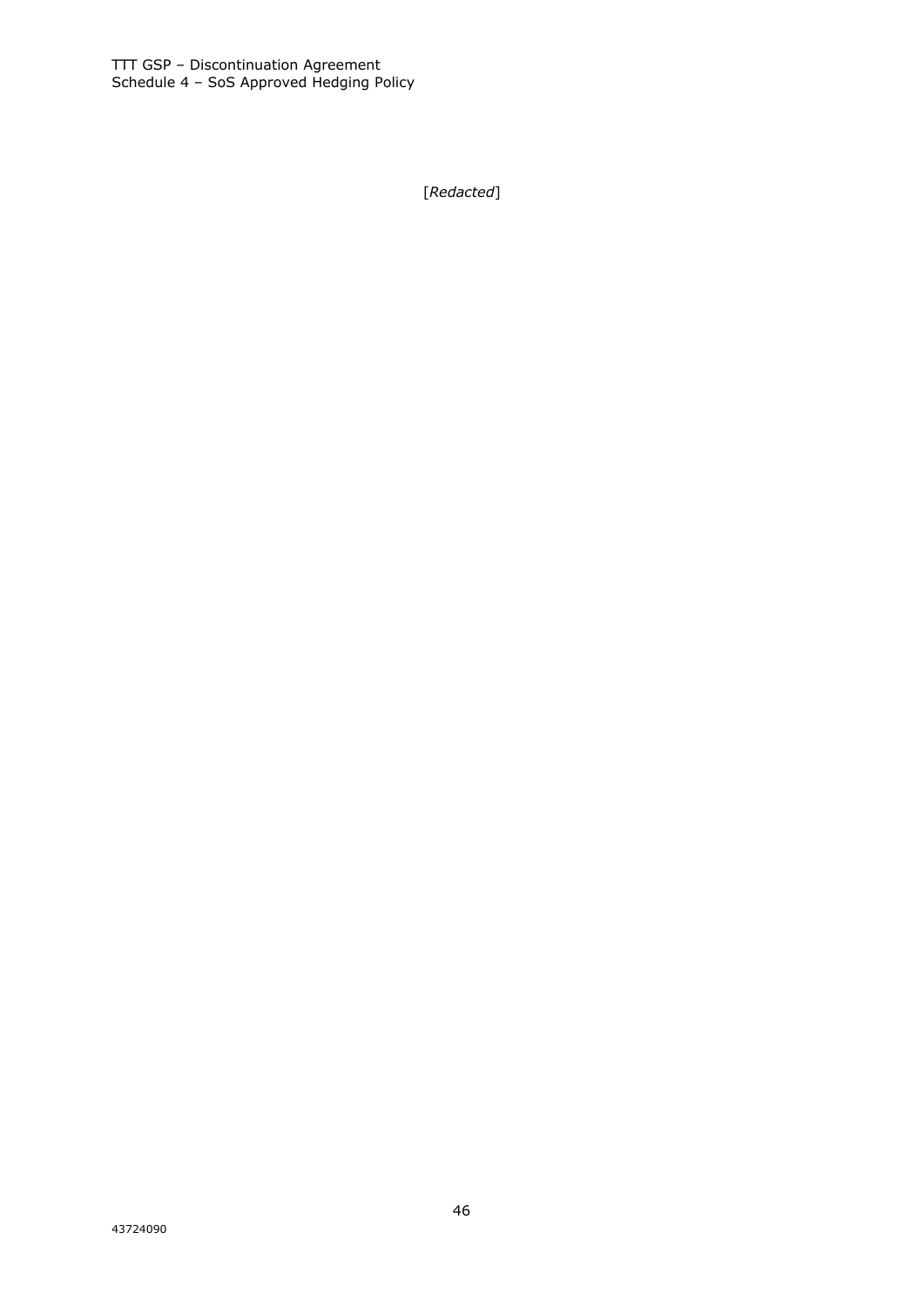[*Redacted*]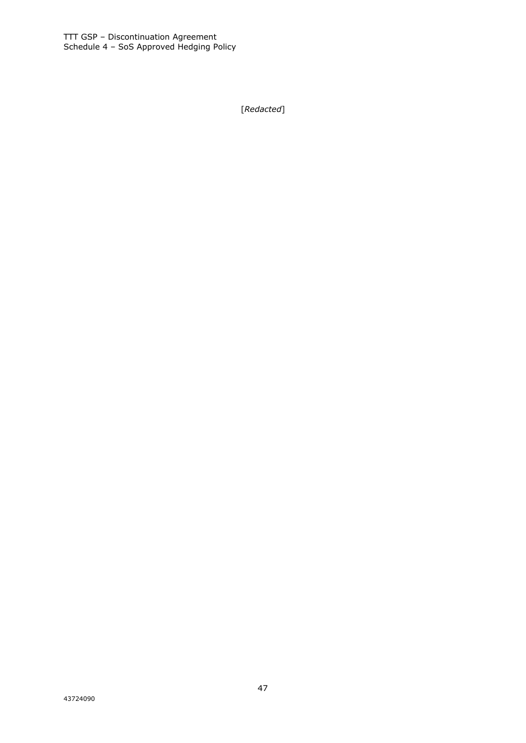[*Redacted*]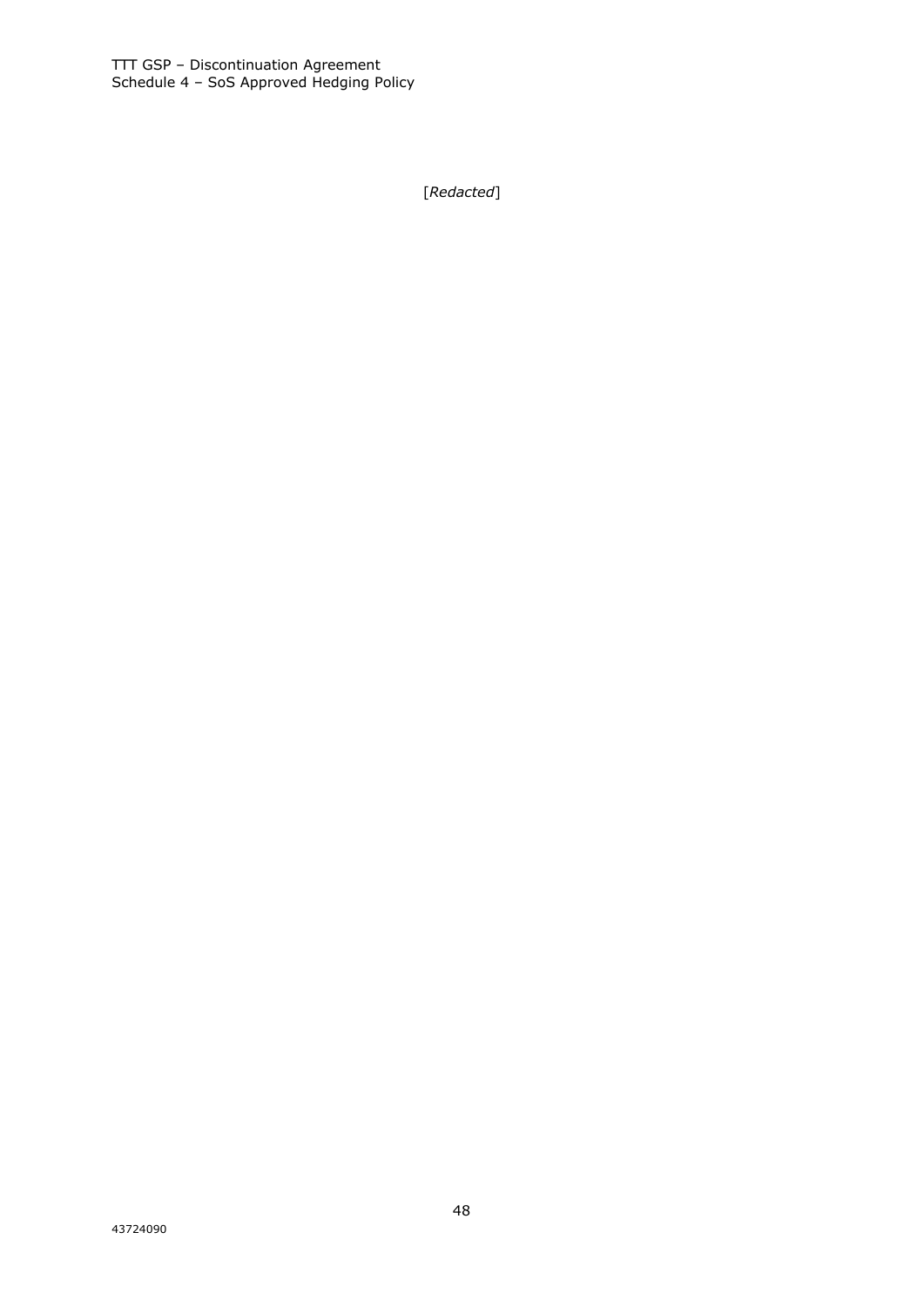[*Redacted*]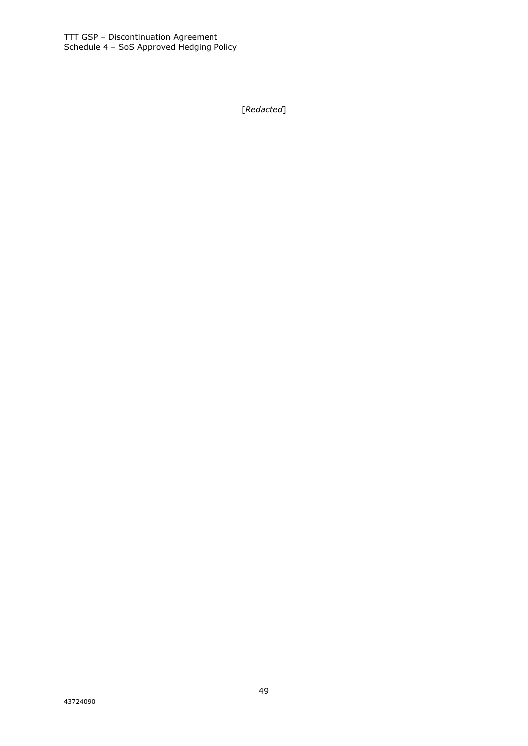[*Redacted*]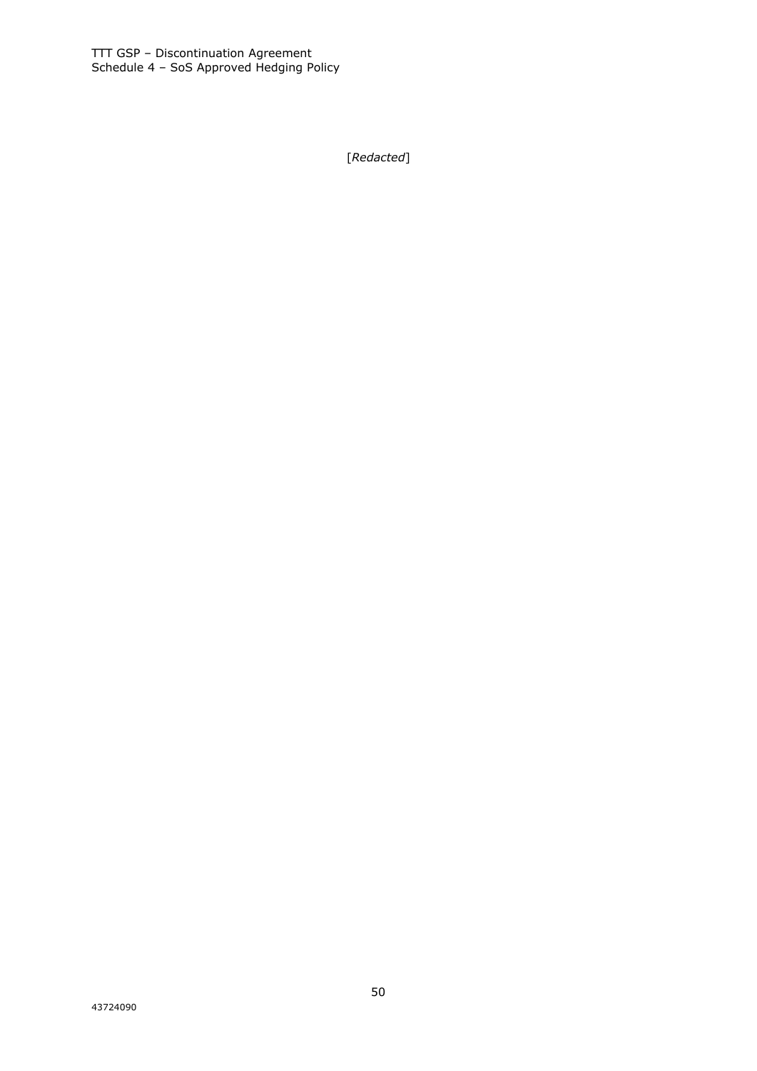[*Redacted*]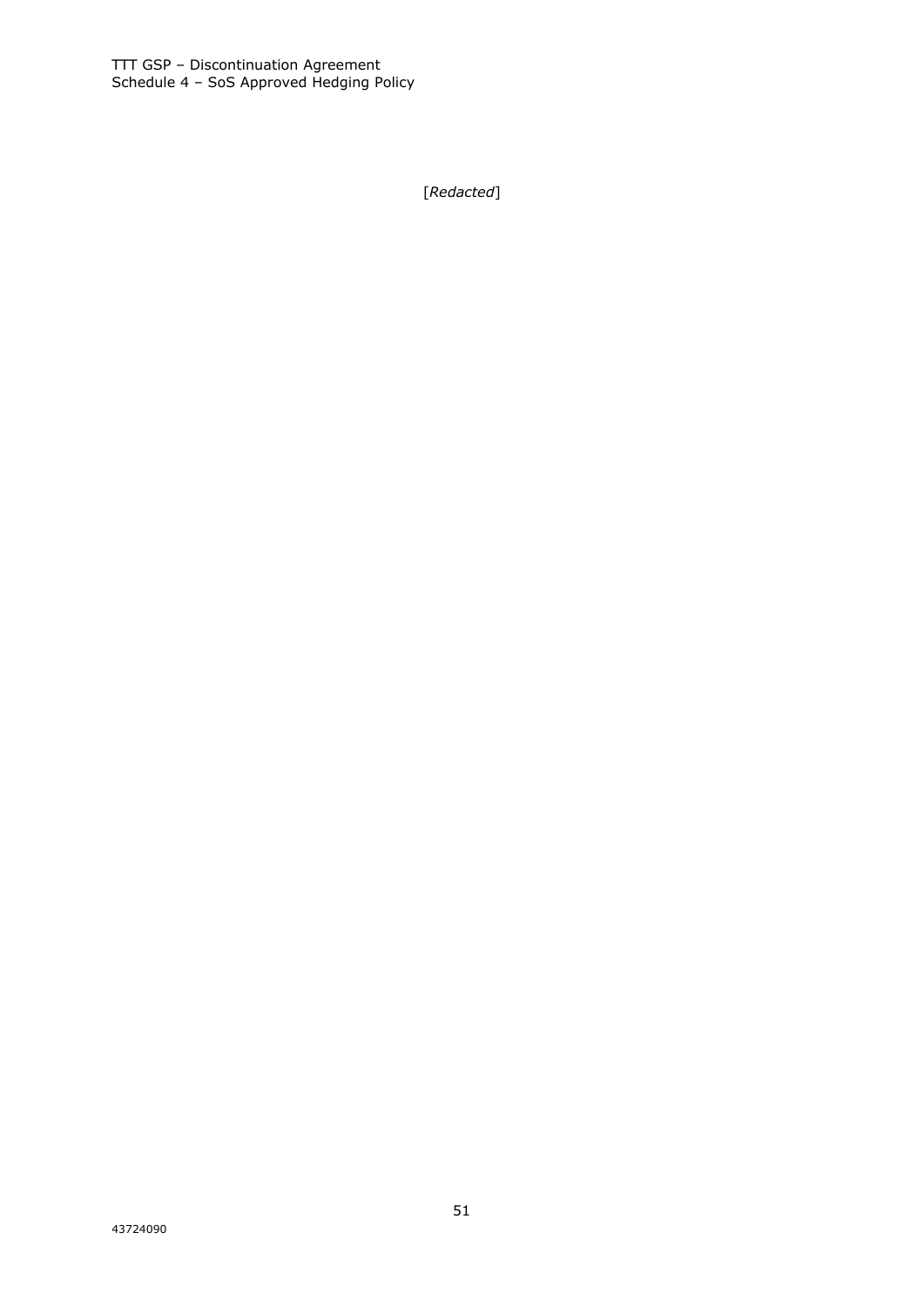[*Redacted*]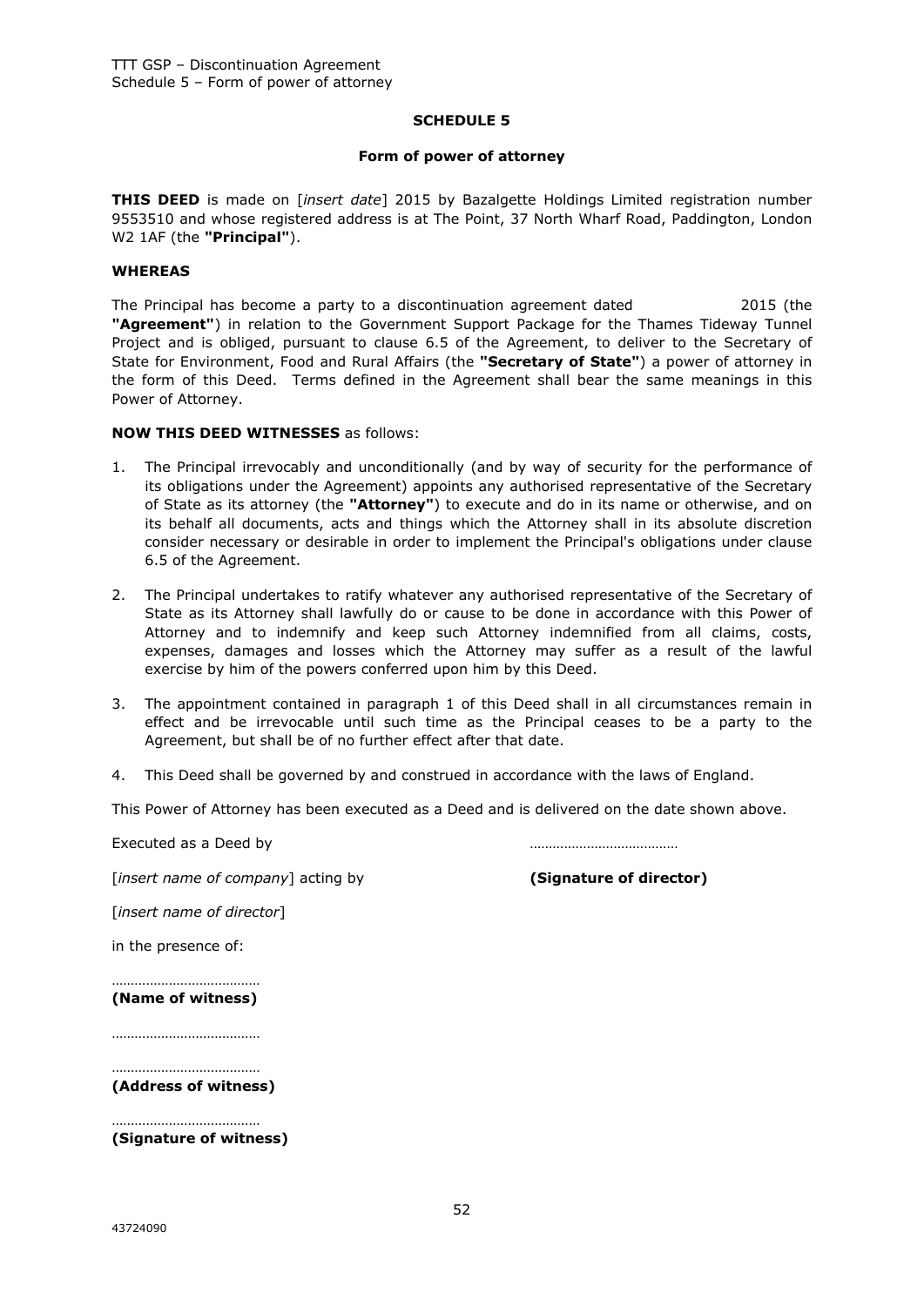## SCHEDULE 5

### Form of power of attorney

**THIS DEED** is made on [*insert date*] 2015 by Bazalgette Holdings Limited registration number 9553510 and whose registered address is at The Point, 37 North Wharf Road, Paddington, London W2 1AF (the **"Principal"**).

**WHEREAS**

The Principal has become a party to a discontinuation agreement dated 2015 (the **"Agreement"**) in relation to the Government Support Package for the Thames Tideway Tunnel Project and is obliged, pursuant to clause 6.5 of the Agreement, to deliver to the Secretary of State for Environment, Food and Rural Affairs (the **"Secretary of State"**) a power of attorney in the form of this Deed. Terms defined in the Agreement shall bear the same meanings in this Power of Attorney.

**NOW THIS DEED WITNESSES** as follows:

1. The Principal irrevocably and unconditionally (and by way of security for the performance of its obligations under the Agreement) appoints any authorised representative of the Secretary of State as its attorney (the **"Attorney"**) to execute and do in its name or otherwise, and on its behalf all documents, acts and things which the Attorney shall in its absolute discretion consider necessary or desirable in order to implement the Principal's obligations under clause 6.5 of the Agreement.

2. The Principal undertakes to ratify whatever any authorised representative of the Secretary of State as its Attorney shall lawfully do or cause to be done in accordance with this Power of Attorney and to indemnify and keep such Attorney indemnified from all claims, costs, expenses, damages and losses which the Attorney may suffer as a result of the lawful exercise by him of the powers conferred upon him by this Deed.

3. The appointment contained in paragraph 1 of this Deed shall in all circumstances remain in effect and be irrevocable until such time as the Principal ceases to be a party to the Agreement, but shall be of no further effect after that date.

4. This Deed shall be governed by and construed in accordance with the laws of England.

This Power of Attorney has been executed as a Deed and is delivered on the date shown above.

Executed as a Deed by ………………………………

[*insert name of company*] acting by **(Signature of director)**

[*insert name of director*]

in the presence of:

………………………………
**(Name of witness)**

………………………………

………………………………
**(Address of witness)**

………………………………
**(Signature of witness)**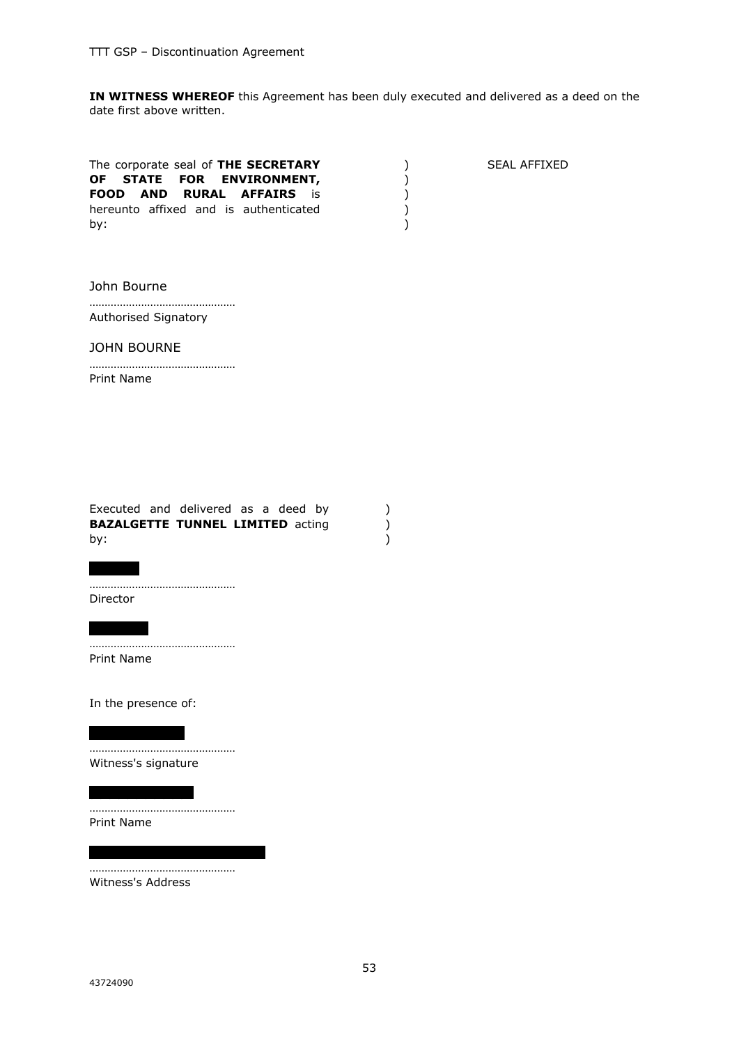**IN WITNESS WHEREOF** this Agreement has been duly executed and delivered as a deed on the date first above written.

The corporate seal of **THE SECRETARY OF STATE FOR ENVIRONMENT, FOOD AND RURAL AFFAIRS** is hereunto affixed and is authenticated by: ) ) ) ) ) SEAL AFFIXED

John Bourne

…………………………………………
Authorised Signatory

JOHN BOURNE

…………………………………………
Print Name

Executed and delivered as a deed by **BAZALGETTE TUNNEL LIMITED** acting by: ) ) )

…………………………………………
Director

…………………………………………
Print Name

In the presence of:

…………………………………………
Witness's signature

…………………………………………
Print Name

…………………………………………
Witness's Address

43724090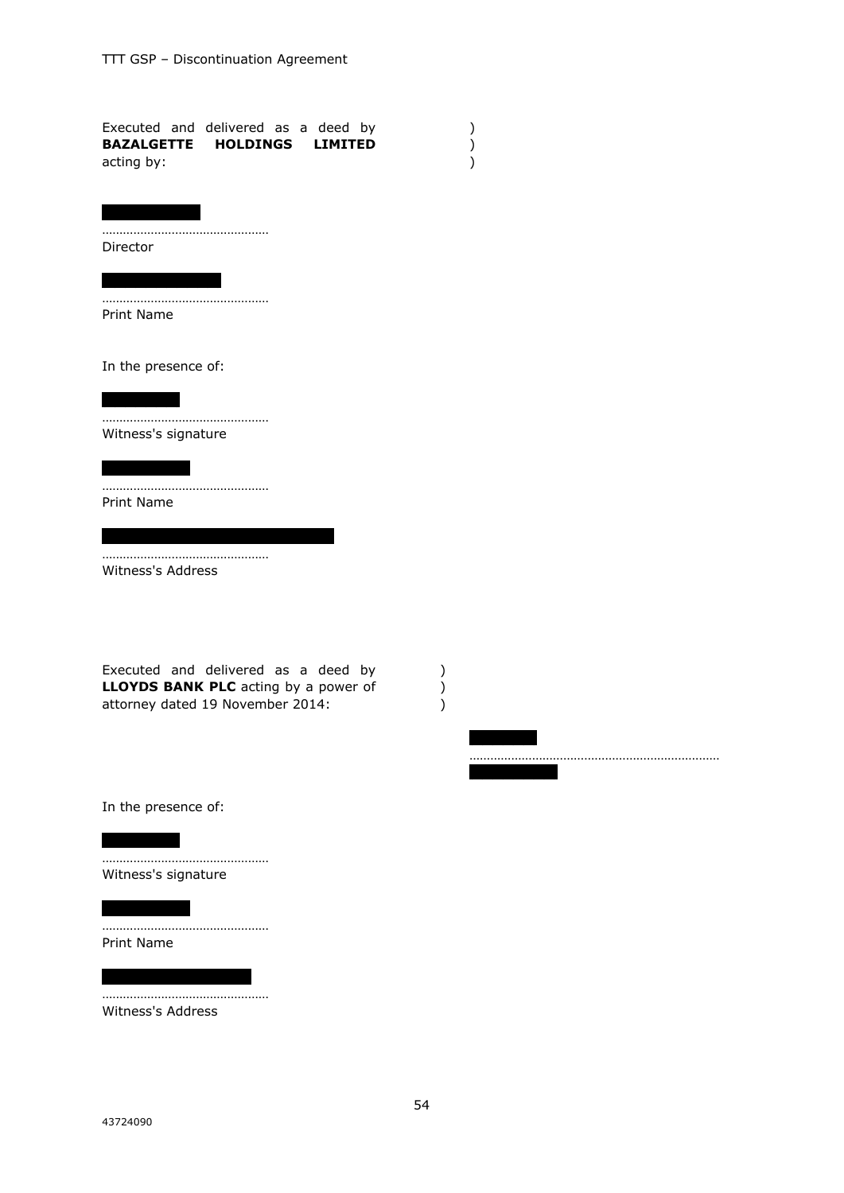Executed and delivered as a deed by **BAZALGETTE HOLDINGS LIMITED** acting by: )
)
)

…………………………………………
Director

…………………………………………
Print Name

In the presence of:

…………………………………………
Witness's signature

…………………………………………
Print Name

…………………………………………
Witness's Address

Executed and delivered as a deed by **LLOYDS BANK PLC** acting by a power of attorney dated 19 November 2014: )
)
)

……………………………………………………………

In the presence of:

…………………………………………
Witness's signature

…………………………………………
Print Name

…………………………………………
Witness's Address